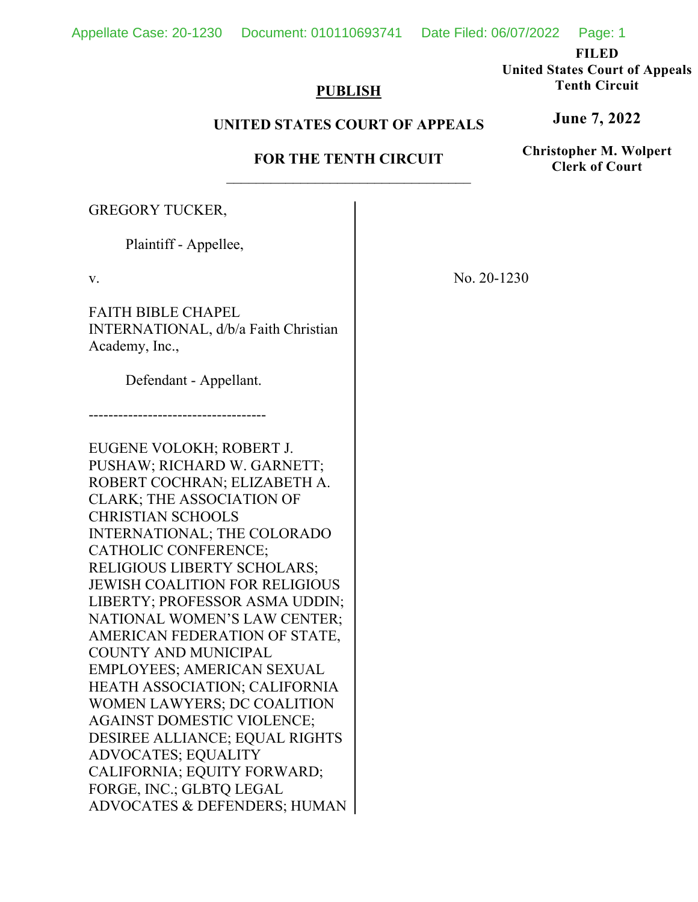**FILED**
**United States Court of Appeals**
**Tenth Circuit**

**June 7, 2022**

**Christopher M. Wolpert**
**Clerk of Court**

**PUBLISH**

**UNITED STATES COURT OF APPEALS**

**FOR THE TENTH CIRCUIT**

---

GREGORY TUCKER,

Plaintiff - Appellee,

v.

FAITH BIBLE CHAPEL INTERNATIONAL, d/b/a Faith Christian Academy, Inc.,

Defendant - Appellant.

------------------------------------

EUGENE VOLOKH; ROBERT J. PUSHAW; RICHARD W. GARNETT; ROBERT COCHRAN; ELIZABETH A. CLARK; THE ASSOCIATION OF CHRISTIAN SCHOOLS INTERNATIONAL; THE COLORADO CATHOLIC CONFERENCE; RELIGIOUS LIBERTY SCHOLARS; JEWISH COALITION FOR RELIGIOUS LIBERTY; PROFESSOR ASMA UDDIN; NATIONAL WOMEN'S LAW CENTER; AMERICAN FEDERATION OF STATE, COUNTY AND MUNICIPAL EMPLOYEES; AMERICAN SEXUAL HEATH ASSOCIATION; CALIFORNIA WOMEN LAWYERS; DC COALITION AGAINST DOMESTIC VIOLENCE; DESIREE ALLIANCE; EQUAL RIGHTS ADVOCATES; EQUALITY CALIFORNIA; EQUITY FORWARD; FORGE, INC.; GLBTQ LEGAL ADVOCATES & DEFENDERS; HUMAN

No. 20-1230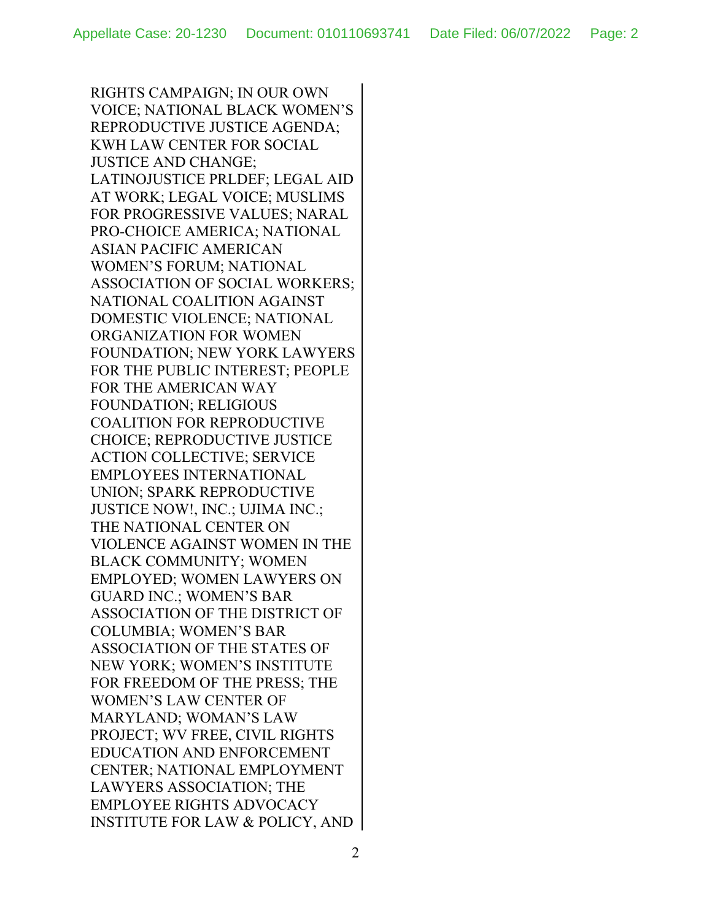RIGHTS CAMPAIGN; IN OUR OWN VOICE; NATIONAL BLACK WOMEN'S REPRODUCTIVE JUSTICE AGENDA; KWH LAW CENTER FOR SOCIAL JUSTICE AND CHANGE; LATINOJUSTICE PRLDEF; LEGAL AID AT WORK; LEGAL VOICE; MUSLIMS FOR PROGRESSIVE VALUES; NARAL PRO-CHOICE AMERICA; NATIONAL ASIAN PACIFIC AMERICAN WOMEN'S FORUM; NATIONAL ASSOCIATION OF SOCIAL WORKERS; NATIONAL COALITION AGAINST DOMESTIC VIOLENCE; NATIONAL ORGANIZATION FOR WOMEN FOUNDATION; NEW YORK LAWYERS FOR THE PUBLIC INTEREST; PEOPLE FOR THE AMERICAN WAY FOUNDATION; RELIGIOUS COALITION FOR REPRODUCTIVE CHOICE; REPRODUCTIVE JUSTICE ACTION COLLECTIVE; SERVICE EMPLOYEES INTERNATIONAL UNION; SPARK REPRODUCTIVE JUSTICE NOW!, INC.; UJIMA INC.; THE NATIONAL CENTER ON VIOLENCE AGAINST WOMEN IN THE BLACK COMMUNITY; WOMEN EMPLOYED; WOMEN LAWYERS ON GUARD INC.; WOMEN'S BAR ASSOCIATION OF THE DISTRICT OF COLUMBIA; WOMEN'S BAR ASSOCIATION OF THE STATES OF NEW YORK; WOMEN'S INSTITUTE FOR FREEDOM OF THE PRESS; THE WOMEN'S LAW CENTER OF MARYLAND; WOMAN'S LAW PROJECT; WV FREE, CIVIL RIGHTS EDUCATION AND ENFORCEMENT CENTER; NATIONAL EMPLOYMENT LAWYERS ASSOCIATION; THE EMPLOYEE RIGHTS ADVOCACY INSTITUTE FOR LAW & POLICY, AND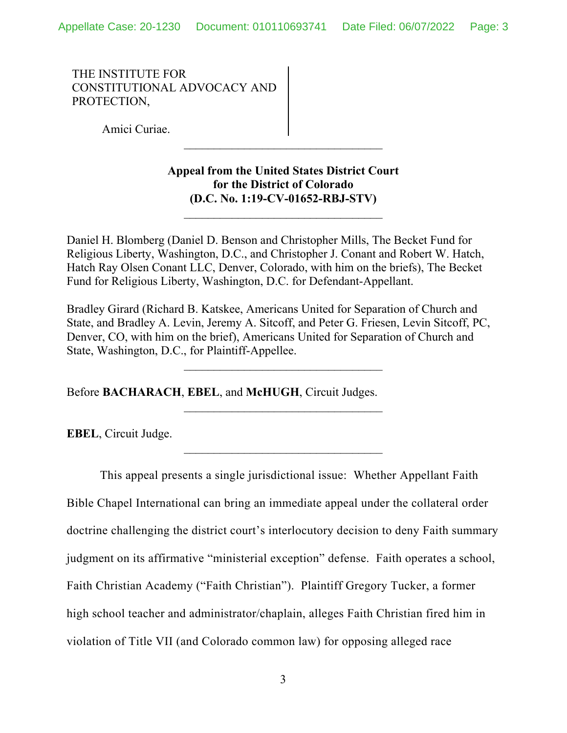THE INSTITUTE FOR CONSTITUTIONAL ADVOCACY AND PROTECTION,

Amici Curiae.

---

**Appeal from the United States District Court for the District of Colorado (D.C. No. 1:19-CV-01652-RBJ-STV)**

---

Daniel H. Blomberg (Daniel D. Benson and Christopher Mills, The Becket Fund for Religious Liberty, Washington, D.C., and Christopher J. Conant and Robert W. Hatch, Hatch Ray Olsen Conant LLC, Denver, Colorado, with him on the briefs), The Becket Fund for Religious Liberty, Washington, D.C. for Defendant-Appellant.

Bradley Girard (Richard B. Katskee, Americans United for Separation of Church and State, and Bradley A. Levin, Jeremy A. Sitcoff, and Peter G. Friesen, Levin Sitcoff, PC, Denver, CO, with him on the brief), Americans United for Separation of Church and State, Washington, D.C., for Plaintiff-Appellee.

---

Before **BACHARACH**, **EBEL**, and **McHUGH**, Circuit Judges.

---

**EBEL**, Circuit Judge.

---

This appeal presents a single jurisdictional issue: Whether Appellant Faith Bible Chapel International can bring an immediate appeal under the collateral order doctrine challenging the district court's interlocutory decision to deny Faith summary judgment on its affirmative "ministerial exception" defense. Faith operates a school, Faith Christian Academy ("Faith Christian"). Plaintiff Gregory Tucker, a former high school teacher and administrator/chaplain, alleges Faith Christian fired him in violation of Title VII (and Colorado common law) for opposing alleged race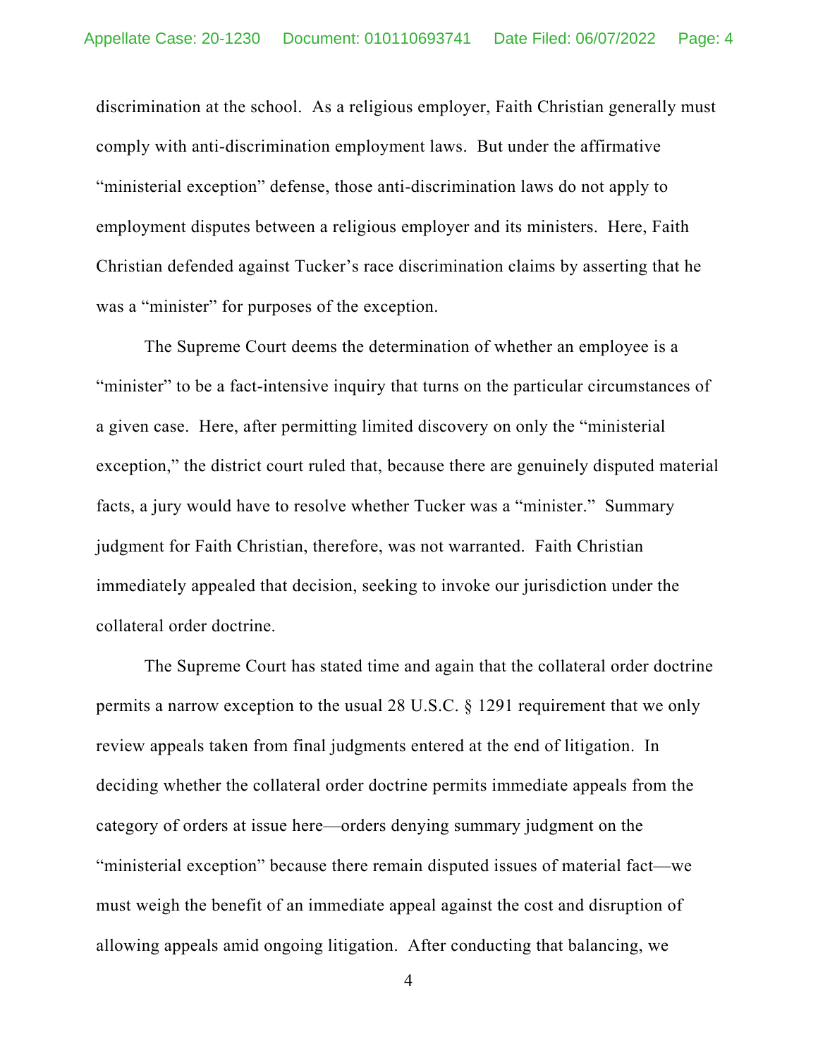discrimination at the school. As a religious employer, Faith Christian generally must comply with anti-discrimination employment laws. But under the affirmative "ministerial exception" defense, those anti-discrimination laws do not apply to employment disputes between a religious employer and its ministers. Here, Faith Christian defended against Tucker's race discrimination claims by asserting that he was a "minister" for purposes of the exception.

The Supreme Court deems the determination of whether an employee is a "minister" to be a fact-intensive inquiry that turns on the particular circumstances of a given case. Here, after permitting limited discovery on only the "ministerial exception," the district court ruled that, because there are genuinely disputed material facts, a jury would have to resolve whether Tucker was a "minister." Summary judgment for Faith Christian, therefore, was not warranted. Faith Christian immediately appealed that decision, seeking to invoke our jurisdiction under the collateral order doctrine.

The Supreme Court has stated time and again that the collateral order doctrine permits a narrow exception to the usual 28 U.S.C. § 1291 requirement that we only review appeals taken from final judgments entered at the end of litigation. In deciding whether the collateral order doctrine permits immediate appeals from the category of orders at issue here—orders denying summary judgment on the "ministerial exception" because there remain disputed issues of material fact—we must weigh the benefit of an immediate appeal against the cost and disruption of allowing appeals amid ongoing litigation. After conducting that balancing, we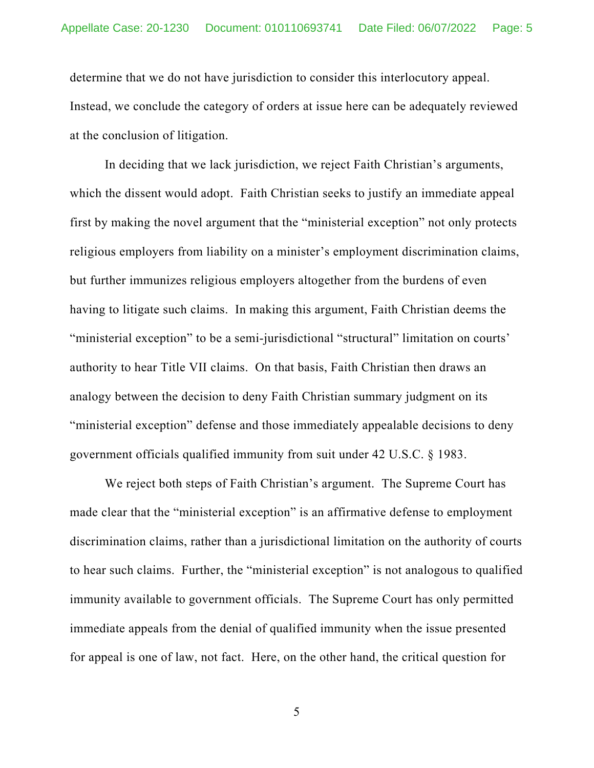determine that we do not have jurisdiction to consider this interlocutory appeal. Instead, we conclude the category of orders at issue here can be adequately reviewed at the conclusion of litigation.

In deciding that we lack jurisdiction, we reject Faith Christian's arguments, which the dissent would adopt. Faith Christian seeks to justify an immediate appeal first by making the novel argument that the "ministerial exception" not only protects religious employers from liability on a minister's employment discrimination claims, but further immunizes religious employers altogether from the burdens of even having to litigate such claims. In making this argument, Faith Christian deems the "ministerial exception" to be a semi-jurisdictional "structural" limitation on courts' authority to hear Title VII claims. On that basis, Faith Christian then draws an analogy between the decision to deny Faith Christian summary judgment on its "ministerial exception" defense and those immediately appealable decisions to deny government officials qualified immunity from suit under 42 U.S.C. § 1983.

We reject both steps of Faith Christian's argument. The Supreme Court has made clear that the "ministerial exception" is an affirmative defense to employment discrimination claims, rather than a jurisdictional limitation on the authority of courts to hear such claims. Further, the "ministerial exception" is not analogous to qualified immunity available to government officials. The Supreme Court has only permitted immediate appeals from the denial of qualified immunity when the issue presented for appeal is one of law, not fact. Here, on the other hand, the critical question for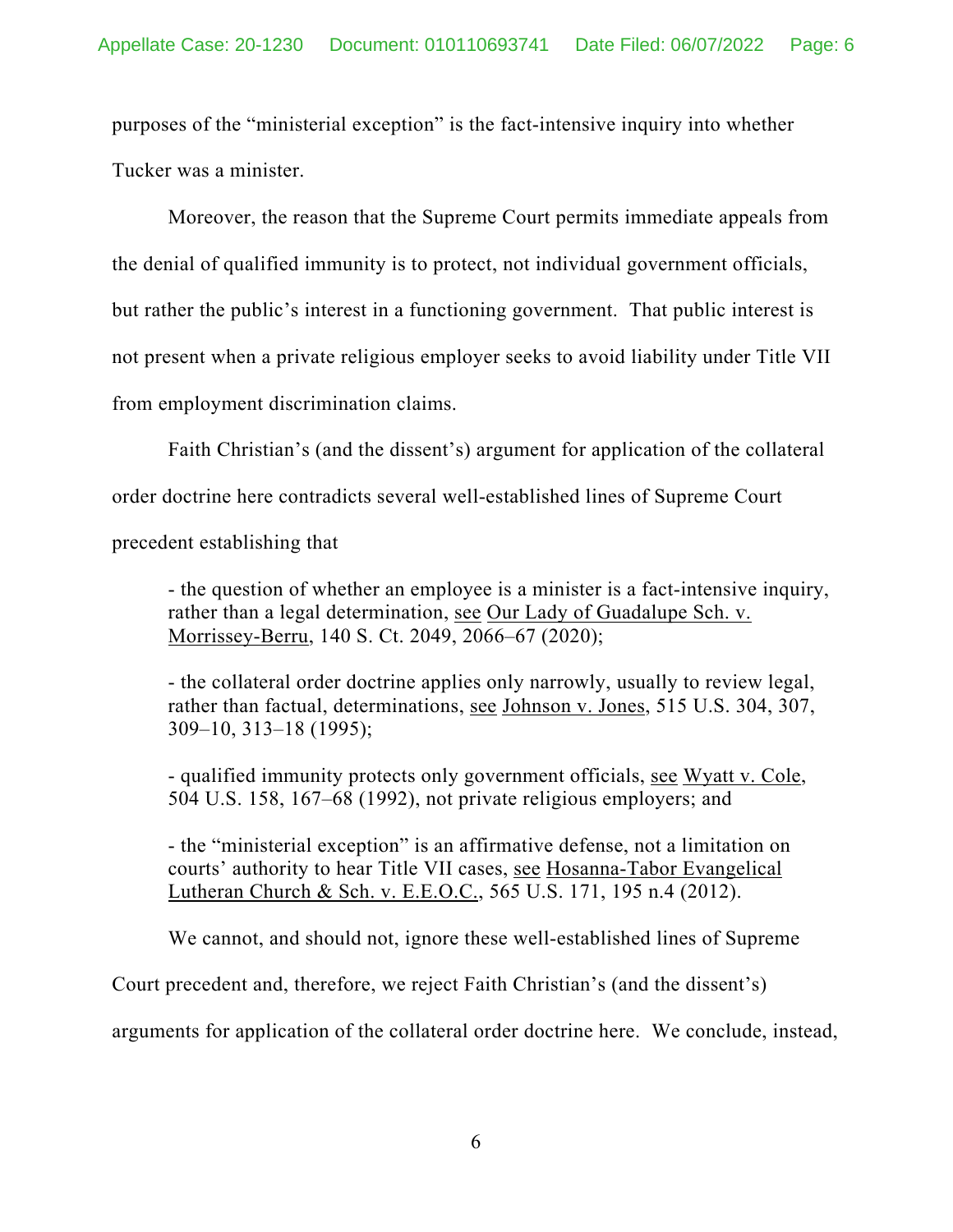purposes of the "ministerial exception" is the fact-intensive inquiry into whether Tucker was a minister.

Moreover, the reason that the Supreme Court permits immediate appeals from the denial of qualified immunity is to protect, not individual government officials, but rather the public's interest in a functioning government. That public interest is not present when a private religious employer seeks to avoid liability under Title VII from employment discrimination claims.

Faith Christian's (and the dissent's) argument for application of the collateral order doctrine here contradicts several well-established lines of Supreme Court precedent establishing that

> - the question of whether an employee is a minister is a fact-intensive inquiry, rather than a legal determination, see Our Lady of Guadalupe Sch. v. Morrissey-Berru, 140 S. Ct. 2049, 2066–67 (2020);
>
> - the collateral order doctrine applies only narrowly, usually to review legal, rather than factual, determinations, see Johnson v. Jones, 515 U.S. 304, 307, 309–10, 313–18 (1995);
>
> - qualified immunity protects only government officials, see Wyatt v. Cole, 504 U.S. 158, 167–68 (1992), not private religious employers; and
>
> - the "ministerial exception" is an affirmative defense, not a limitation on courts' authority to hear Title VII cases, see Hosanna-Tabor Evangelical Lutheran Church & Sch. v. E.E.O.C., 565 U.S. 171, 195 n.4 (2012).

We cannot, and should not, ignore these well-established lines of Supreme Court precedent and, therefore, we reject Faith Christian's (and the dissent's) arguments for application of the collateral order doctrine here. We conclude, instead,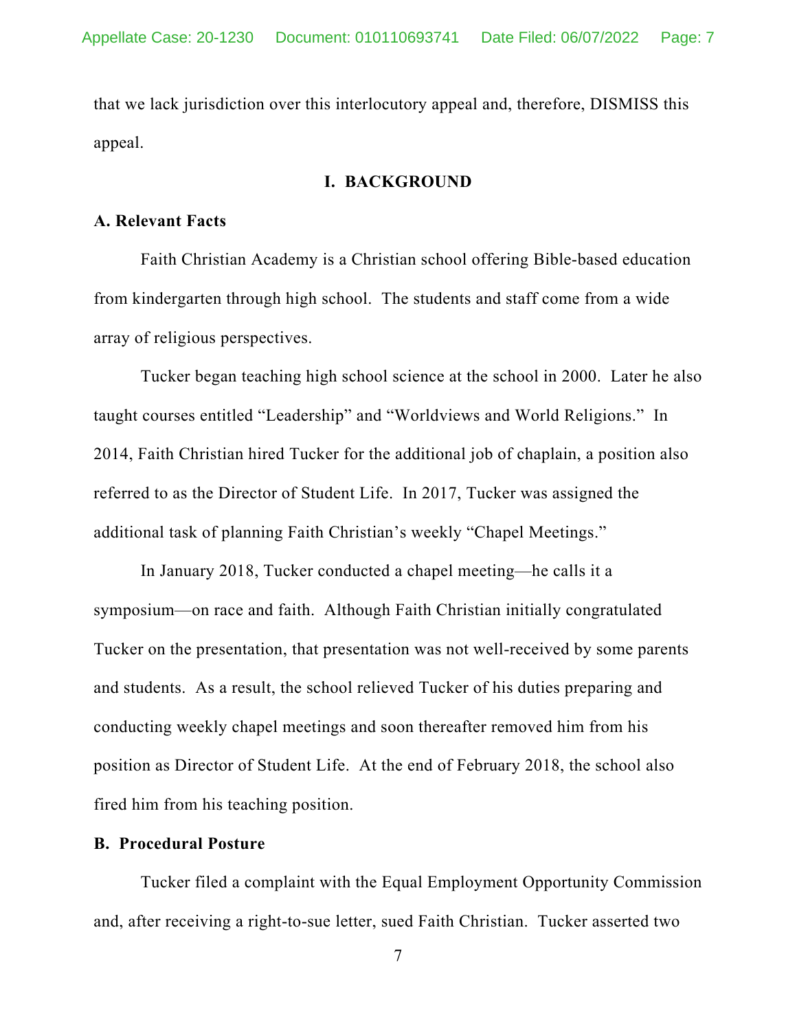that we lack jurisdiction over this interlocutory appeal and, therefore, DISMISS this appeal.

## I. BACKGROUND

### A. Relevant Facts

Faith Christian Academy is a Christian school offering Bible-based education from kindergarten through high school. The students and staff come from a wide array of religious perspectives.

Tucker began teaching high school science at the school in 2000. Later he also taught courses entitled "Leadership" and "Worldviews and World Religions." In 2014, Faith Christian hired Tucker for the additional job of chaplain, a position also referred to as the Director of Student Life. In 2017, Tucker was assigned the additional task of planning Faith Christian's weekly "Chapel Meetings."

In January 2018, Tucker conducted a chapel meeting—he calls it a symposium—on race and faith. Although Faith Christian initially congratulated Tucker on the presentation, that presentation was not well-received by some parents and students. As a result, the school relieved Tucker of his duties preparing and conducting weekly chapel meetings and soon thereafter removed him from his position as Director of Student Life. At the end of February 2018, the school also fired him from his teaching position.

### B. Procedural Posture

Tucker filed a complaint with the Equal Employment Opportunity Commission and, after receiving a right-to-sue letter, sued Faith Christian. Tucker asserted two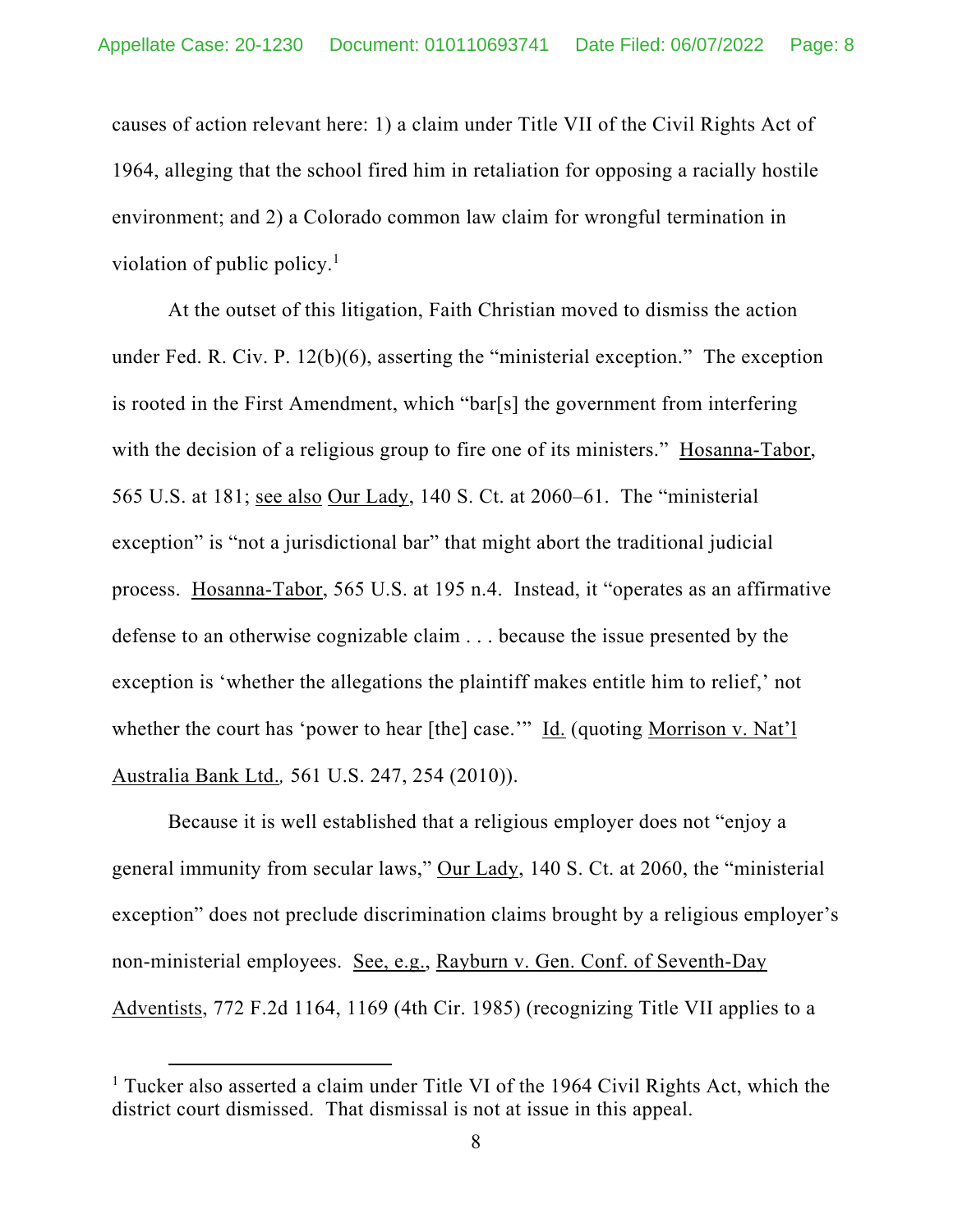causes of action relevant here: 1) a claim under Title VII of the Civil Rights Act of 1964, alleging that the school fired him in retaliation for opposing a racially hostile environment; and 2) a Colorado common law claim for wrongful termination in violation of public policy.[1]

At the outset of this litigation, Faith Christian moved to dismiss the action under Fed. R. Civ. P. 12(b)(6), asserting the "ministerial exception." The exception is rooted in the First Amendment, which "bar[s] the government from interfering with the decision of a religious group to fire one of its ministers." Hosanna-Tabor, 565 U.S. at 181; see also Our Lady, 140 S. Ct. at 2060–61. The "ministerial exception" is "not a jurisdictional bar" that might abort the traditional judicial process. Hosanna-Tabor, 565 U.S. at 195 n.4. Instead, it "operates as an affirmative defense to an otherwise cognizable claim . . . because the issue presented by the exception is 'whether the allegations the plaintiff makes entitle him to relief,' not whether the court has 'power to hear [the] case.'" Id. (quoting Morrison v. Nat'l Australia Bank Ltd., 561 U.S. 247, 254 (2010)).

Because it is well established that a religious employer does not "enjoy a general immunity from secular laws," Our Lady, 140 S. Ct. at 2060, the "ministerial exception" does not preclude discrimination claims brought by a religious employer's non-ministerial employees. See, e.g., Rayburn v. Gen. Conf. of Seventh-Day Adventists, 772 F.2d 1164, 1169 (4th Cir. 1985) (recognizing Title VII applies to a

[1] Tucker also asserted a claim under Title VI of the 1964 Civil Rights Act, which the district court dismissed. That dismissal is not at issue in this appeal.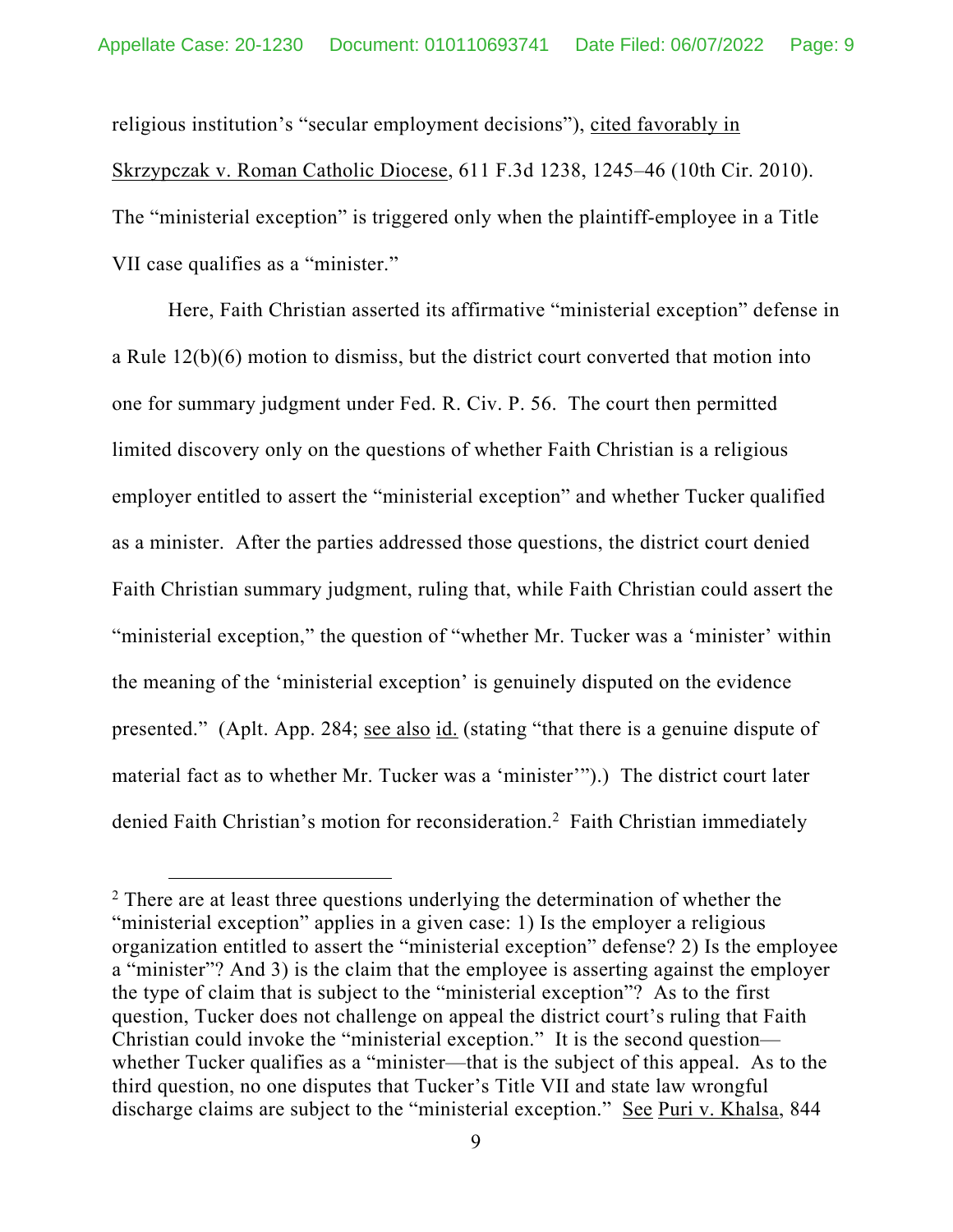religious institution's "secular employment decisions"), cited favorably in Skrzypczak v. Roman Catholic Diocese, 611 F.3d 1238, 1245–46 (10th Cir. 2010). The "ministerial exception" is triggered only when the plaintiff-employee in a Title VII case qualifies as a "minister."

Here, Faith Christian asserted its affirmative "ministerial exception" defense in a Rule 12(b)(6) motion to dismiss, but the district court converted that motion into one for summary judgment under Fed. R. Civ. P. 56. The court then permitted limited discovery only on the questions of whether Faith Christian is a religious employer entitled to assert the "ministerial exception" and whether Tucker qualified as a minister. After the parties addressed those questions, the district court denied Faith Christian summary judgment, ruling that, while Faith Christian could assert the "ministerial exception," the question of "whether Mr. Tucker was a 'minister' within the meaning of the 'ministerial exception' is genuinely disputed on the evidence presented." (Aplt. App. 284; see also id. (stating "that there is a genuine dispute of material fact as to whether Mr. Tucker was a 'minister'").) The district court later denied Faith Christian's motion for reconsideration.[2] Faith Christian immediately

[2] There are at least three questions underlying the determination of whether the "ministerial exception" applies in a given case: 1) Is the employer a religious organization entitled to assert the "ministerial exception" defense? 2) Is the employee a "minister"? And 3) is the claim that the employee is asserting against the employer the type of claim that is subject to the "ministerial exception"? As to the first question, Tucker does not challenge on appeal the district court's ruling that Faith Christian could invoke the "ministerial exception." It is the second question—whether Tucker qualifies as a "minister—that is the subject of this appeal. As to the third question, no one disputes that Tucker's Title VII and state law wrongful discharge claims are subject to the "ministerial exception." See Puri v. Khalsa, 844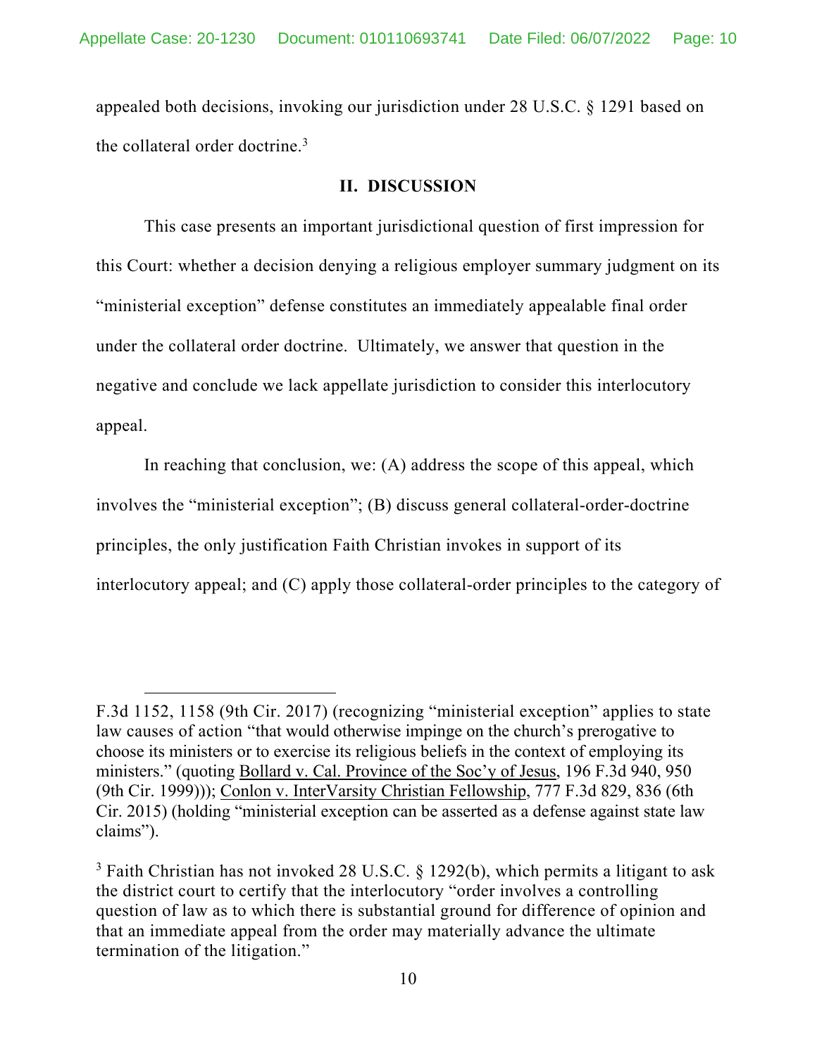appealed both decisions, invoking our jurisdiction under 28 U.S.C. § 1291 based on the collateral order doctrine.[3]

## II. DISCUSSION

This case presents an important jurisdictional question of first impression for this Court: whether a decision denying a religious employer summary judgment on its "ministerial exception" defense constitutes an immediately appealable final order under the collateral order doctrine. Ultimately, we answer that question in the negative and conclude we lack appellate jurisdiction to consider this interlocutory appeal.

In reaching that conclusion, we: (A) address the scope of this appeal, which involves the "ministerial exception"; (B) discuss general collateral-order-doctrine principles, the only justification Faith Christian invokes in support of its interlocutory appeal; and (C) apply those collateral-order principles to the category of

---

F.3d 1152, 1158 (9th Cir. 2017) (recognizing "ministerial exception" applies to state law causes of action "that would otherwise impinge on the church's prerogative to choose its ministers or to exercise its religious beliefs in the context of employing its ministers." (quoting Bollard v. Cal. Province of the Soc'y of Jesus, 196 F.3d 940, 950 (9th Cir. 1999))); Conlon v. InterVarsity Christian Fellowship, 777 F.3d 829, 836 (6th Cir. 2015) (holding "ministerial exception can be asserted as a defense against state law claims").

[3] Faith Christian has not invoked 28 U.S.C. § 1292(b), which permits a litigant to ask the district court to certify that the interlocutory "order involves a controlling question of law as to which there is substantial ground for difference of opinion and that an immediate appeal from the order may materially advance the ultimate termination of the litigation."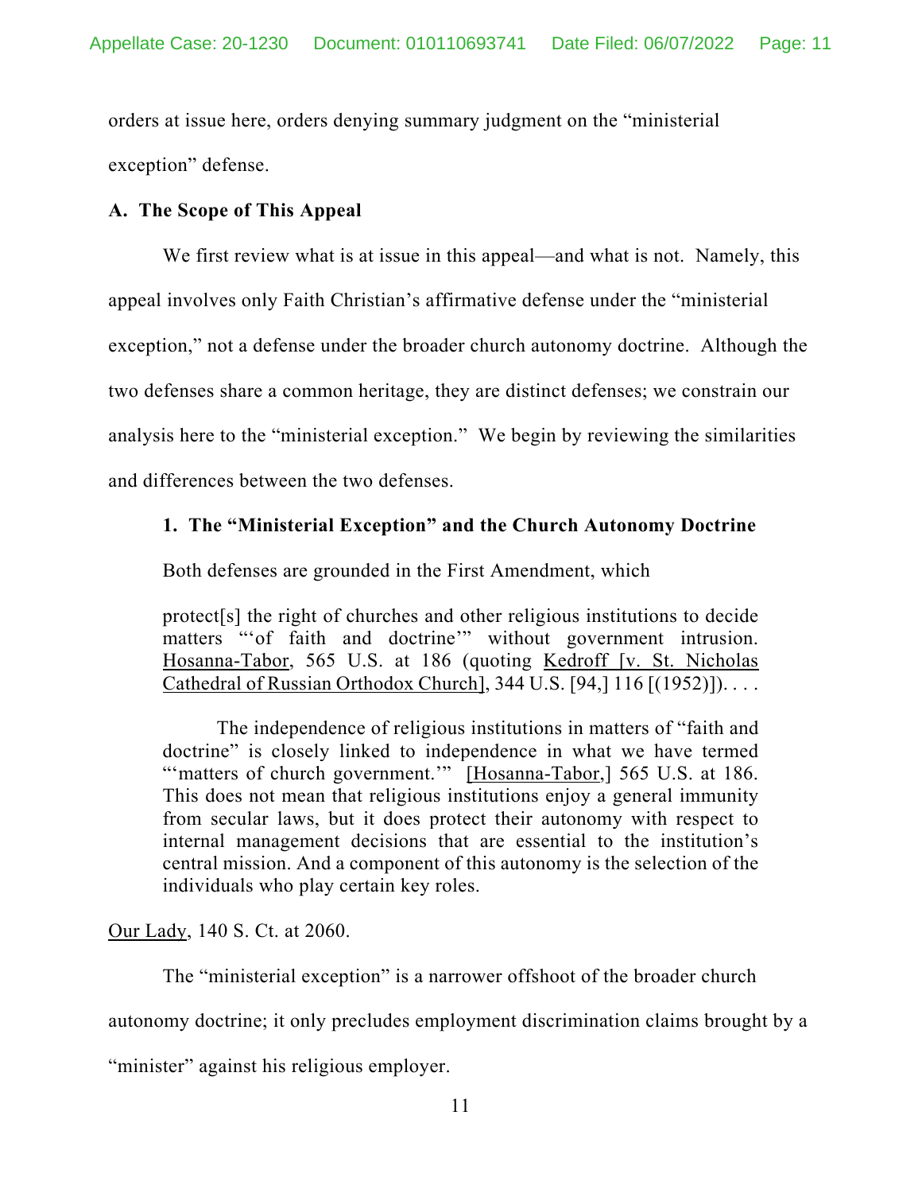orders at issue here, orders denying summary judgment on the "ministerial exception" defense.

### A. The Scope of This Appeal

We first review what is at issue in this appeal—and what is not. Namely, this appeal involves only Faith Christian's affirmative defense under the "ministerial exception," not a defense under the broader church autonomy doctrine. Although the two defenses share a common heritage, they are distinct defenses; we constrain our analysis here to the "ministerial exception." We begin by reviewing the similarities and differences between the two defenses.

#### 1. The "Ministerial Exception" and the Church Autonomy Doctrine

Both defenses are grounded in the First Amendment, which

> protect[s] the right of churches and other religious institutions to decide matters "'of faith and doctrine'" without government intrusion. Hosanna-Tabor, 565 U.S. at 186 (quoting Kedroff [v. St. Nicholas Cathedral of Russian Orthodox Church], 344 U.S. [94,] 116 [(1952)]). . . .
>
> The independence of religious institutions in matters of "faith and doctrine" is closely linked to independence in what we have termed "'matters of church government.'" [Hosanna-Tabor,] 565 U.S. at 186. This does not mean that religious institutions enjoy a general immunity from secular laws, but it does protect their autonomy with respect to internal management decisions that are essential to the institution's central mission. And a component of this autonomy is the selection of the individuals who play certain key roles.

Our Lady, 140 S. Ct. at 2060.

The "ministerial exception" is a narrower offshoot of the broader church autonomy doctrine; it only precludes employment discrimination claims brought by a "minister" against his religious employer.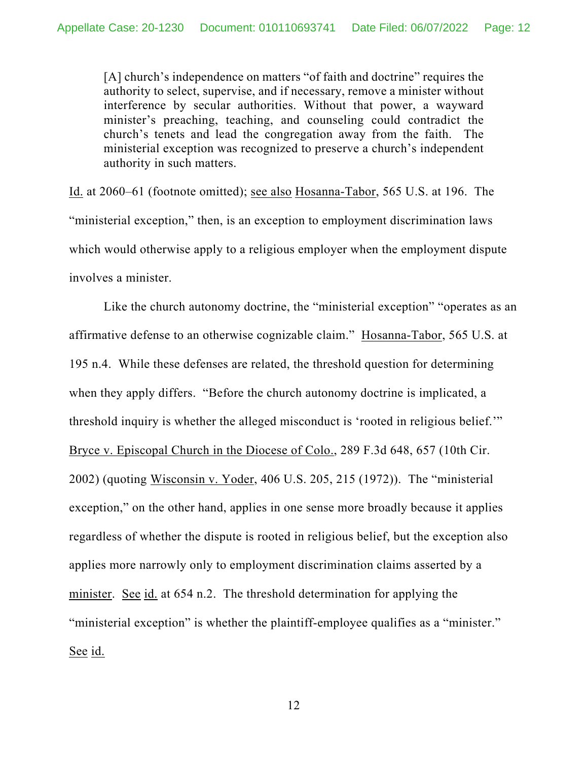> [A] church's independence on matters "of faith and doctrine" requires the authority to select, supervise, and if necessary, remove a minister without interference by secular authorities. Without that power, a wayward minister's preaching, teaching, and counseling could contradict the church's tenets and lead the congregation away from the faith. The ministerial exception was recognized to preserve a church's independent authority in such matters.

Id. at 2060–61 (footnote omitted); see also Hosanna-Tabor, 565 U.S. at 196. The "ministerial exception," then, is an exception to employment discrimination laws which would otherwise apply to a religious employer when the employment dispute involves a minister.

Like the church autonomy doctrine, the "ministerial exception" "operates as an affirmative defense to an otherwise cognizable claim." Hosanna-Tabor, 565 U.S. at 195 n.4. While these defenses are related, the threshold question for determining when they apply differs. "Before the church autonomy doctrine is implicated, a threshold inquiry is whether the alleged misconduct is 'rooted in religious belief.'" Bryce v. Episcopal Church in the Diocese of Colo., 289 F.3d 648, 657 (10th Cir. 2002) (quoting Wisconsin v. Yoder, 406 U.S. 205, 215 (1972)). The "ministerial exception," on the other hand, applies in one sense more broadly because it applies regardless of whether the dispute is rooted in religious belief, but the exception also applies more narrowly only to employment discrimination claims asserted by a minister. See id. at 654 n.2. The threshold determination for applying the "ministerial exception" is whether the plaintiff-employee qualifies as a "minister." See id.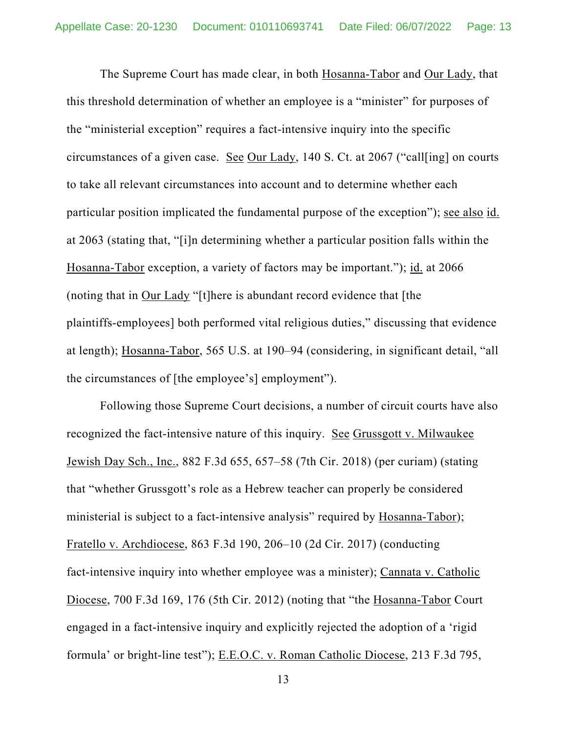The Supreme Court has made clear, in both Hosanna-Tabor and Our Lady, that this threshold determination of whether an employee is a "minister" for purposes of the "ministerial exception" requires a fact-intensive inquiry into the specific circumstances of a given case. See Our Lady, 140 S. Ct. at 2067 ("call[ing] on courts to take all relevant circumstances into account and to determine whether each particular position implicated the fundamental purpose of the exception"); see also id. at 2063 (stating that, "[i]n determining whether a particular position falls within the Hosanna-Tabor exception, a variety of factors may be important."); id. at 2066 (noting that in Our Lady "[t]here is abundant record evidence that [the plaintiffs-employees] both performed vital religious duties," discussing that evidence at length); Hosanna-Tabor, 565 U.S. at 190–94 (considering, in significant detail, "all the circumstances of [the employee's] employment").

Following those Supreme Court decisions, a number of circuit courts have also recognized the fact-intensive nature of this inquiry. See Grussgott v. Milwaukee Jewish Day Sch., Inc., 882 F.3d 655, 657–58 (7th Cir. 2018) (per curiam) (stating that "whether Grussgott's role as a Hebrew teacher can properly be considered ministerial is subject to a fact-intensive analysis" required by Hosanna-Tabor); Fratello v. Archdiocese, 863 F.3d 190, 206–10 (2d Cir. 2017) (conducting fact-intensive inquiry into whether employee was a minister); Cannata v. Catholic Diocese, 700 F.3d 169, 176 (5th Cir. 2012) (noting that "the Hosanna-Tabor Court engaged in a fact-intensive inquiry and explicitly rejected the adoption of a 'rigid formula' or bright-line test"); E.E.O.C. v. Roman Catholic Diocese, 213 F.3d 795,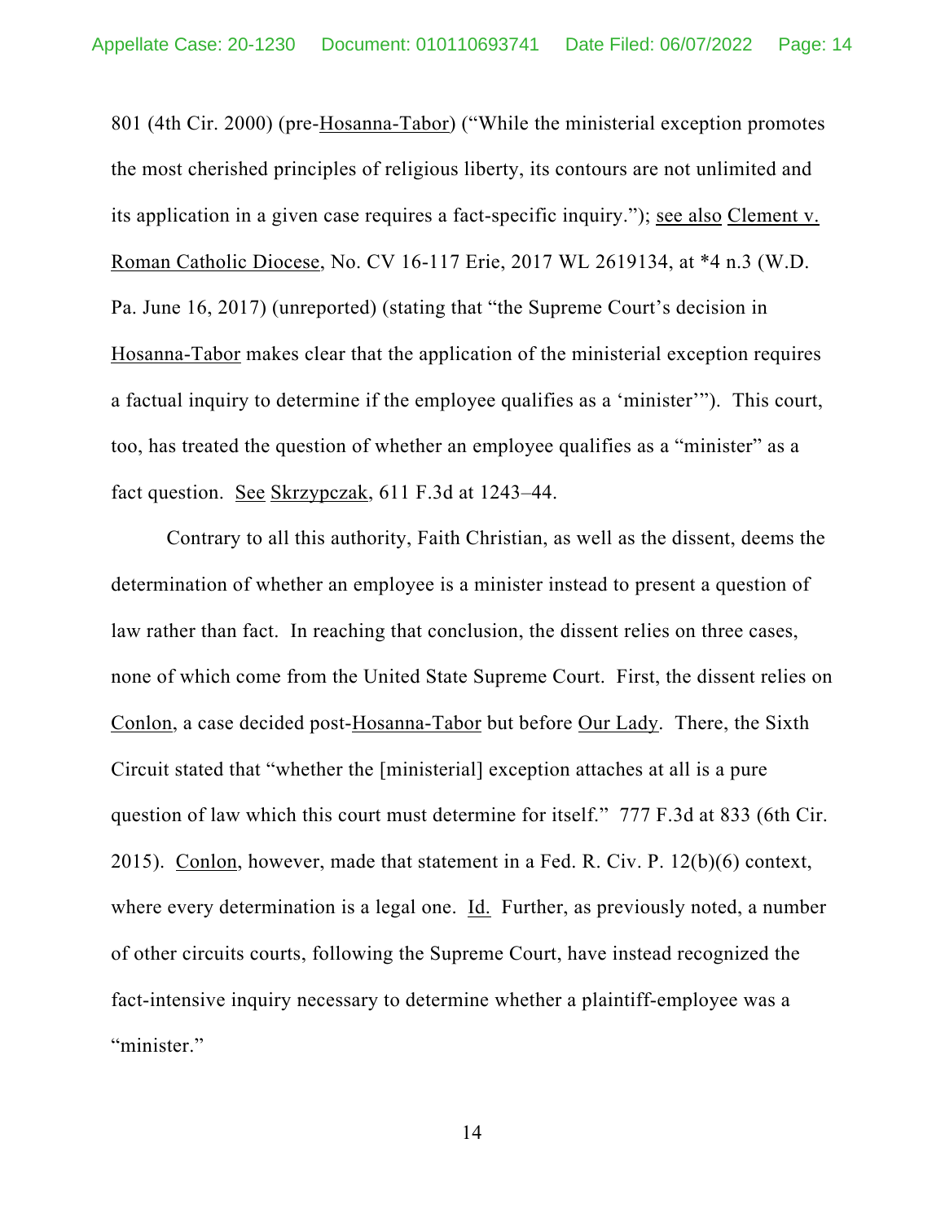801 (4th Cir. 2000) (pre-Hosanna-Tabor) ("While the ministerial exception promotes the most cherished principles of religious liberty, its contours are not unlimited and its application in a given case requires a fact-specific inquiry."); see also Clement v. Roman Catholic Diocese, No. CV 16-117 Erie, 2017 WL 2619134, at *4 n.3 (W.D. Pa. June 16, 2017) (unreported) (stating that "the Supreme Court's decision in Hosanna-Tabor makes clear that the application of the ministerial exception requires a factual inquiry to determine if the employee qualifies as a 'minister'"). This court, too, has treated the question of whether an employee qualifies as a "minister" as a fact question. See Skrzypczak, 611 F.3d at 1243–44.

Contrary to all this authority, Faith Christian, as well as the dissent, deems the determination of whether an employee is a minister instead to present a question of law rather than fact. In reaching that conclusion, the dissent relies on three cases, none of which come from the United State Supreme Court. First, the dissent relies on Conlon, a case decided post-Hosanna-Tabor but before Our Lady. There, the Sixth Circuit stated that "whether the [ministerial] exception attaches at all is a pure question of law which this court must determine for itself." 777 F.3d at 833 (6th Cir. 2015). Conlon, however, made that statement in a Fed. R. Civ. P. 12(b)(6) context, where every determination is a legal one. Id. Further, as previously noted, a number of other circuits courts, following the Supreme Court, have instead recognized the fact-intensive inquiry necessary to determine whether a plaintiff-employee was a "minister."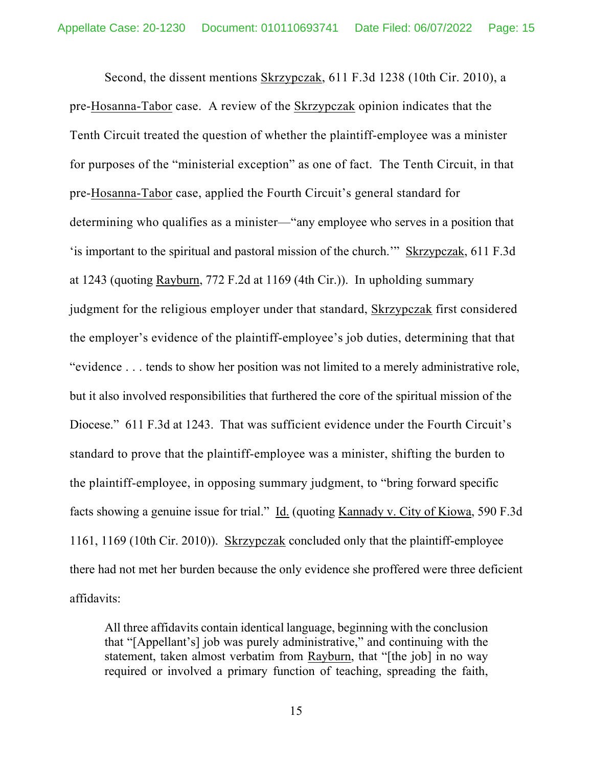Second, the dissent mentions Skrzypczak, 611 F.3d 1238 (10th Cir. 2010), a pre-Hosanna-Tabor case. A review of the Skrzypczak opinion indicates that the Tenth Circuit treated the question of whether the plaintiff-employee was a minister for purposes of the "ministerial exception" as one of fact. The Tenth Circuit, in that pre-Hosanna-Tabor case, applied the Fourth Circuit's general standard for determining who qualifies as a minister—"any employee who serves in a position that 'is important to the spiritual and pastoral mission of the church.'" Skrzypczak, 611 F.3d at 1243 (quoting Rayburn, 772 F.2d at 1169 (4th Cir.)). In upholding summary judgment for the religious employer under that standard, Skrzypczak first considered the employer's evidence of the plaintiff-employee's job duties, determining that that "evidence . . . tends to show her position was not limited to a merely administrative role, but it also involved responsibilities that furthered the core of the spiritual mission of the Diocese." 611 F.3d at 1243. That was sufficient evidence under the Fourth Circuit's standard to prove that the plaintiff-employee was a minister, shifting the burden to the plaintiff-employee, in opposing summary judgment, to "bring forward specific facts showing a genuine issue for trial." Id. (quoting Kannady v. City of Kiowa, 590 F.3d 1161, 1169 (10th Cir. 2010)). Skrzypczak concluded only that the plaintiff-employee there had not met her burden because the only evidence she proffered were three deficient affidavits:

> All three affidavits contain identical language, beginning with the conclusion that "[Appellant's] job was purely administrative," and continuing with the statement, taken almost verbatim from Rayburn, that "[the job] in no way required or involved a primary function of teaching, spreading the faith,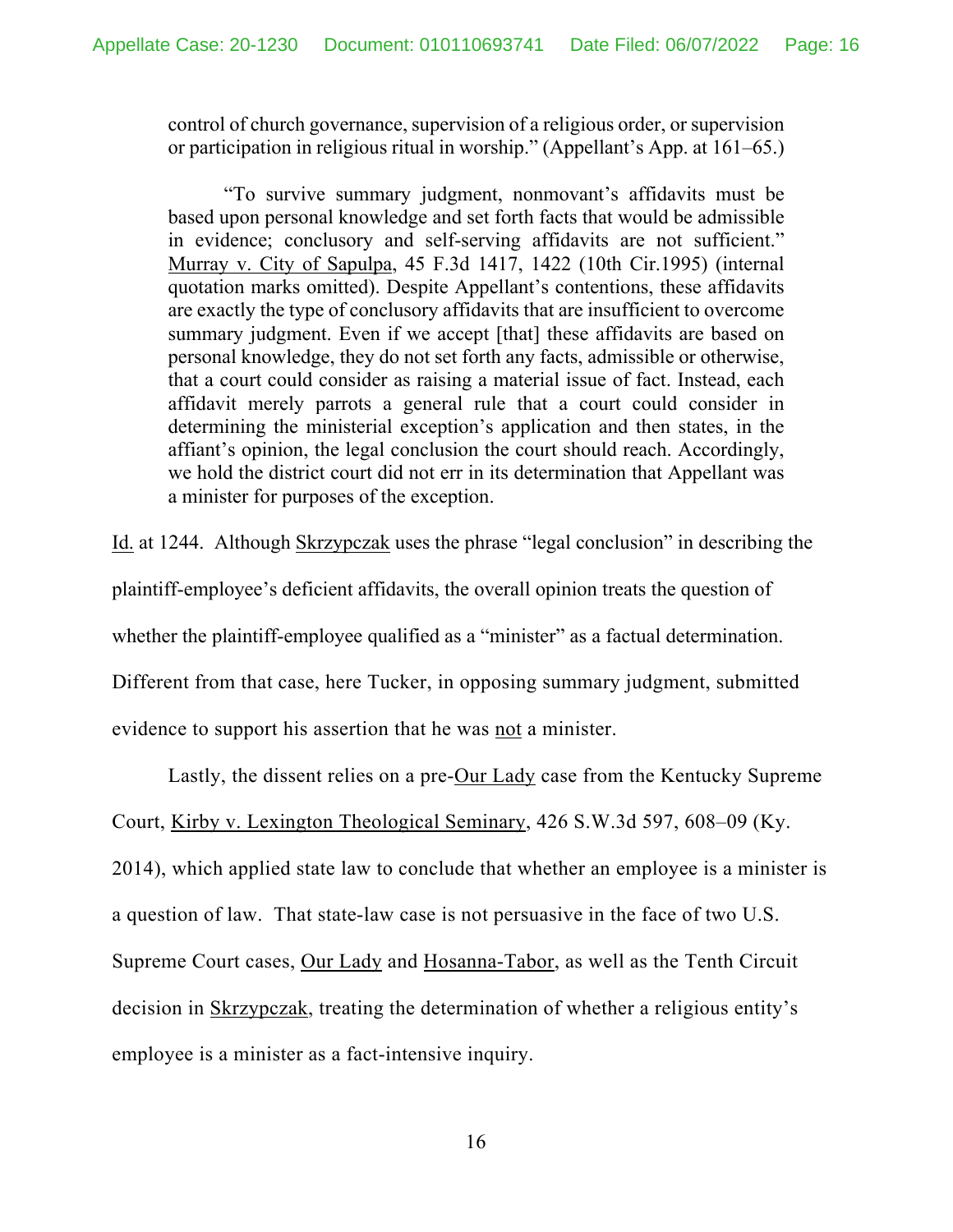> control of church governance, supervision of a religious order, or supervision or participation in religious ritual in worship." (Appellant's App. at 161–65.)
>
> "To survive summary judgment, nonmovant's affidavits must be based upon personal knowledge and set forth facts that would be admissible in evidence; conclusory and self-serving affidavits are not sufficient." Murray v. City of Sapulpa, 45 F.3d 1417, 1422 (10th Cir.1995) (internal quotation marks omitted). Despite Appellant's contentions, these affidavits are exactly the type of conclusory affidavits that are insufficient to overcome summary judgment. Even if we accept [that] these affidavits are based on personal knowledge, they do not set forth any facts, admissible or otherwise, that a court could consider as raising a material issue of fact. Instead, each affidavit merely parrots a general rule that a court could consider in determining the ministerial exception's application and then states, in the affiant's opinion, the legal conclusion the court should reach. Accordingly, we hold the district court did not err in its determination that Appellant was a minister for purposes of the exception.

Id. at 1244. Although Skrzypczak uses the phrase "legal conclusion" in describing the plaintiff-employee's deficient affidavits, the overall opinion treats the question of whether the plaintiff-employee qualified as a "minister" as a factual determination. Different from that case, here Tucker, in opposing summary judgment, submitted evidence to support his assertion that he was not a minister.

Lastly, the dissent relies on a pre-Our Lady case from the Kentucky Supreme Court, Kirby v. Lexington Theological Seminary, 426 S.W.3d 597, 608–09 (Ky. 2014), which applied state law to conclude that whether an employee is a minister is a question of law. That state-law case is not persuasive in the face of two U.S. Supreme Court cases, Our Lady and Hosanna-Tabor, as well as the Tenth Circuit decision in Skrzypczak, treating the determination of whether a religious entity's employee is a minister as a fact-intensive inquiry.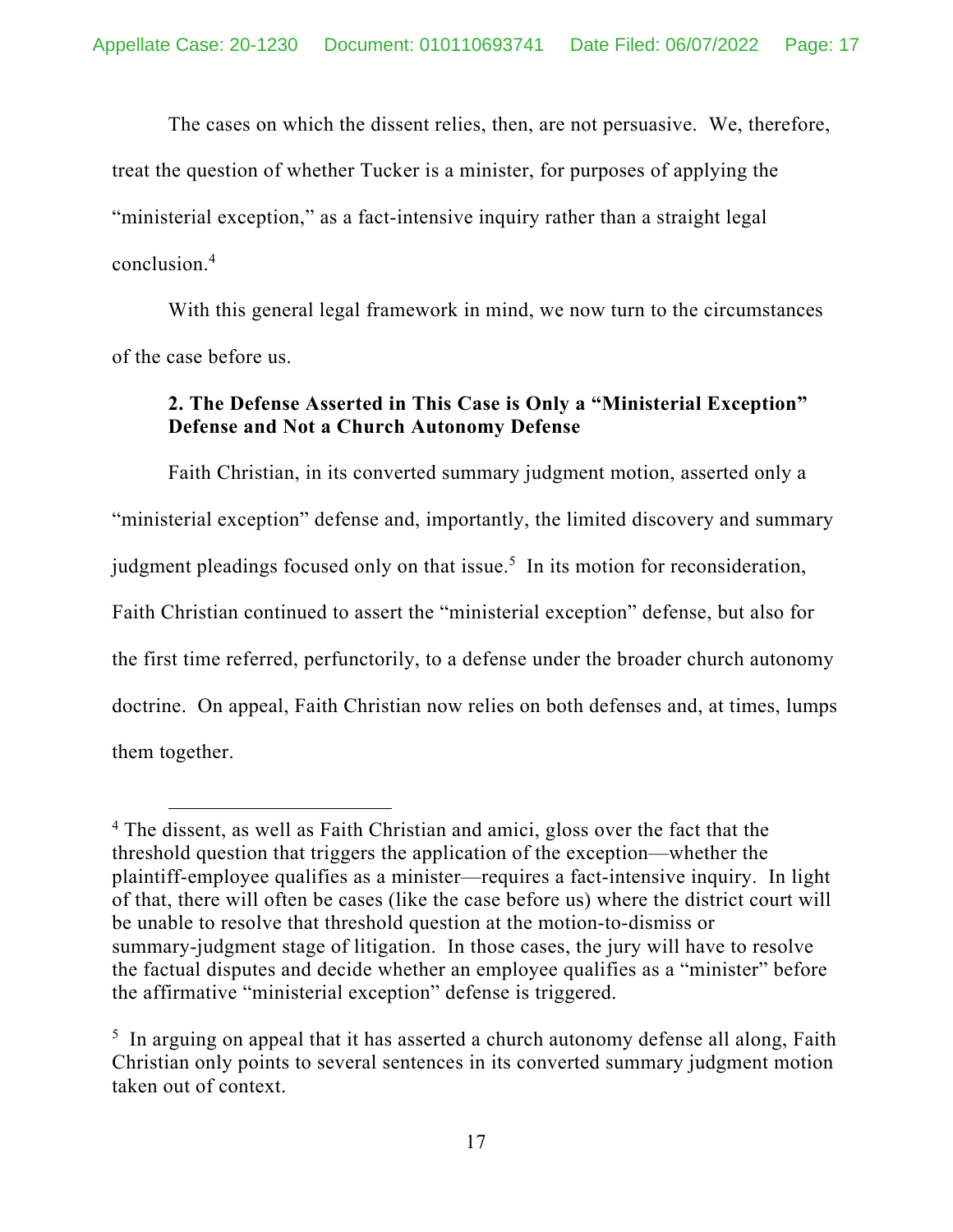The cases on which the dissent relies, then, are not persuasive. We, therefore, treat the question of whether Tucker is a minister, for purposes of applying the "ministerial exception," as a fact-intensive inquiry rather than a straight legal conclusion.[4]

With this general legal framework in mind, we now turn to the circumstances of the case before us.

### 2. The Defense Asserted in This Case is Only a "Ministerial Exception" Defense and Not a Church Autonomy Defense

Faith Christian, in its converted summary judgment motion, asserted only a "ministerial exception" defense and, importantly, the limited discovery and summary judgment pleadings focused only on that issue.[5] In its motion for reconsideration, Faith Christian continued to assert the "ministerial exception" defense, but also for the first time referred, perfunctorily, to a defense under the broader church autonomy doctrine. On appeal, Faith Christian now relies on both defenses and, at times, lumps them together.

---

[4] The dissent, as well as Faith Christian and amici, gloss over the fact that the threshold question that triggers the application of the exception—whether the plaintiff-employee qualifies as a minister—requires a fact-intensive inquiry. In light of that, there will often be cases (like the case before us) where the district court will be unable to resolve that threshold question at the motion-to-dismiss or summary-judgment stage of litigation. In those cases, the jury will have to resolve the factual disputes and decide whether an employee qualifies as a "minister" before the affirmative "ministerial exception" defense is triggered.

[5] In arguing on appeal that it has asserted a church autonomy defense all along, Faith Christian only points to several sentences in its converted summary judgment motion taken out of context.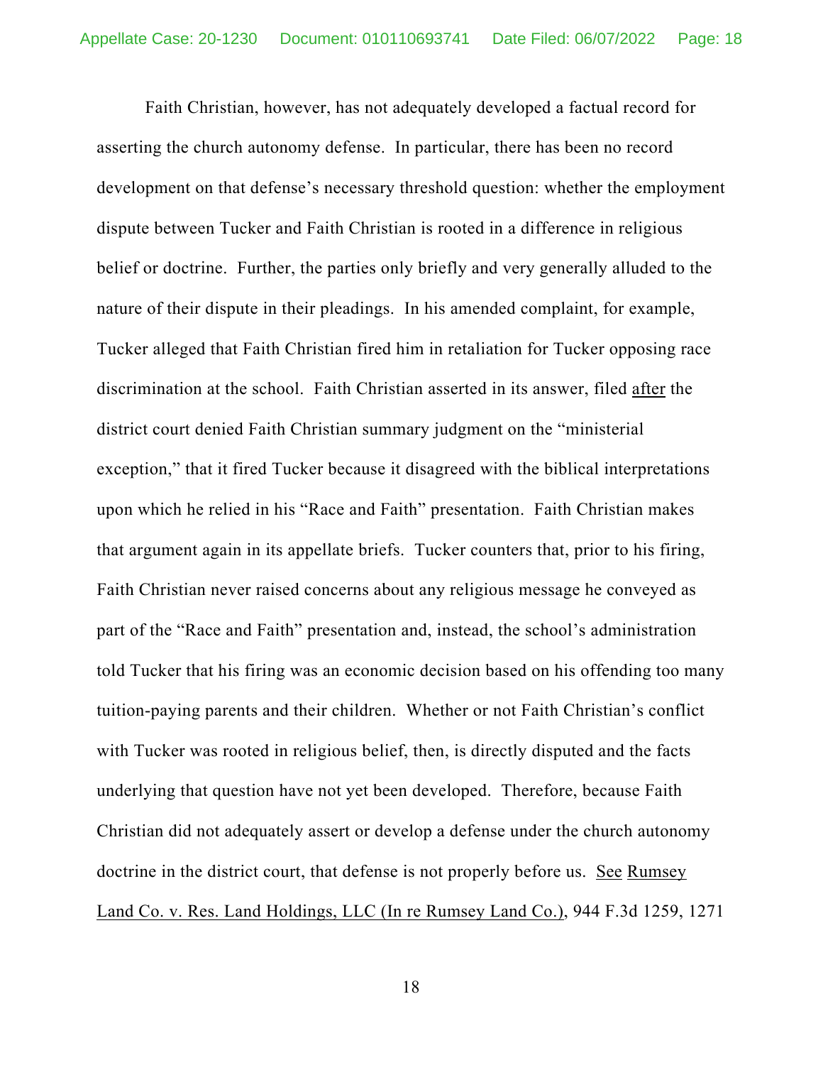Faith Christian, however, has not adequately developed a factual record for asserting the church autonomy defense. In particular, there has been no record development on that defense's necessary threshold question: whether the employment dispute between Tucker and Faith Christian is rooted in a difference in religious belief or doctrine. Further, the parties only briefly and very generally alluded to the nature of their dispute in their pleadings. In his amended complaint, for example, Tucker alleged that Faith Christian fired him in retaliation for Tucker opposing race discrimination at the school. Faith Christian asserted in its answer, filed after the district court denied Faith Christian summary judgment on the "ministerial exception," that it fired Tucker because it disagreed with the biblical interpretations upon which he relied in his "Race and Faith" presentation. Faith Christian makes that argument again in its appellate briefs. Tucker counters that, prior to his firing, Faith Christian never raised concerns about any religious message he conveyed as part of the "Race and Faith" presentation and, instead, the school's administration told Tucker that his firing was an economic decision based on his offending too many tuition-paying parents and their children. Whether or not Faith Christian's conflict with Tucker was rooted in religious belief, then, is directly disputed and the facts underlying that question have not yet been developed. Therefore, because Faith Christian did not adequately assert or develop a defense under the church autonomy doctrine in the district court, that defense is not properly before us. See Rumsey Land Co. v. Res. Land Holdings, LLC (In re Rumsey Land Co.), 944 F.3d 1259, 1271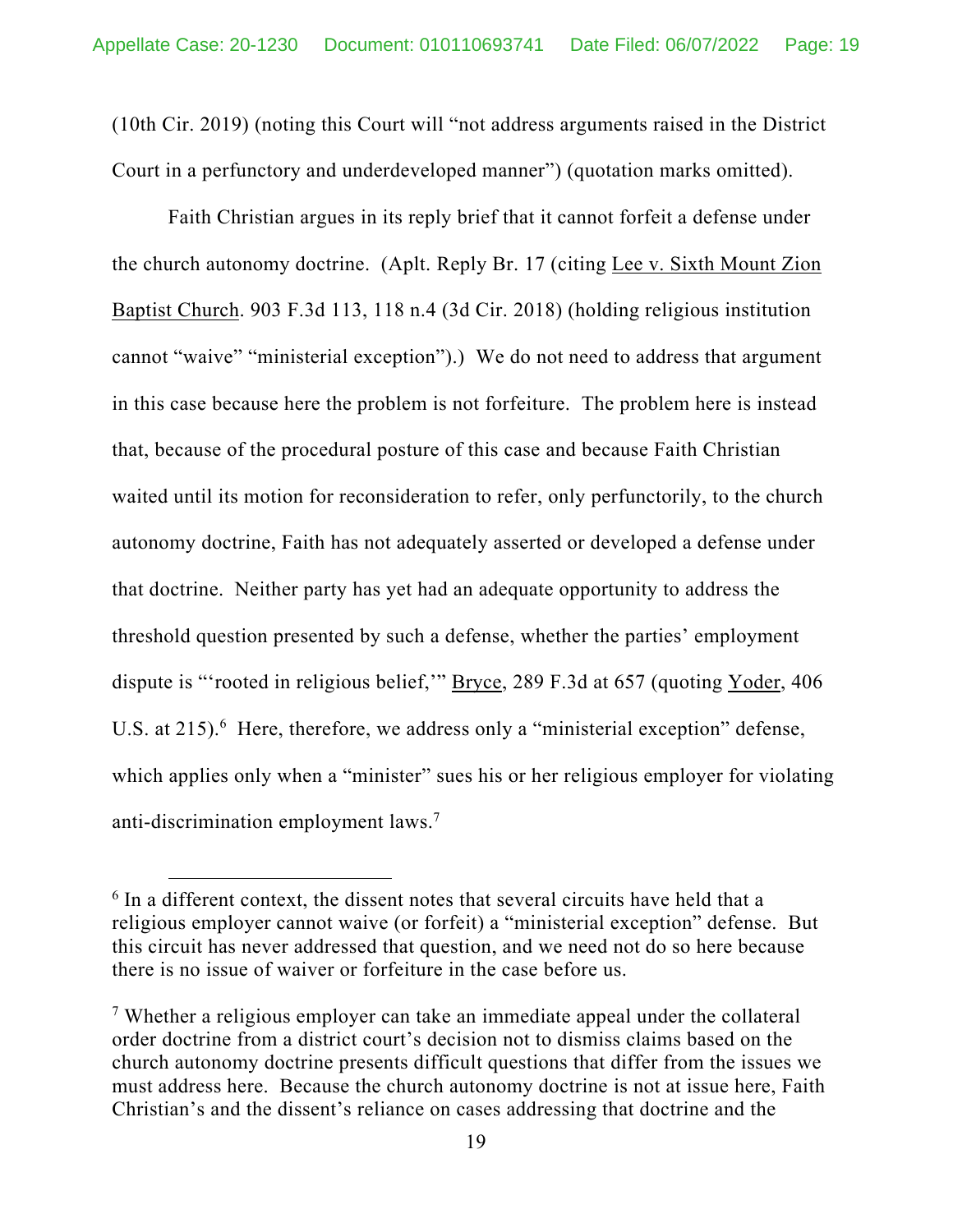(10th Cir. 2019) (noting this Court will "not address arguments raised in the District Court in a perfunctory and underdeveloped manner") (quotation marks omitted).

Faith Christian argues in its reply brief that it cannot forfeit a defense under the church autonomy doctrine. (Aplt. Reply Br. 17 (citing Lee v. Sixth Mount Zion Baptist Church. 903 F.3d 113, 118 n.4 (3d Cir. 2018) (holding religious institution cannot "waive" "ministerial exception").) We do not need to address that argument in this case because here the problem is not forfeiture. The problem here is instead that, because of the procedural posture of this case and because Faith Christian waited until its motion for reconsideration to refer, only perfunctorily, to the church autonomy doctrine, Faith has not adequately asserted or developed a defense under that doctrine. Neither party has yet had an adequate opportunity to address the threshold question presented by such a defense, whether the parties' employment dispute is "'rooted in religious belief,'" Bryce, 289 F.3d at 657 (quoting Yoder, 406 U.S. at 215).[6] Here, therefore, we address only a "ministerial exception" defense, which applies only when a "minister" sues his or her religious employer for violating anti-discrimination employment laws.[7]

---

[6] In a different context, the dissent notes that several circuits have held that a religious employer cannot waive (or forfeit) a "ministerial exception" defense. But this circuit has never addressed that question, and we need not do so here because there is no issue of waiver or forfeiture in the case before us.

[7] Whether a religious employer can take an immediate appeal under the collateral order doctrine from a district court's decision not to dismiss claims based on the church autonomy doctrine presents difficult questions that differ from the issues we must address here. Because the church autonomy doctrine is not at issue here, Faith Christian's and the dissent's reliance on cases addressing that doctrine and the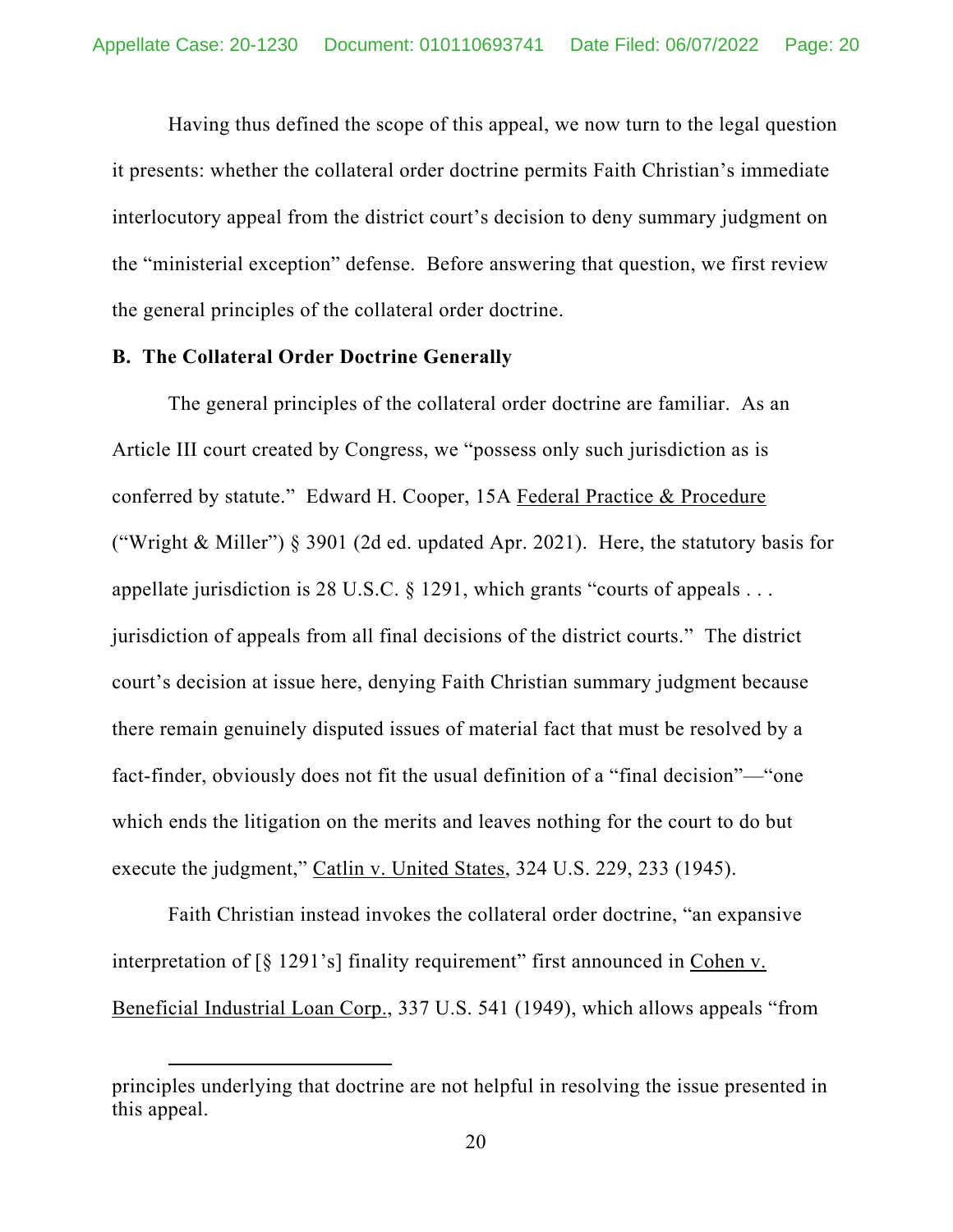Having thus defined the scope of this appeal, we now turn to the legal question it presents: whether the collateral order doctrine permits Faith Christian's immediate interlocutory appeal from the district court's decision to deny summary judgment on the "ministerial exception" defense. Before answering that question, we first review the general principles of the collateral order doctrine.

**B. The Collateral Order Doctrine Generally**

The general principles of the collateral order doctrine are familiar. As an Article III court created by Congress, we "possess only such jurisdiction as is conferred by statute." Edward H. Cooper, 15A Federal Practice & Procedure ("Wright & Miller") § 3901 (2d ed. updated Apr. 2021). Here, the statutory basis for appellate jurisdiction is 28 U.S.C. § 1291, which grants "courts of appeals . . . jurisdiction of appeals from all final decisions of the district courts." The district court's decision at issue here, denying Faith Christian summary judgment because there remain genuinely disputed issues of material fact that must be resolved by a fact-finder, obviously does not fit the usual definition of a "final decision"—"one which ends the litigation on the merits and leaves nothing for the court to do but execute the judgment," Catlin v. United States, 324 U.S. 229, 233 (1945).

Faith Christian instead invokes the collateral order doctrine, "an expansive interpretation of [§ 1291's] finality requirement" first announced in Cohen v. Beneficial Industrial Loan Corp., 337 U.S. 541 (1949), which allows appeals "from

---

principles underlying that doctrine are not helpful in resolving the issue presented in this appeal.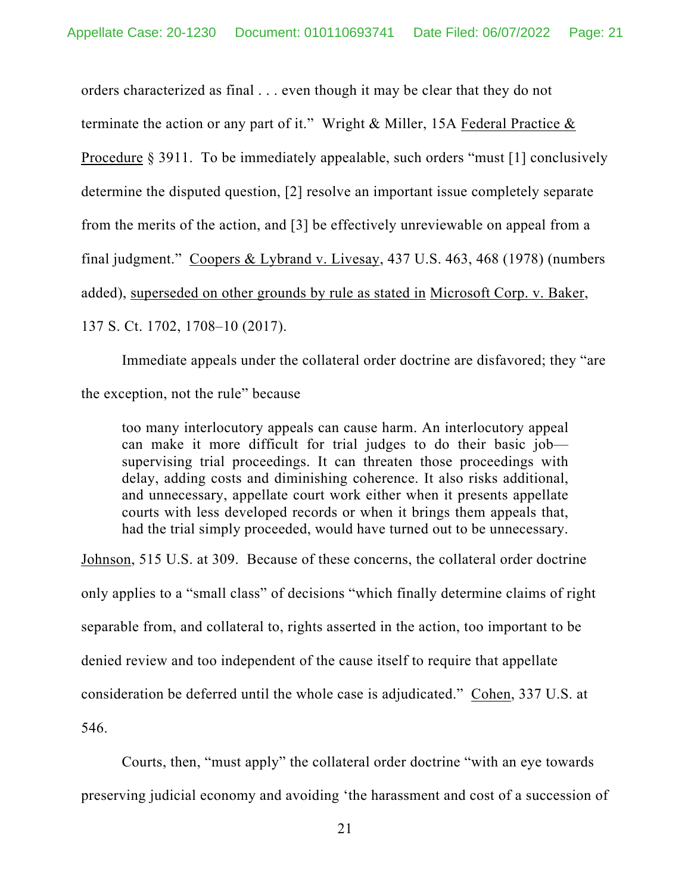orders characterized as final . . . even though it may be clear that they do not terminate the action or any part of it." Wright & Miller, 15A Federal Practice & Procedure § 3911. To be immediately appealable, such orders "must [1] conclusively determine the disputed question, [2] resolve an important issue completely separate from the merits of the action, and [3] be effectively unreviewable on appeal from a final judgment." Coopers & Lybrand v. Livesay, 437 U.S. 463, 468 (1978) (numbers added), superseded on other grounds by rule as stated in Microsoft Corp. v. Baker, 137 S. Ct. 1702, 1708–10 (2017).

Immediate appeals under the collateral order doctrine are disfavored; they "are the exception, not the rule" because

> too many interlocutory appeals can cause harm. An interlocutory appeal can make it more difficult for trial judges to do their basic job—supervising trial proceedings. It can threaten those proceedings with delay, adding costs and diminishing coherence. It also risks additional, and unnecessary, appellate court work either when it presents appellate courts with less developed records or when it brings them appeals that, had the trial simply proceeded, would have turned out to be unnecessary.

Johnson, 515 U.S. at 309. Because of these concerns, the collateral order doctrine only applies to a "small class" of decisions "which finally determine claims of right separable from, and collateral to, rights asserted in the action, too important to be denied review and too independent of the cause itself to require that appellate consideration be deferred until the whole case is adjudicated." Cohen, 337 U.S. at 546.

Courts, then, "must apply" the collateral order doctrine "with an eye towards preserving judicial economy and avoiding 'the harassment and cost of a succession of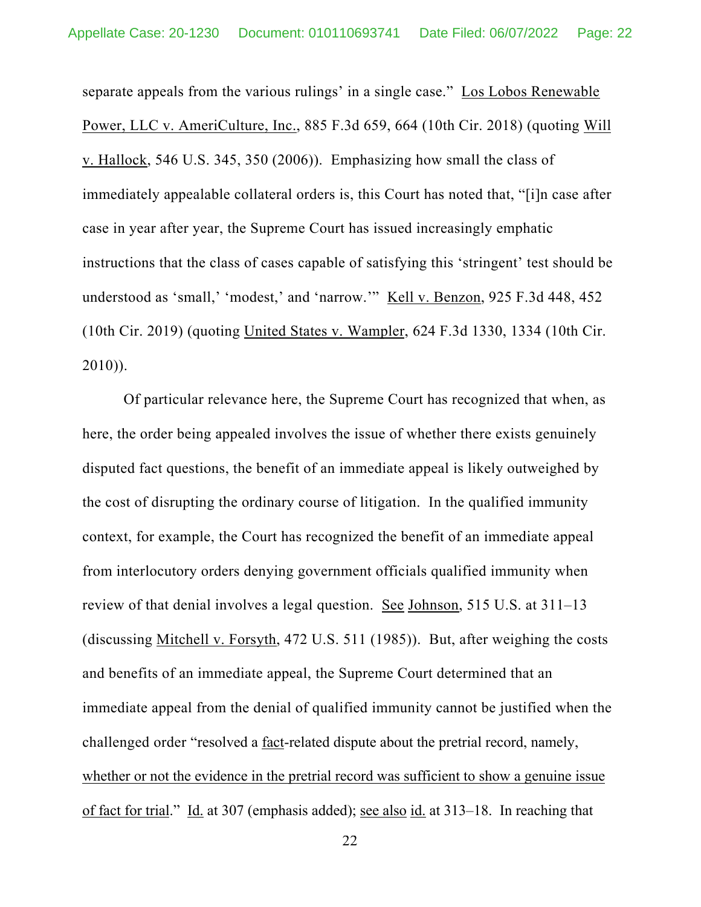separate appeals from the various rulings' in a single case." Los Lobos Renewable Power, LLC v. AmeriCulture, Inc., 885 F.3d 659, 664 (10th Cir. 2018) (quoting Will v. Hallock, 546 U.S. 345, 350 (2006)). Emphasizing how small the class of immediately appealable collateral orders is, this Court has noted that, "[i]n case after case in year after year, the Supreme Court has issued increasingly emphatic instructions that the class of cases capable of satisfying this 'stringent' test should be understood as 'small,' 'modest,' and 'narrow.'" Kell v. Benzon, 925 F.3d 448, 452 (10th Cir. 2019) (quoting United States v. Wampler, 624 F.3d 1330, 1334 (10th Cir. 2010)).

Of particular relevance here, the Supreme Court has recognized that when, as here, the order being appealed involves the issue of whether there exists genuinely disputed fact questions, the benefit of an immediate appeal is likely outweighed by the cost of disrupting the ordinary course of litigation. In the qualified immunity context, for example, the Court has recognized the benefit of an immediate appeal from interlocutory orders denying government officials qualified immunity when review of that denial involves a legal question. See Johnson, 515 U.S. at 311–13 (discussing Mitchell v. Forsyth, 472 U.S. 511 (1985)). But, after weighing the costs and benefits of an immediate appeal, the Supreme Court determined that an immediate appeal from the denial of qualified immunity cannot be justified when the challenged order "resolved a <u>fact</u>-related dispute about the pretrial record, namely, <u>whether or not the evidence in the pretrial record was sufficient to show a genuine issue of fact for trial</u>." Id. at 307 (emphasis added); see also id. at 313–18. In reaching that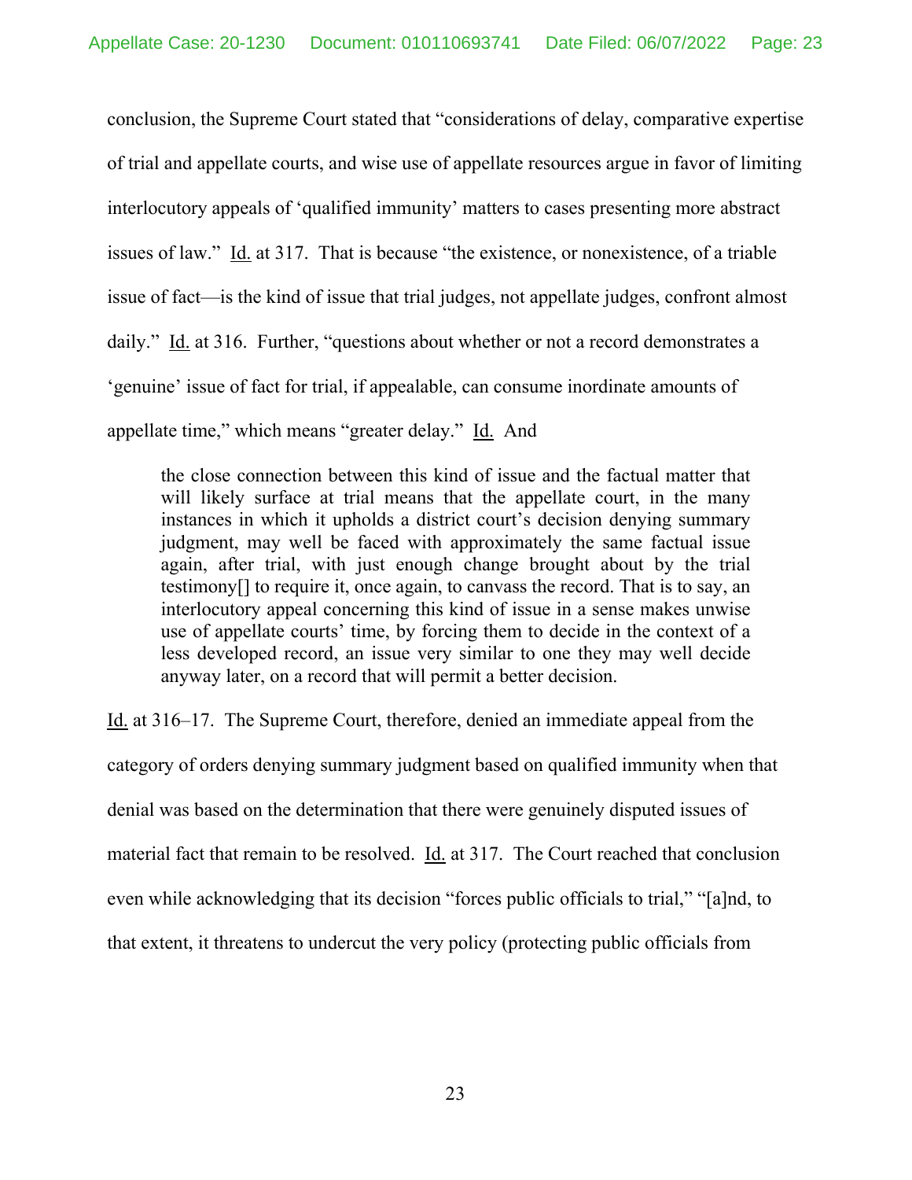conclusion, the Supreme Court stated that "considerations of delay, comparative expertise of trial and appellate courts, and wise use of appellate resources argue in favor of limiting interlocutory appeals of 'qualified immunity' matters to cases presenting more abstract issues of law." Id. at 317. That is because "the existence, or nonexistence, of a triable issue of fact—is the kind of issue that trial judges, not appellate judges, confront almost daily." Id. at 316. Further, "questions about whether or not a record demonstrates a 'genuine' issue of fact for trial, if appealable, can consume inordinate amounts of appellate time," which means "greater delay." Id. And

> the close connection between this kind of issue and the factual matter that will likely surface at trial means that the appellate court, in the many instances in which it upholds a district court's decision denying summary judgment, may well be faced with approximately the same factual issue again, after trial, with just enough change brought about by the trial testimony[] to require it, once again, to canvass the record. That is to say, an interlocutory appeal concerning this kind of issue in a sense makes unwise use of appellate courts' time, by forcing them to decide in the context of a less developed record, an issue very similar to one they may well decide anyway later, on a record that will permit a better decision.

Id. at 316–17. The Supreme Court, therefore, denied an immediate appeal from the category of orders denying summary judgment based on qualified immunity when that denial was based on the determination that there were genuinely disputed issues of material fact that remain to be resolved. Id. at 317. The Court reached that conclusion even while acknowledging that its decision "forces public officials to trial," "[a]nd, to that extent, it threatens to undercut the very policy (protecting public officials from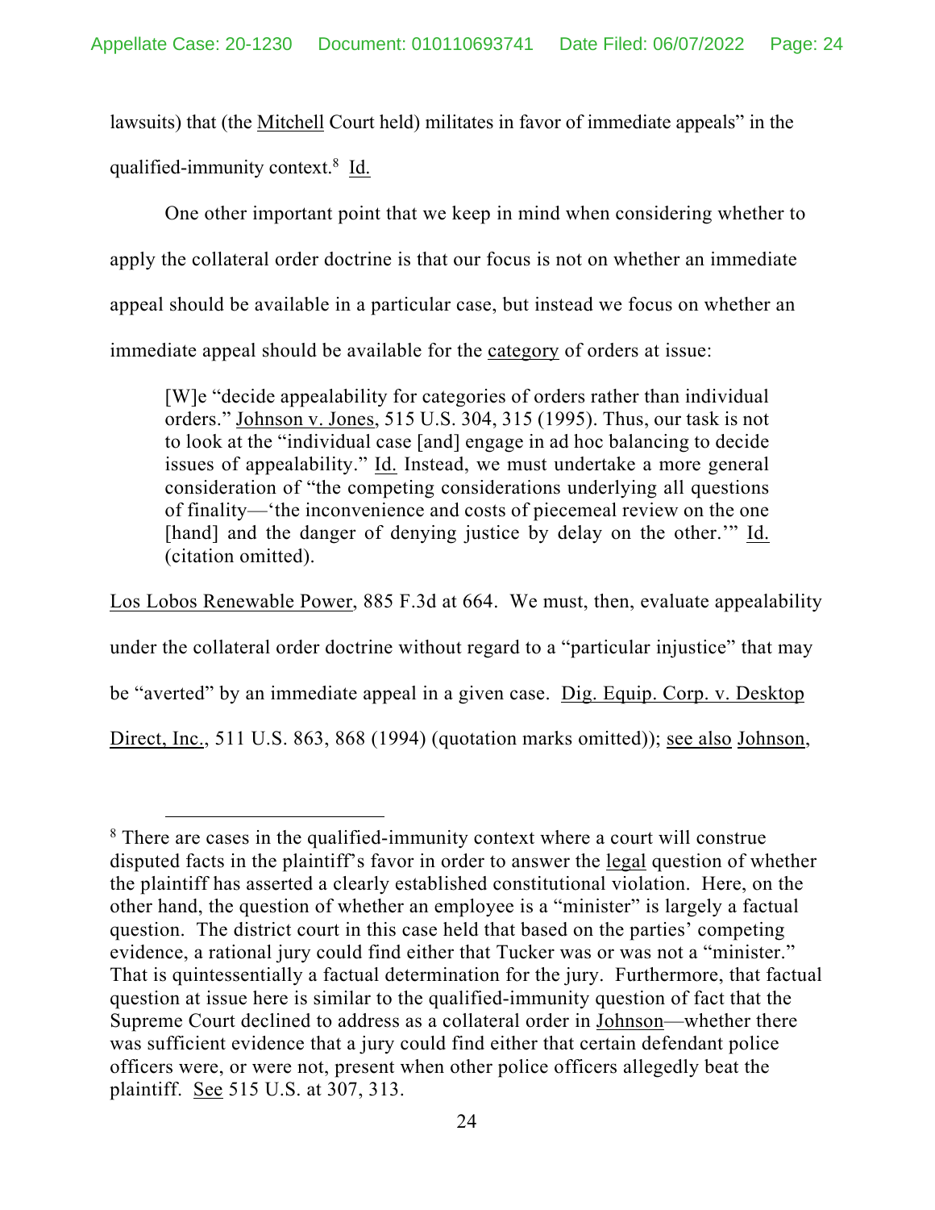lawsuits) that (the Mitchell Court held) militates in favor of immediate appeals" in the qualified-immunity context.[8] Id.

One other important point that we keep in mind when considering whether to apply the collateral order doctrine is that our focus is not on whether an immediate appeal should be available in a particular case, but instead we focus on whether an immediate appeal should be available for the category of orders at issue:

> [W]e "decide appealability for categories of orders rather than individual orders." Johnson v. Jones, 515 U.S. 304, 315 (1995). Thus, our task is not to look at the "individual case [and] engage in ad hoc balancing to decide issues of appealability." Id. Instead, we must undertake a more general consideration of "the competing considerations underlying all questions of finality—'the inconvenience and costs of piecemeal review on the one [hand] and the danger of denying justice by delay on the other.'" Id. (citation omitted).

Los Lobos Renewable Power, 885 F.3d at 664. We must, then, evaluate appealability under the collateral order doctrine without regard to a "particular injustice" that may be "averted" by an immediate appeal in a given case. Dig. Equip. Corp. v. Desktop Direct, Inc., 511 U.S. 863, 868 (1994) (quotation marks omitted)); see also Johnson,

---

[8] There are cases in the qualified-immunity context where a court will construe disputed facts in the plaintiff's favor in order to answer the legal question of whether the plaintiff has asserted a clearly established constitutional violation. Here, on the other hand, the question of whether an employee is a "minister" is largely a factual question. The district court in this case held that based on the parties' competing evidence, a rational jury could find either that Tucker was or was not a "minister." That is quintessentially a factual determination for the jury. Furthermore, that factual question at issue here is similar to the qualified-immunity question of fact that the Supreme Court declined to address as a collateral order in Johnson—whether there was sufficient evidence that a jury could find either that certain defendant police officers were, or were not, present when other police officers allegedly beat the plaintiff. See 515 U.S. at 307, 313.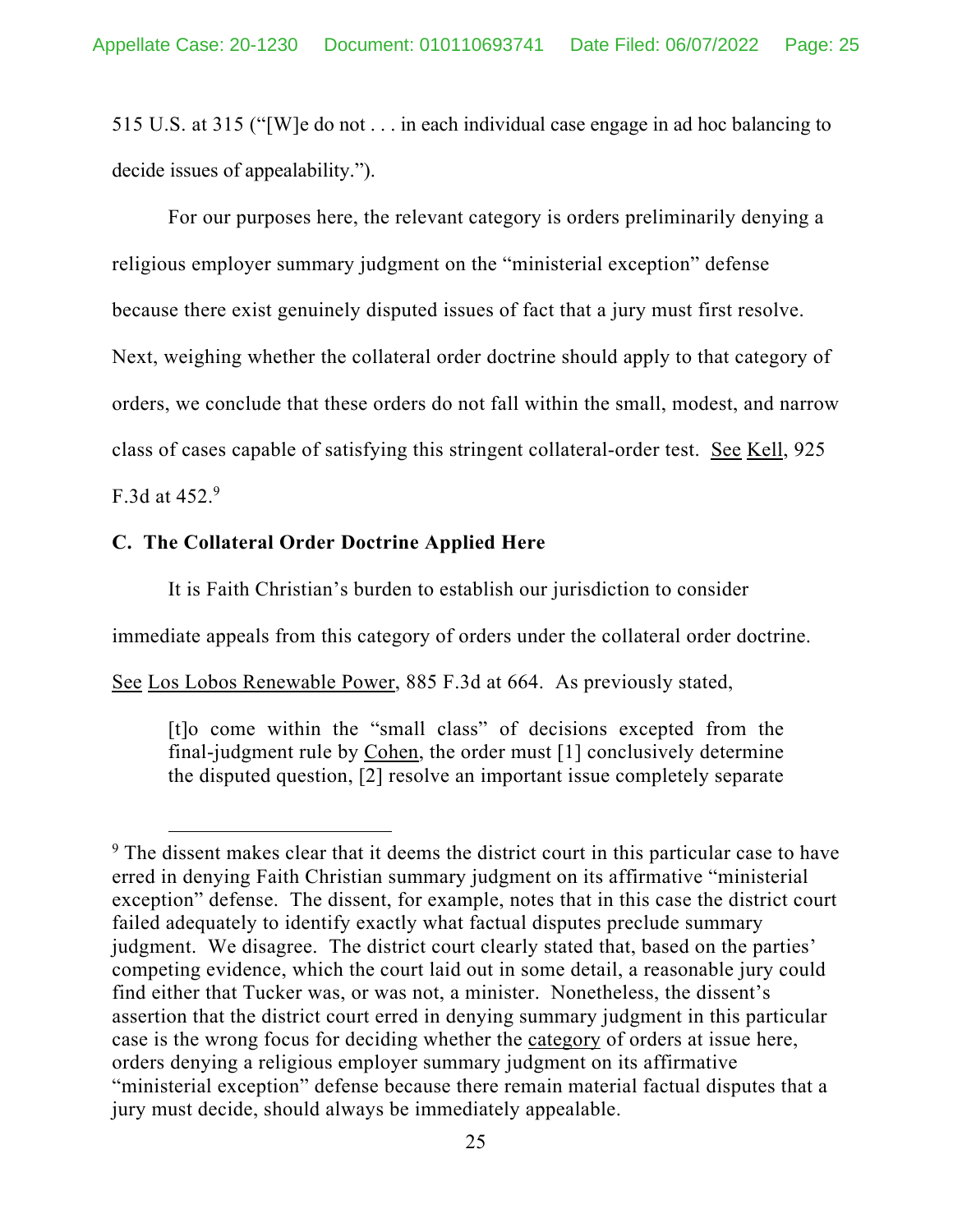515 U.S. at 315 ("[W]e do not . . . in each individual case engage in ad hoc balancing to decide issues of appealability.").

For our purposes here, the relevant category is orders preliminarily denying a religious employer summary judgment on the "ministerial exception" defense because there exist genuinely disputed issues of fact that a jury must first resolve. Next, weighing whether the collateral order doctrine should apply to that category of orders, we conclude that these orders do not fall within the small, modest, and narrow class of cases capable of satisfying this stringent collateral-order test. See Kell, 925 F.3d at 452.[9]

### C. The Collateral Order Doctrine Applied Here

It is Faith Christian's burden to establish our jurisdiction to consider immediate appeals from this category of orders under the collateral order doctrine. See Los Lobos Renewable Power, 885 F.3d at 664. As previously stated,

> [t]o come within the "small class" of decisions excepted from the final-judgment rule by Cohen, the order must [1] conclusively determine the disputed question, [2] resolve an important issue completely separate

---

[9] The dissent makes clear that it deems the district court in this particular case to have erred in denying Faith Christian summary judgment on its affirmative "ministerial exception" defense. The dissent, for example, notes that in this case the district court failed adequately to identify exactly what factual disputes preclude summary judgment. We disagree. The district court clearly stated that, based on the parties' competing evidence, which the court laid out in some detail, a reasonable jury could find either that Tucker was, or was not, a minister. Nonetheless, the dissent's assertion that the district court erred in denying summary judgment in this particular case is the wrong focus for deciding whether the category of orders at issue here, orders denying a religious employer summary judgment on its affirmative "ministerial exception" defense because there remain material factual disputes that a jury must decide, should always be immediately appealable.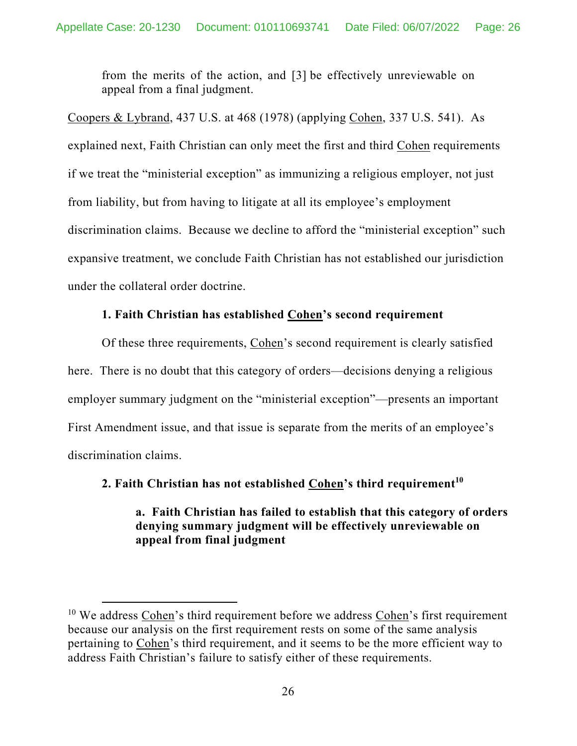from the merits of the action, and [3] be effectively unreviewable on appeal from a final judgment.

Coopers & Lybrand, 437 U.S. at 468 (1978) (applying Cohen, 337 U.S. 541). As explained next, Faith Christian can only meet the first and third Cohen requirements if we treat the "ministerial exception" as immunizing a religious employer, not just from liability, but from having to litigate at all its employee's employment discrimination claims. Because we decline to afford the "ministerial exception" such expansive treatment, we conclude Faith Christian has not established our jurisdiction under the collateral order doctrine.

**1. Faith Christian has established Cohen's second requirement**

Of these three requirements, Cohen's second requirement is clearly satisfied here. There is no doubt that this category of orders—decisions denying a religious employer summary judgment on the "ministerial exception"—presents an important First Amendment issue, and that issue is separate from the merits of an employee's discrimination claims.

**2. Faith Christian has not established Cohen's third requirement[10]**

**a. Faith Christian has failed to establish that this category of orders denying summary judgment will be effectively unreviewable on appeal from final judgment**

[10] We address Cohen's third requirement before we address Cohen's first requirement because our analysis on the first requirement rests on some of the same analysis pertaining to Cohen's third requirement, and it seems to be the more efficient way to address Faith Christian's failure to satisfy either of these requirements.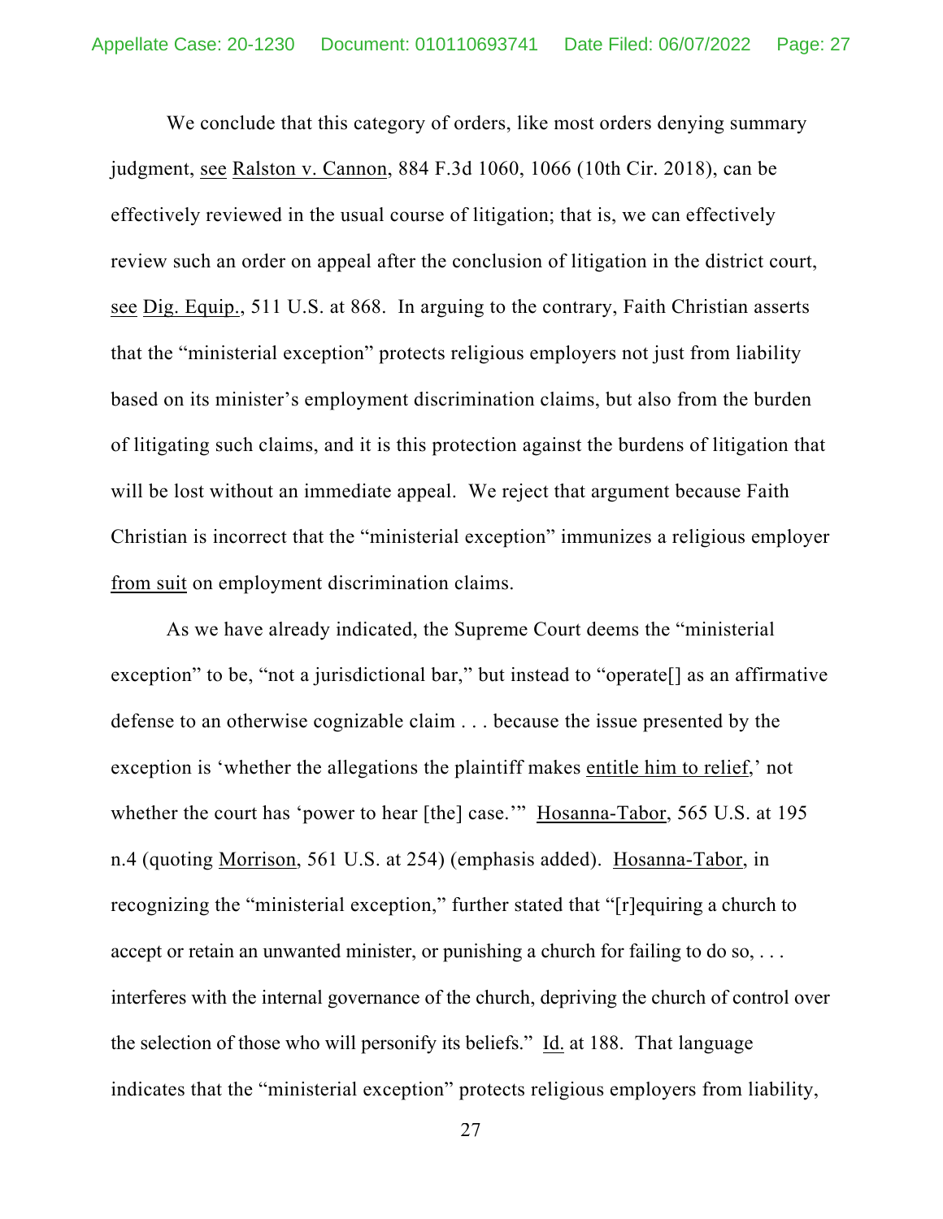We conclude that this category of orders, like most orders denying summary judgment, see Ralston v. Cannon, 884 F.3d 1060, 1066 (10th Cir. 2018), can be effectively reviewed in the usual course of litigation; that is, we can effectively review such an order on appeal after the conclusion of litigation in the district court, see Dig. Equip., 511 U.S. at 868. In arguing to the contrary, Faith Christian asserts that the "ministerial exception" protects religious employers not just from liability based on its minister's employment discrimination claims, but also from the burden of litigating such claims, and it is this protection against the burdens of litigation that will be lost without an immediate appeal. We reject that argument because Faith Christian is incorrect that the "ministerial exception" immunizes a religious employer from suit on employment discrimination claims.

As we have already indicated, the Supreme Court deems the "ministerial exception" to be, "not a jurisdictional bar," but instead to "operate[] as an affirmative defense to an otherwise cognizable claim . . . because the issue presented by the exception is 'whether the allegations the plaintiff makes entitle him to relief,' not whether the court has 'power to hear [the] case.'" Hosanna-Tabor, 565 U.S. at 195 n.4 (quoting Morrison, 561 U.S. at 254) (emphasis added). Hosanna-Tabor, in recognizing the "ministerial exception," further stated that "[r]equiring a church to accept or retain an unwanted minister, or punishing a church for failing to do so, . . . interferes with the internal governance of the church, depriving the church of control over the selection of those who will personify its beliefs." Id. at 188. That language indicates that the "ministerial exception" protects religious employers from liability,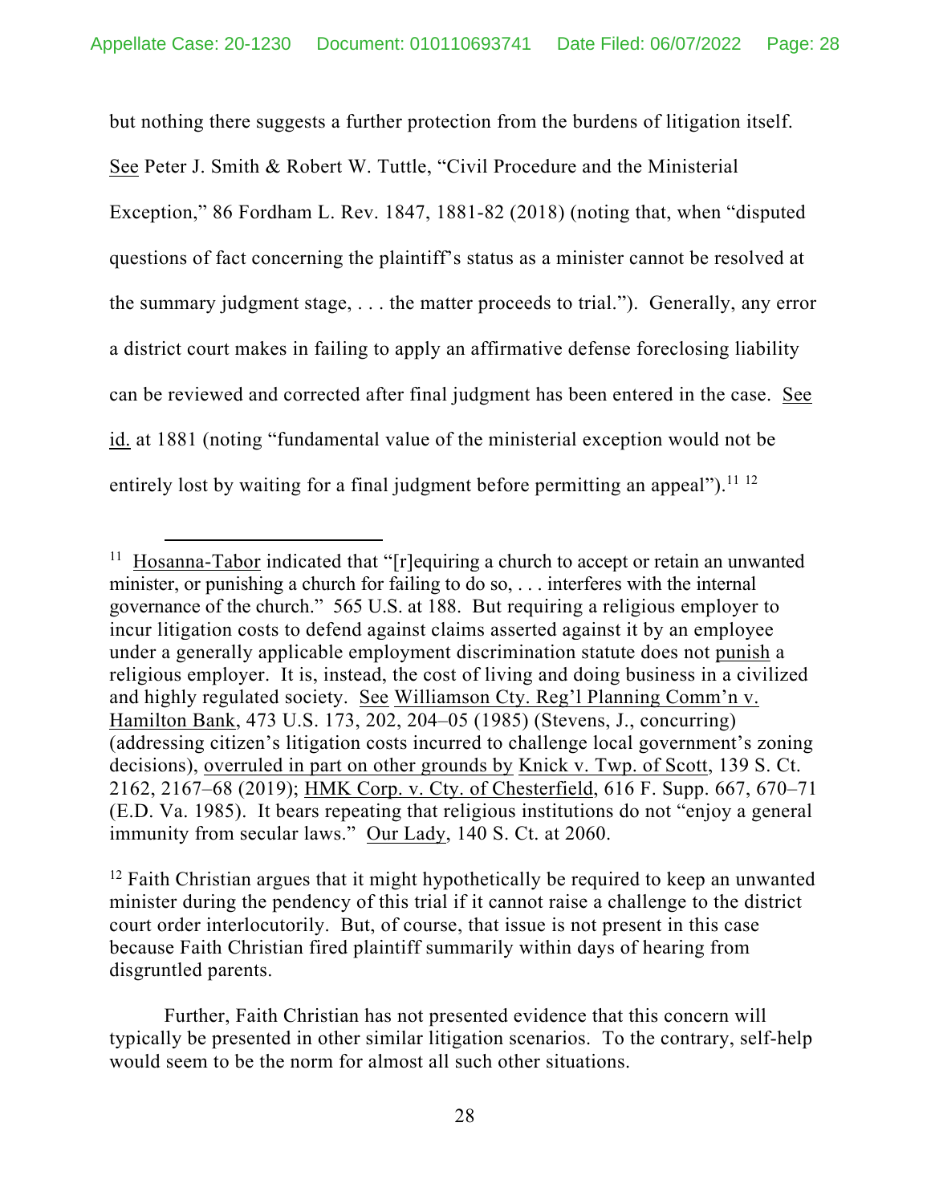but nothing there suggests a further protection from the burdens of litigation itself. See Peter J. Smith & Robert W. Tuttle, "Civil Procedure and the Ministerial Exception," 86 Fordham L. Rev. 1847, 1881-82 (2018) (noting that, when "disputed questions of fact concerning the plaintiff's status as a minister cannot be resolved at the summary judgment stage, . . . the matter proceeds to trial."). Generally, any error a district court makes in failing to apply an affirmative defense foreclosing liability can be reviewed and corrected after final judgment has been entered in the case. See id. at 1881 (noting "fundamental value of the ministerial exception would not be entirely lost by waiting for a final judgment before permitting an appeal").[11] [12]

---

[11] Hosanna-Tabor indicated that "[r]equiring a church to accept or retain an unwanted minister, or punishing a church for failing to do so, . . . interferes with the internal governance of the church." 565 U.S. at 188. But requiring a religious employer to incur litigation costs to defend against claims asserted against it by an employee under a generally applicable employment discrimination statute does not punish a religious employer. It is, instead, the cost of living and doing business in a civilized and highly regulated society. See Williamson Cty. Reg'l Planning Comm'n v. Hamilton Bank, 473 U.S. 173, 202, 204–05 (1985) (Stevens, J., concurring) (addressing citizen's litigation costs incurred to challenge local government's zoning decisions), overruled in part on other grounds by Knick v. Twp. of Scott, 139 S. Ct. 2162, 2167–68 (2019); HMK Corp. v. Cty. of Chesterfield, 616 F. Supp. 667, 670–71 (E.D. Va. 1985). It bears repeating that religious institutions do not "enjoy a general immunity from secular laws." Our Lady, 140 S. Ct. at 2060.

[12] Faith Christian argues that it might hypothetically be required to keep an unwanted minister during the pendency of this trial if it cannot raise a challenge to the district court order interlocutorily. But, of course, that issue is not present in this case because Faith Christian fired plaintiff summarily within days of hearing from disgruntled parents.

Further, Faith Christian has not presented evidence that this concern will typically be presented in other similar litigation scenarios. To the contrary, self-help would seem to be the norm for almost all such other situations.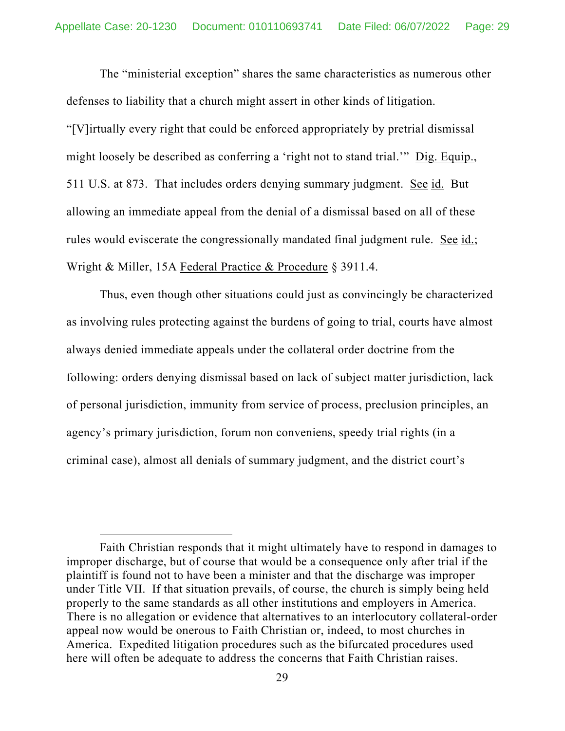The "ministerial exception" shares the same characteristics as numerous other defenses to liability that a church might assert in other kinds of litigation. "[V]irtually every right that could be enforced appropriately by pretrial dismissal might loosely be described as conferring a 'right not to stand trial.'" Dig. Equip., 511 U.S. at 873. That includes orders denying summary judgment. See id. But allowing an immediate appeal from the denial of a dismissal based on all of these rules would eviscerate the congressionally mandated final judgment rule. See id.; Wright & Miller, 15A Federal Practice & Procedure § 3911.4.

Thus, even though other situations could just as convincingly be characterized as involving rules protecting against the burdens of going to trial, courts have almost always denied immediate appeals under the collateral order doctrine from the following: orders denying dismissal based on lack of subject matter jurisdiction, lack of personal jurisdiction, immunity from service of process, preclusion principles, an agency's primary jurisdiction, forum non conveniens, speedy trial rights (in a criminal case), almost all denials of summary judgment, and the district court's

---

Faith Christian responds that it might ultimately have to respond in damages to improper discharge, but of course that would be a consequence only after trial if the plaintiff is found not to have been a minister and that the discharge was improper under Title VII. If that situation prevails, of course, the church is simply being held properly to the same standards as all other institutions and employers in America. There is no allegation or evidence that alternatives to an interlocutory collateral-order appeal now would be onerous to Faith Christian or, indeed, to most churches in America. Expedited litigation procedures such as the bifurcated procedures used here will often be adequate to address the concerns that Faith Christian raises.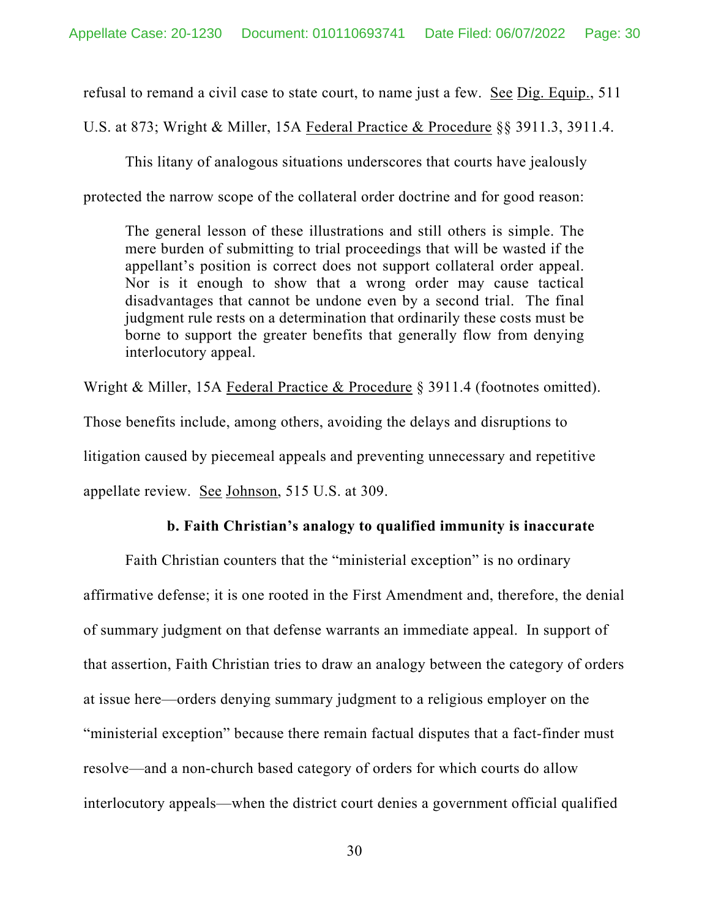refusal to remand a civil case to state court, to name just a few. See Dig. Equip., 511 U.S. at 873; Wright & Miller, 15A Federal Practice & Procedure §§ 3911.3, 3911.4.

This litany of analogous situations underscores that courts have jealously protected the narrow scope of the collateral order doctrine and for good reason:

> The general lesson of these illustrations and still others is simple. The mere burden of submitting to trial proceedings that will be wasted if the appellant's position is correct does not support collateral order appeal. Nor is it enough to show that a wrong order may cause tactical disadvantages that cannot be undone even by a second trial. The final judgment rule rests on a determination that ordinarily these costs must be borne to support the greater benefits that generally flow from denying interlocutory appeal.

Wright & Miller, 15A Federal Practice & Procedure § 3911.4 (footnotes omitted). Those benefits include, among others, avoiding the delays and disruptions to litigation caused by piecemeal appeals and preventing unnecessary and repetitive appellate review. See Johnson, 515 U.S. at 309.

**b. Faith Christian's analogy to qualified immunity is inaccurate**

Faith Christian counters that the "ministerial exception" is no ordinary affirmative defense; it is one rooted in the First Amendment and, therefore, the denial of summary judgment on that defense warrants an immediate appeal. In support of that assertion, Faith Christian tries to draw an analogy between the category of orders at issue here—orders denying summary judgment to a religious employer on the "ministerial exception" because there remain factual disputes that a fact-finder must resolve—and a non-church based category of orders for which courts do allow interlocutory appeals—when the district court denies a government official qualified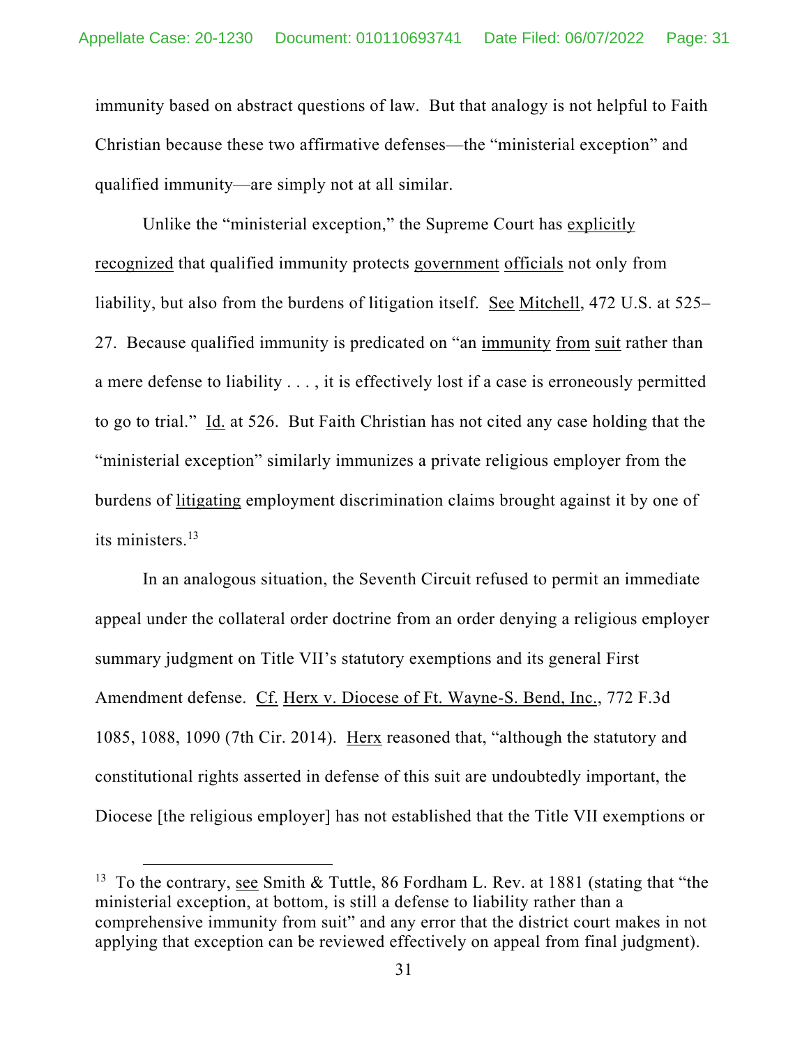immunity based on abstract questions of law. But that analogy is not helpful to Faith Christian because these two affirmative defenses—the "ministerial exception" and qualified immunity—are simply not at all similar.

Unlike the "ministerial exception," the Supreme Court has explicitly recognized that qualified immunity protects government officials not only from liability, but also from the burdens of litigation itself. See Mitchell, 472 U.S. at 525–27. Because qualified immunity is predicated on "an immunity from suit rather than a mere defense to liability . . . , it is effectively lost if a case is erroneously permitted to go to trial." Id. at 526. But Faith Christian has not cited any case holding that the "ministerial exception" similarly immunizes a private religious employer from the burdens of litigating employment discrimination claims brought against it by one of its ministers.[13]

In an analogous situation, the Seventh Circuit refused to permit an immediate appeal under the collateral order doctrine from an order denying a religious employer summary judgment on Title VII's statutory exemptions and its general First Amendment defense. Cf. Herx v. Diocese of Ft. Wayne-S. Bend, Inc., 772 F.3d 1085, 1088, 1090 (7th Cir. 2014). Herx reasoned that, "although the statutory and constitutional rights asserted in defense of this suit are undoubtedly important, the Diocese [the religious employer] has not established that the Title VII exemptions or

---

[13] To the contrary, see Smith & Tuttle, 86 Fordham L. Rev. at 1881 (stating that "the ministerial exception, at bottom, is still a defense to liability rather than a comprehensive immunity from suit" and any error that the district court makes in not applying that exception can be reviewed effectively on appeal from final judgment).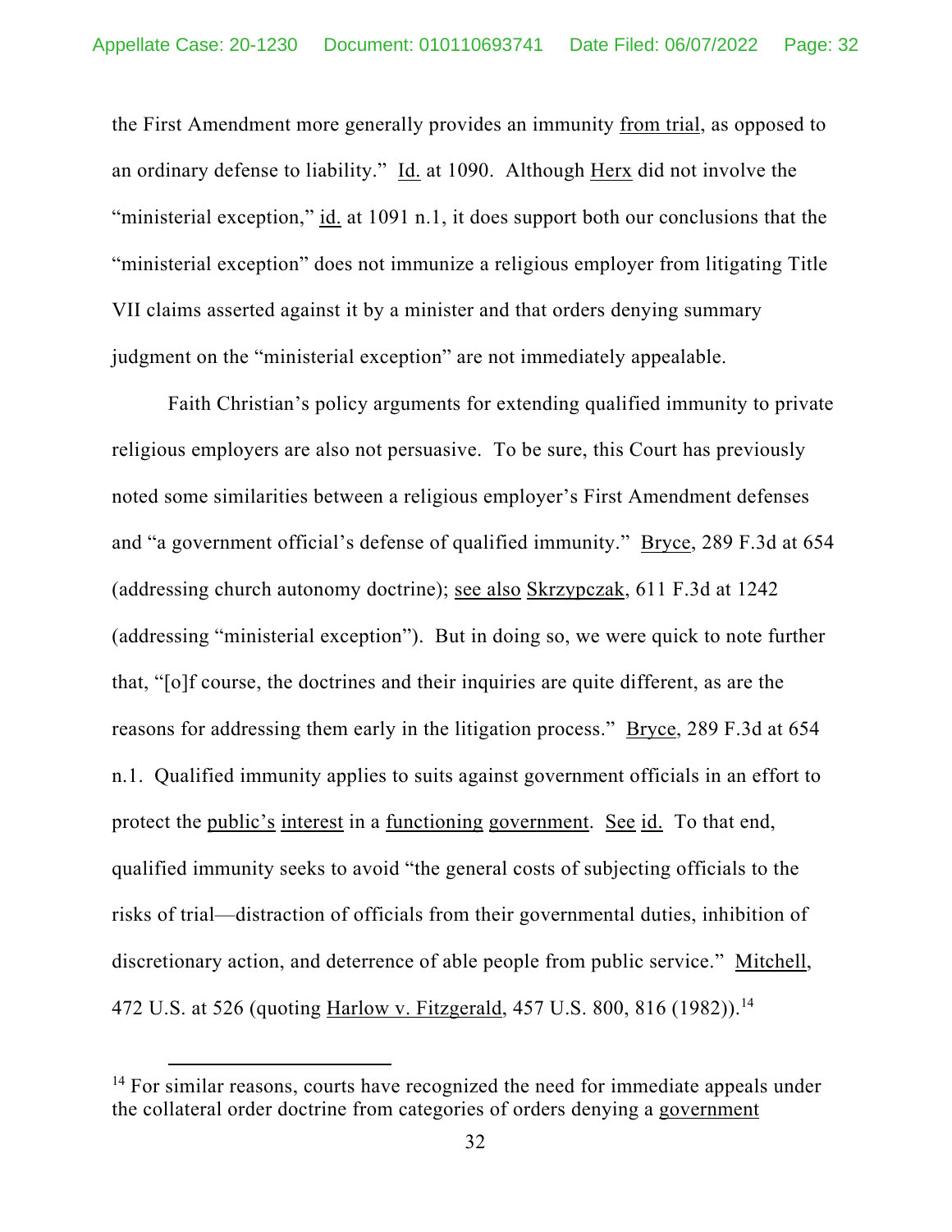the First Amendment more generally provides an immunity from trial, as opposed to an ordinary defense to liability." Id. at 1090. Although Herx did not involve the "ministerial exception," id. at 1091 n.1, it does support both our conclusions that the "ministerial exception" does not immunize a religious employer from litigating Title VII claims asserted against it by a minister and that orders denying summary judgment on the "ministerial exception" are not immediately appealable.

Faith Christian's policy arguments for extending qualified immunity to private religious employers are also not persuasive. To be sure, this Court has previously noted some similarities between a religious employer's First Amendment defenses and "a government official's defense of qualified immunity." Bryce, 289 F.3d at 654 (addressing church autonomy doctrine); see also Skrzypczak, 611 F.3d at 1242 (addressing "ministerial exception"). But in doing so, we were quick to note further that, "[o]f course, the doctrines and their inquiries are quite different, as are the reasons for addressing them early in the litigation process." Bryce, 289 F.3d at 654 n.1. Qualified immunity applies to suits against government officials in an effort to protect the public's interest in a functioning government. See id. To that end, qualified immunity seeks to avoid "the general costs of subjecting officials to the risks of trial—distraction of officials from their governmental duties, inhibition of discretionary action, and deterrence of able people from public service." Mitchell, 472 U.S. at 526 (quoting Harlow v. Fitzgerald, 457 U.S. 800, 816 (1982)).[14]

---

[14] For similar reasons, courts have recognized the need for immediate appeals under the collateral order doctrine from categories of orders denying a government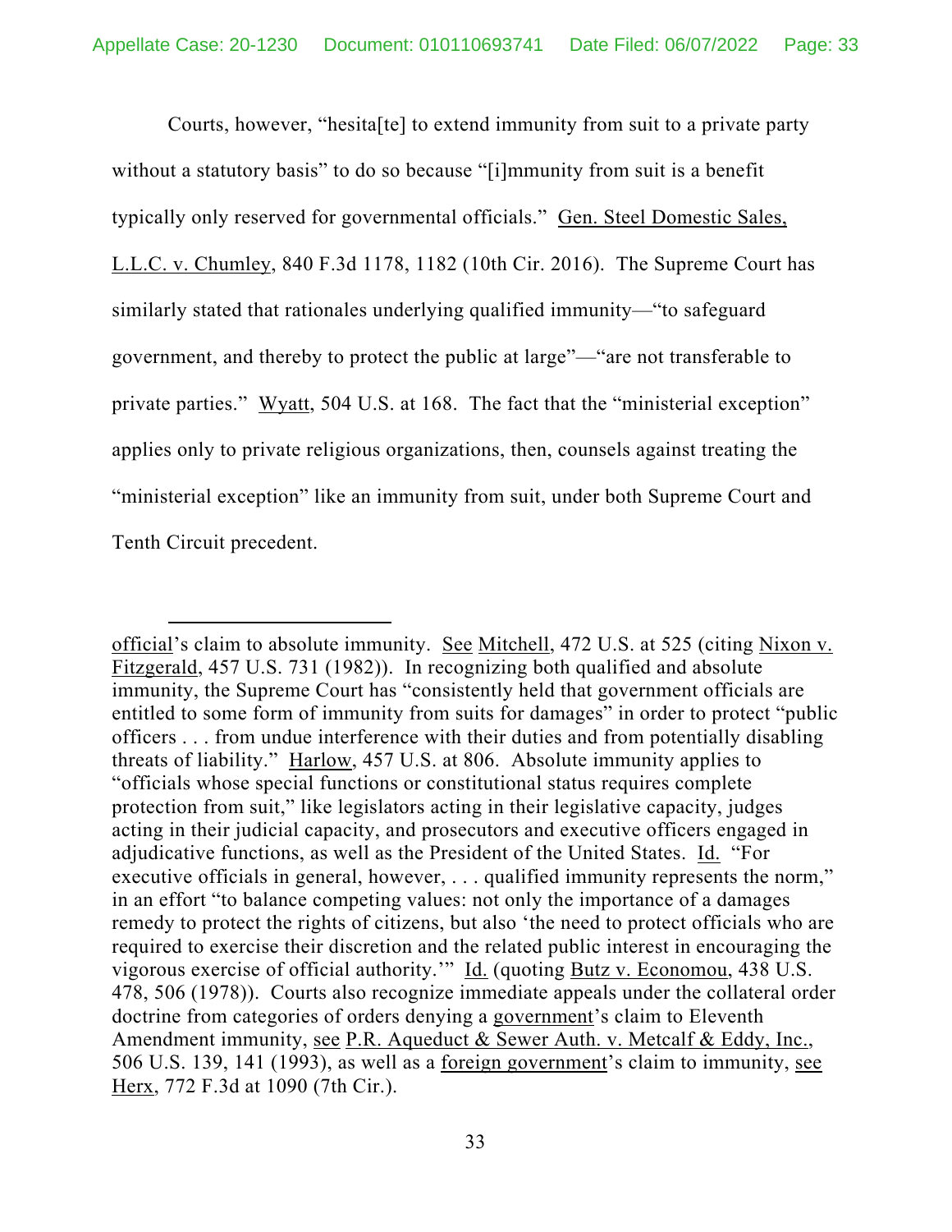Courts, however, "hesita[te] to extend immunity from suit to a private party without a statutory basis" to do so because "[i]mmunity from suit is a benefit typically only reserved for governmental officials." Gen. Steel Domestic Sales, L.L.C. v. Chumley, 840 F.3d 1178, 1182 (10th Cir. 2016). The Supreme Court has similarly stated that rationales underlying qualified immunity—"to safeguard government, and thereby to protect the public at large"—"are not transferable to private parties." Wyatt, 504 U.S. at 168. The fact that the "ministerial exception" applies only to private religious organizations, then, counsels against treating the "ministerial exception" like an immunity from suit, under both Supreme Court and Tenth Circuit precedent.

---

official's claim to absolute immunity. See Mitchell, 472 U.S. at 525 (citing Nixon v. Fitzgerald, 457 U.S. 731 (1982)). In recognizing both qualified and absolute immunity, the Supreme Court has "consistently held that government officials are entitled to some form of immunity from suits for damages" in order to protect "public officers . . . from undue interference with their duties and from potentially disabling threats of liability." Harlow, 457 U.S. at 806. Absolute immunity applies to "officials whose special functions or constitutional status requires complete protection from suit," like legislators acting in their legislative capacity, judges acting in their judicial capacity, and prosecutors and executive officers engaged in adjudicative functions, as well as the President of the United States. Id. "For executive officials in general, however, . . . qualified immunity represents the norm," in an effort "to balance competing values: not only the importance of a damages remedy to protect the rights of citizens, but also 'the need to protect officials who are required to exercise their discretion and the related public interest in encouraging the vigorous exercise of official authority.'" Id. (quoting Butz v. Economou, 438 U.S. 478, 506 (1978)). Courts also recognize immediate appeals under the collateral order doctrine from categories of orders denying a government's claim to Eleventh Amendment immunity, see P.R. Aqueduct & Sewer Auth. v. Metcalf & Eddy, Inc., 506 U.S. 139, 141 (1993), as well as a foreign government's claim to immunity, see Herx, 772 F.3d at 1090 (7th Cir.).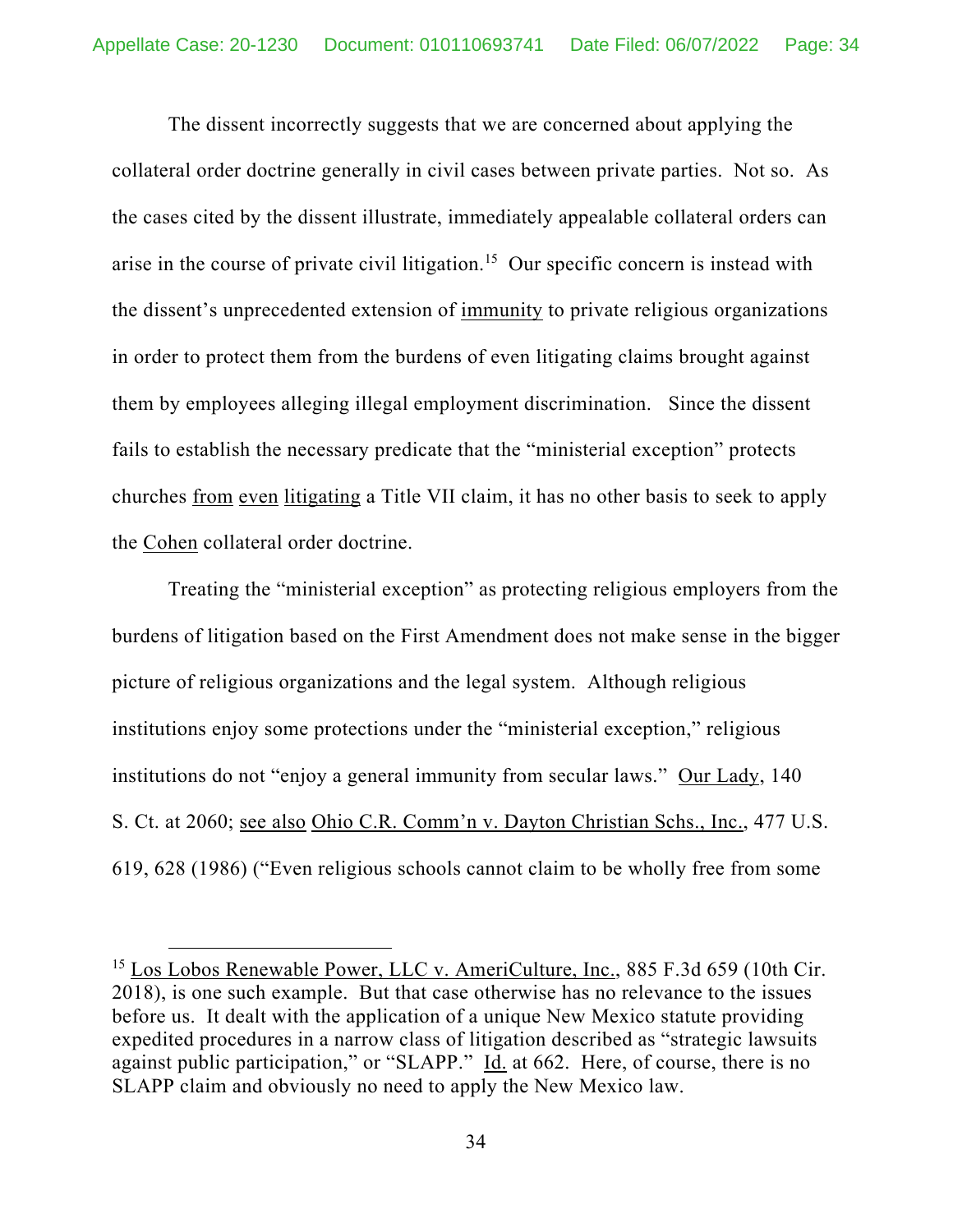The dissent incorrectly suggests that we are concerned about applying the collateral order doctrine generally in civil cases between private parties. Not so. As the cases cited by the dissent illustrate, immediately appealable collateral orders can arise in the course of private civil litigation.[15] Our specific concern is instead with the dissent's unprecedented extension of immunity to private religious organizations in order to protect them from the burdens of even litigating claims brought against them by employees alleging illegal employment discrimination. Since the dissent fails to establish the necessary predicate that the "ministerial exception" protects churches from even litigating a Title VII claim, it has no other basis to seek to apply the Cohen collateral order doctrine.

Treating the "ministerial exception" as protecting religious employers from the burdens of litigation based on the First Amendment does not make sense in the bigger picture of religious organizations and the legal system. Although religious institutions enjoy some protections under the "ministerial exception," religious institutions do not "enjoy a general immunity from secular laws." Our Lady, 140 S. Ct. at 2060; see also Ohio C.R. Comm'n v. Dayton Christian Schs., Inc., 477 U.S. 619, 628 (1986) ("Even religious schools cannot claim to be wholly free from some

[15] Los Lobos Renewable Power, LLC v. AmeriCulture, Inc., 885 F.3d 659 (10th Cir. 2018), is one such example. But that case otherwise has no relevance to the issues before us. It dealt with the application of a unique New Mexico statute providing expedited procedures in a narrow class of litigation described as "strategic lawsuits against public participation," or "SLAPP." Id. at 662. Here, of course, there is no SLAPP claim and obviously no need to apply the New Mexico law.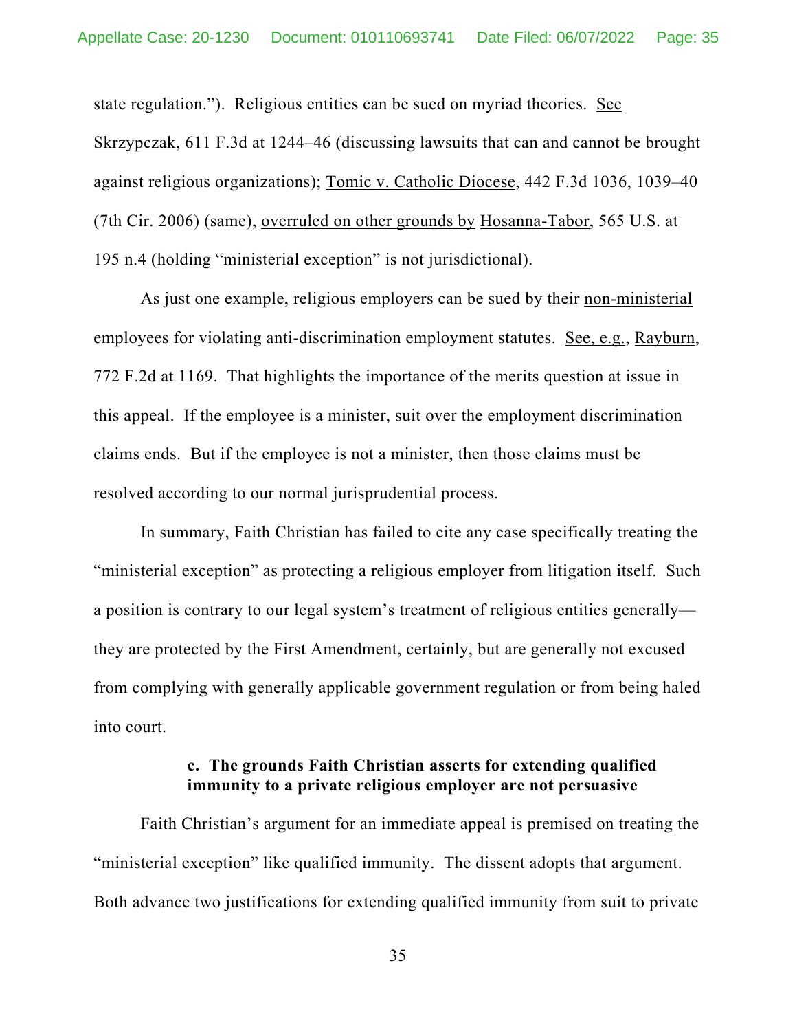state regulation."). Religious entities can be sued on myriad theories. See Skrzypczak, 611 F.3d at 1244–46 (discussing lawsuits that can and cannot be brought against religious organizations); Tomic v. Catholic Diocese, 442 F.3d 1036, 1039–40 (7th Cir. 2006) (same), overruled on other grounds by Hosanna-Tabor, 565 U.S. at 195 n.4 (holding "ministerial exception" is not jurisdictional).

As just one example, religious employers can be sued by their non-ministerial employees for violating anti-discrimination employment statutes. See, e.g., Rayburn, 772 F.2d at 1169. That highlights the importance of the merits question at issue in this appeal. If the employee is a minister, suit over the employment discrimination claims ends. But if the employee is not a minister, then those claims must be resolved according to our normal jurisprudential process.

In summary, Faith Christian has failed to cite any case specifically treating the "ministerial exception" as protecting a religious employer from litigation itself. Such a position is contrary to our legal system's treatment of religious entities generally—they are protected by the First Amendment, certainly, but are generally not excused from complying with generally applicable government regulation or from being haled into court.

#### c. The grounds Faith Christian asserts for extending qualified immunity to a private religious employer are not persuasive

Faith Christian's argument for an immediate appeal is premised on treating the "ministerial exception" like qualified immunity. The dissent adopts that argument. Both advance two justifications for extending qualified immunity from suit to private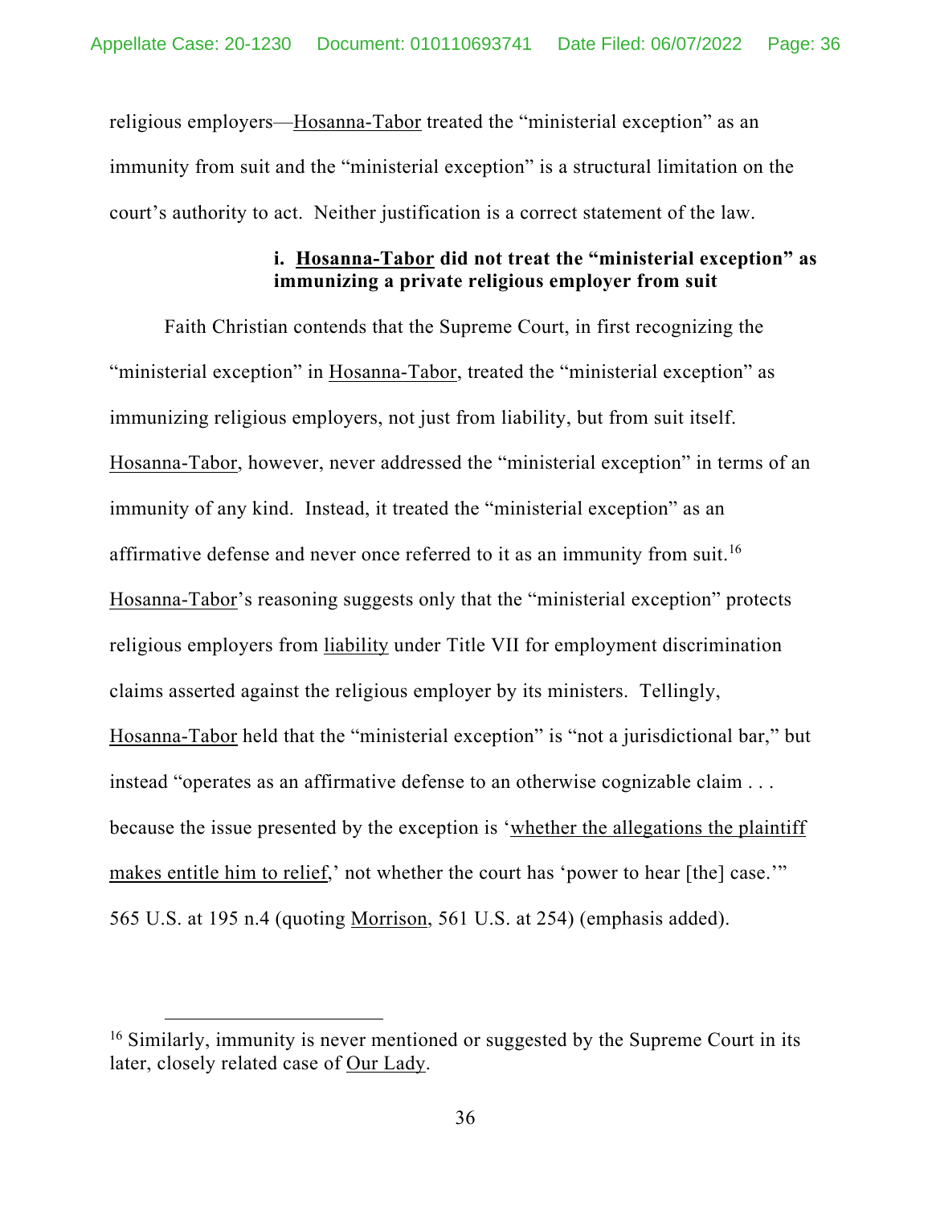religious employers—Hosanna-Tabor treated the "ministerial exception" as an immunity from suit and the "ministerial exception" is a structural limitation on the court's authority to act. Neither justification is a correct statement of the law.

**i. Hosanna-Tabor did not treat the "ministerial exception" as immunizing a private religious employer from suit**

Faith Christian contends that the Supreme Court, in first recognizing the "ministerial exception" in Hosanna-Tabor, treated the "ministerial exception" as immunizing religious employers, not just from liability, but from suit itself. Hosanna-Tabor, however, never addressed the "ministerial exception" in terms of an immunity of any kind. Instead, it treated the "ministerial exception" as an affirmative defense and never once referred to it as an immunity from suit.[16] Hosanna-Tabor's reasoning suggests only that the "ministerial exception" protects religious employers from liability under Title VII for employment discrimination claims asserted against the religious employer by its ministers. Tellingly, Hosanna-Tabor held that the "ministerial exception" is "not a jurisdictional bar," but instead "operates as an affirmative defense to an otherwise cognizable claim . . . because the issue presented by the exception is 'whether the allegations the plaintiff makes entitle him to relief,' not whether the court has 'power to hear [the] case.'" 565 U.S. at 195 n.4 (quoting Morrison, 561 U.S. at 254) (emphasis added).

---

[16] Similarly, immunity is never mentioned or suggested by the Supreme Court in its later, closely related case of Our Lady.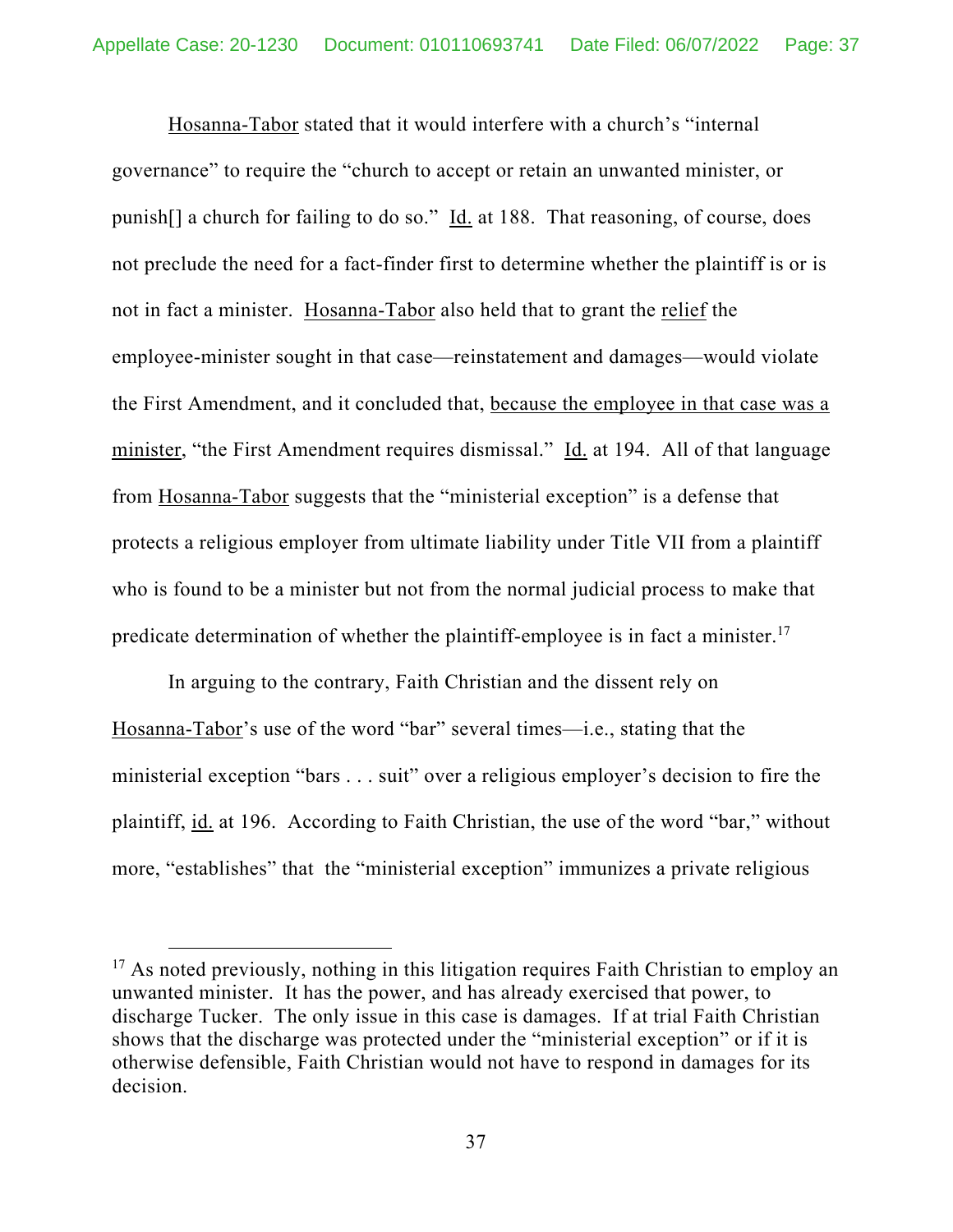Hosanna-Tabor stated that it would interfere with a church's "internal governance" to require the "church to accept or retain an unwanted minister, or punish[] a church for failing to do so." Id. at 188. That reasoning, of course, does not preclude the need for a fact-finder first to determine whether the plaintiff is or is not in fact a minister. Hosanna-Tabor also held that to grant the relief the employee-minister sought in that case—reinstatement and damages—would violate the First Amendment, and it concluded that, because the employee in that case was a minister, "the First Amendment requires dismissal." Id. at 194. All of that language from Hosanna-Tabor suggests that the "ministerial exception" is a defense that protects a religious employer from ultimate liability under Title VII from a plaintiff who is found to be a minister but not from the normal judicial process to make that predicate determination of whether the plaintiff-employee is in fact a minister.[17]

In arguing to the contrary, Faith Christian and the dissent rely on Hosanna-Tabor's use of the word "bar" several times—i.e., stating that the ministerial exception "bars . . . suit" over a religious employer's decision to fire the plaintiff, id. at 196. According to Faith Christian, the use of the word "bar," without more, "establishes" that the "ministerial exception" immunizes a private religious

---

[17] As noted previously, nothing in this litigation requires Faith Christian to employ an unwanted minister. It has the power, and has already exercised that power, to discharge Tucker. The only issue in this case is damages. If at trial Faith Christian shows that the discharge was protected under the "ministerial exception" or if it is otherwise defensible, Faith Christian would not have to respond in damages for its decision.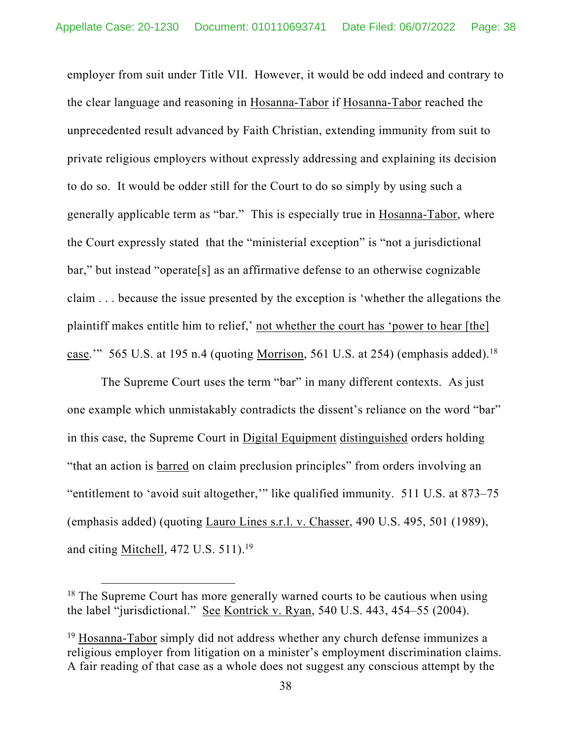employer from suit under Title VII. However, it would be odd indeed and contrary to the clear language and reasoning in Hosanna-Tabor if Hosanna-Tabor reached the unprecedented result advanced by Faith Christian, extending immunity from suit to private religious employers without expressly addressing and explaining its decision to do so. It would be odder still for the Court to do so simply by using such a generally applicable term as "bar." This is especially true in Hosanna-Tabor, where the Court expressly stated that the "ministerial exception" is "not a jurisdictional bar," but instead "operate[s] as an affirmative defense to an otherwise cognizable claim . . . because the issue presented by the exception is 'whether the allegations the plaintiff makes entitle him to relief,' not whether the court has 'power to hear [the] case.'" 565 U.S. at 195 n.4 (quoting Morrison, 561 U.S. at 254) (emphasis added).[18]

The Supreme Court uses the term "bar" in many different contexts. As just one example which unmistakably contradicts the dissent's reliance on the word "bar" in this case, the Supreme Court in Digital Equipment distinguished orders holding "that an action is barred on claim preclusion principles" from orders involving an "entitlement to 'avoid suit altogether,'" like qualified immunity. 511 U.S. at 873–75 (emphasis added) (quoting Lauro Lines s.r.l. v. Chasser, 490 U.S. 495, 501 (1989), and citing Mitchell, 472 U.S. 511).[19]

[18] The Supreme Court has more generally warned courts to be cautious when using the label "jurisdictional." See Kontrick v. Ryan, 540 U.S. 443, 454–55 (2004).

[19] Hosanna-Tabor simply did not address whether any church defense immunizes a religious employer from litigation on a minister's employment discrimination claims. A fair reading of that case as a whole does not suggest any conscious attempt by the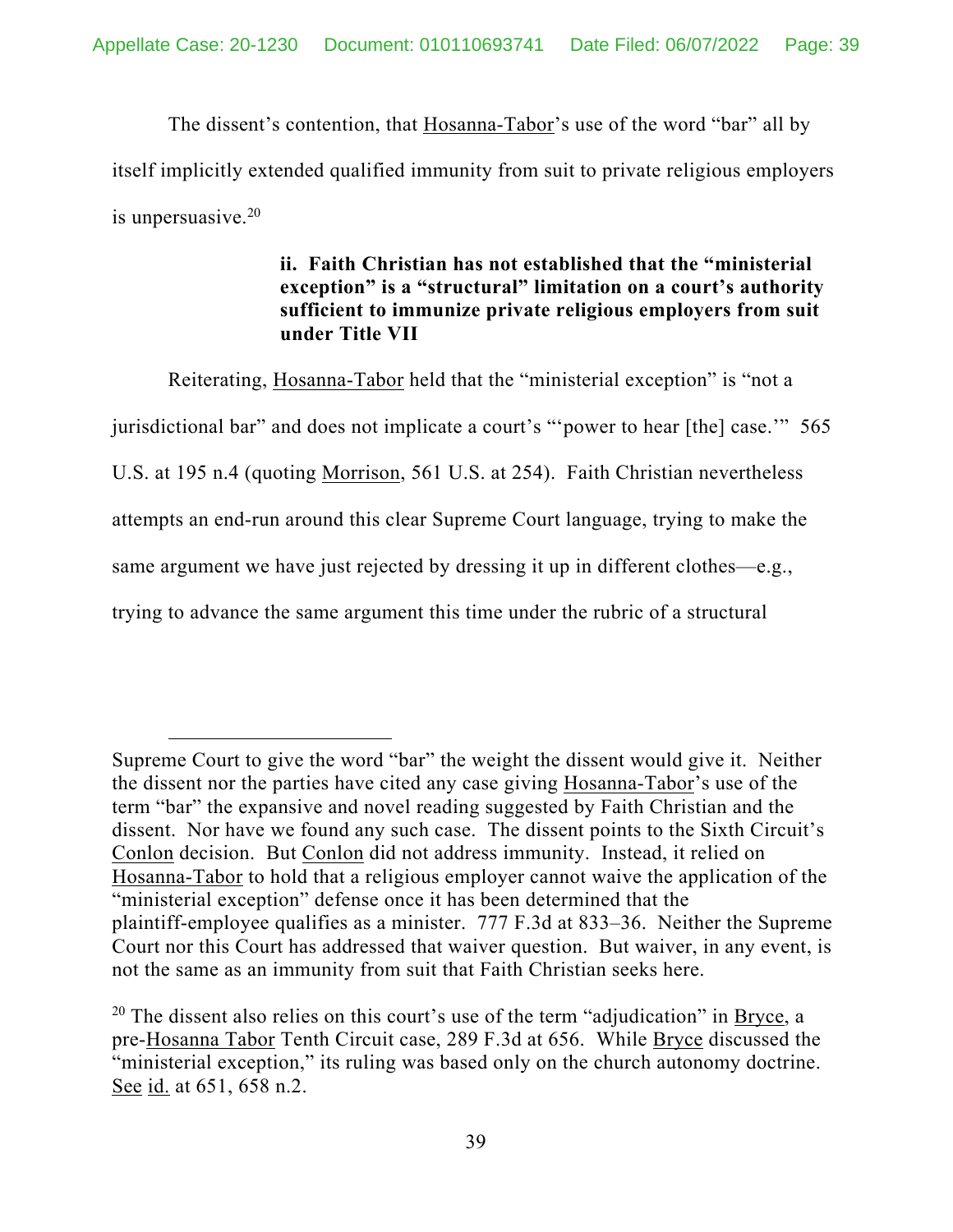The dissent's contention, that Hosanna-Tabor's use of the word "bar" all by itself implicitly extended qualified immunity from suit to private religious employers is unpersuasive.[20]

#### ii. Faith Christian has not established that the "ministerial exception" is a "structural" limitation on a court's authority sufficient to immunize private religious employers from suit under Title VII

Reiterating, Hosanna-Tabor held that the "ministerial exception" is "not a jurisdictional bar" and does not implicate a court's "'power to hear [the] case.'" 565 U.S. at 195 n.4 (quoting Morrison, 561 U.S. at 254). Faith Christian nevertheless attempts an end-run around this clear Supreme Court language, trying to make the same argument we have just rejected by dressing it up in different clothes—e.g., trying to advance the same argument this time under the rubric of a structural

---

Supreme Court to give the word "bar" the weight the dissent would give it. Neither the dissent nor the parties have cited any case giving Hosanna-Tabor's use of the term "bar" the expansive and novel reading suggested by Faith Christian and the dissent. Nor have we found any such case. The dissent points to the Sixth Circuit's Conlon decision. But Conlon did not address immunity. Instead, it relied on Hosanna-Tabor to hold that a religious employer cannot waive the application of the "ministerial exception" defense once it has been determined that the plaintiff-employee qualifies as a minister. 777 F.3d at 833–36. Neither the Supreme Court nor this Court has addressed that waiver question. But waiver, in any event, is not the same as an immunity from suit that Faith Christian seeks here.

[20] The dissent also relies on this court's use of the term "adjudication" in Bryce, a pre-Hosanna Tabor Tenth Circuit case, 289 F.3d at 656. While Bryce discussed the "ministerial exception," its ruling was based only on the church autonomy doctrine. See id. at 651, 658 n.2.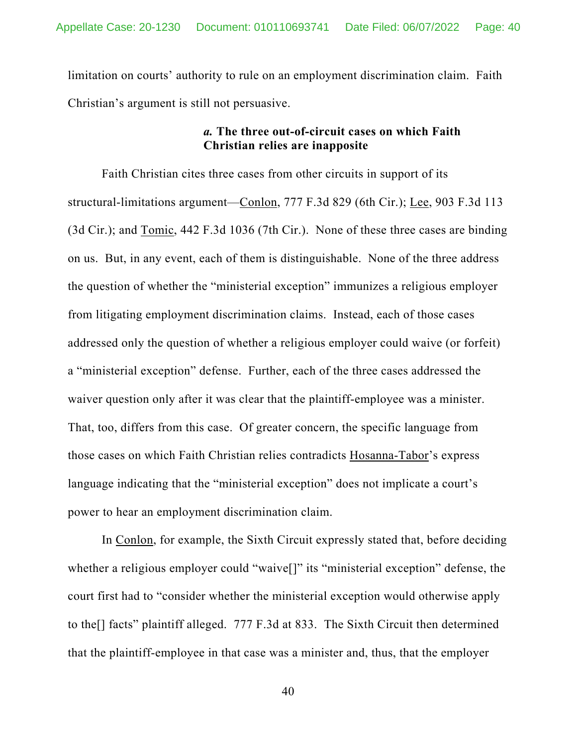limitation on courts' authority to rule on an employment discrimination claim. Faith Christian's argument is still not persuasive.

#### *a.* **The three out-of-circuit cases on which Faith Christian relies are inapposite**

Faith Christian cites three cases from other circuits in support of its structural-limitations argument—Conlon, 777 F.3d 829 (6th Cir.); Lee, 903 F.3d 113 (3d Cir.); and Tomic, 442 F.3d 1036 (7th Cir.). None of these three cases are binding on us. But, in any event, each of them is distinguishable. None of the three address the question of whether the "ministerial exception" immunizes a religious employer from litigating employment discrimination claims. Instead, each of those cases addressed only the question of whether a religious employer could waive (or forfeit) a "ministerial exception" defense. Further, each of the three cases addressed the waiver question only after it was clear that the plaintiff-employee was a minister. That, too, differs from this case. Of greater concern, the specific language from those cases on which Faith Christian relies contradicts Hosanna-Tabor's express language indicating that the "ministerial exception" does not implicate a court's power to hear an employment discrimination claim.

In Conlon, for example, the Sixth Circuit expressly stated that, before deciding whether a religious employer could "waive[]" its "ministerial exception" defense, the court first had to "consider whether the ministerial exception would otherwise apply to the[] facts" plaintiff alleged. 777 F.3d at 833. The Sixth Circuit then determined that the plaintiff-employee in that case was a minister and, thus, that the employer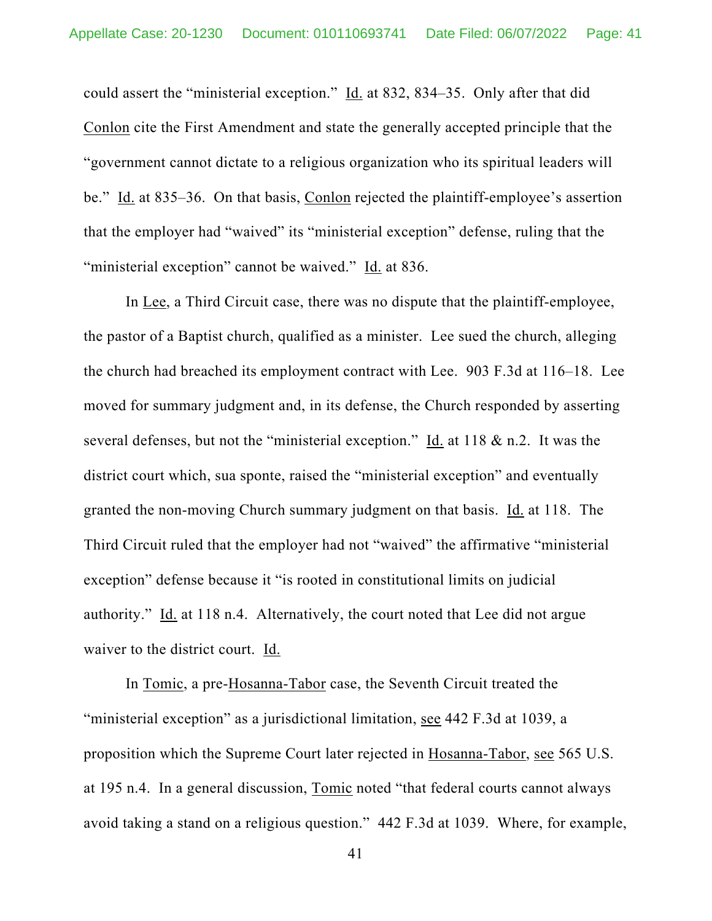could assert the "ministerial exception." Id. at 832, 834–35. Only after that did Conlon cite the First Amendment and state the generally accepted principle that the "government cannot dictate to a religious organization who its spiritual leaders will be." Id. at 835–36. On that basis, Conlon rejected the plaintiff-employee's assertion that the employer had "waived" its "ministerial exception" defense, ruling that the "ministerial exception" cannot be waived." Id. at 836.

In Lee, a Third Circuit case, there was no dispute that the plaintiff-employee, the pastor of a Baptist church, qualified as a minister. Lee sued the church, alleging the church had breached its employment contract with Lee. 903 F.3d at 116–18. Lee moved for summary judgment and, in its defense, the Church responded by asserting several defenses, but not the "ministerial exception." Id. at 118 & n.2. It was the district court which, sua sponte, raised the "ministerial exception" and eventually granted the non-moving Church summary judgment on that basis. Id. at 118. The Third Circuit ruled that the employer had not "waived" the affirmative "ministerial exception" defense because it "is rooted in constitutional limits on judicial authority." Id. at 118 n.4. Alternatively, the court noted that Lee did not argue waiver to the district court. Id.

In Tomic, a pre-Hosanna-Tabor case, the Seventh Circuit treated the "ministerial exception" as a jurisdictional limitation, see 442 F.3d at 1039, a proposition which the Supreme Court later rejected in Hosanna-Tabor, see 565 U.S. at 195 n.4. In a general discussion, Tomic noted "that federal courts cannot always avoid taking a stand on a religious question." 442 F.3d at 1039. Where, for example,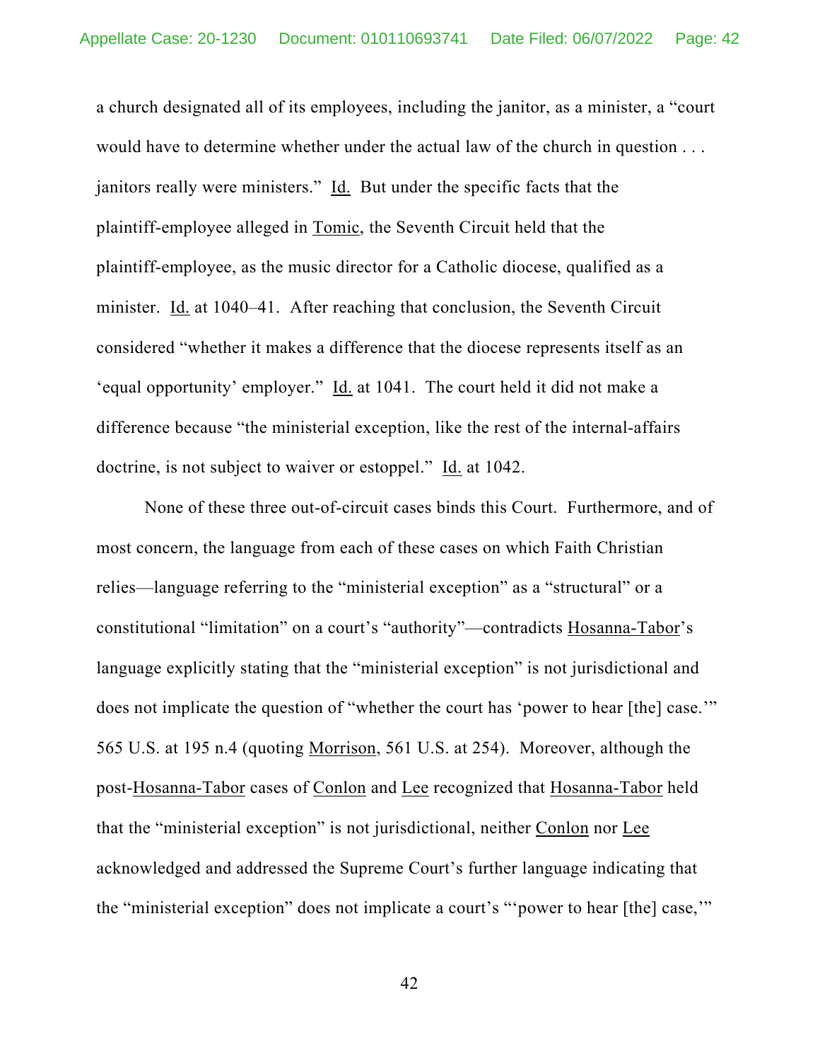a church designated all of its employees, including the janitor, as a minister, a "court would have to determine whether under the actual law of the church in question . . . janitors really were ministers." Id. But under the specific facts that the plaintiff-employee alleged in Tomic, the Seventh Circuit held that the plaintiff-employee, as the music director for a Catholic diocese, qualified as a minister. Id. at 1040–41. After reaching that conclusion, the Seventh Circuit considered "whether it makes a difference that the diocese represents itself as an 'equal opportunity' employer." Id. at 1041. The court held it did not make a difference because "the ministerial exception, like the rest of the internal-affairs doctrine, is not subject to waiver or estoppel." Id. at 1042.

None of these three out-of-circuit cases binds this Court. Furthermore, and of most concern, the language from each of these cases on which Faith Christian relies—language referring to the "ministerial exception" as a "structural" or a constitutional "limitation" on a court's "authority"—contradicts Hosanna-Tabor's language explicitly stating that the "ministerial exception" is not jurisdictional and does not implicate the question of "whether the court has 'power to hear [the] case.'" 565 U.S. at 195 n.4 (quoting Morrison, 561 U.S. at 254). Moreover, although the post-Hosanna-Tabor cases of Conlon and Lee recognized that Hosanna-Tabor held that the "ministerial exception" is not jurisdictional, neither Conlon nor Lee acknowledged and addressed the Supreme Court's further language indicating that the "ministerial exception" does not implicate a court's "'power to hear [the] case,'"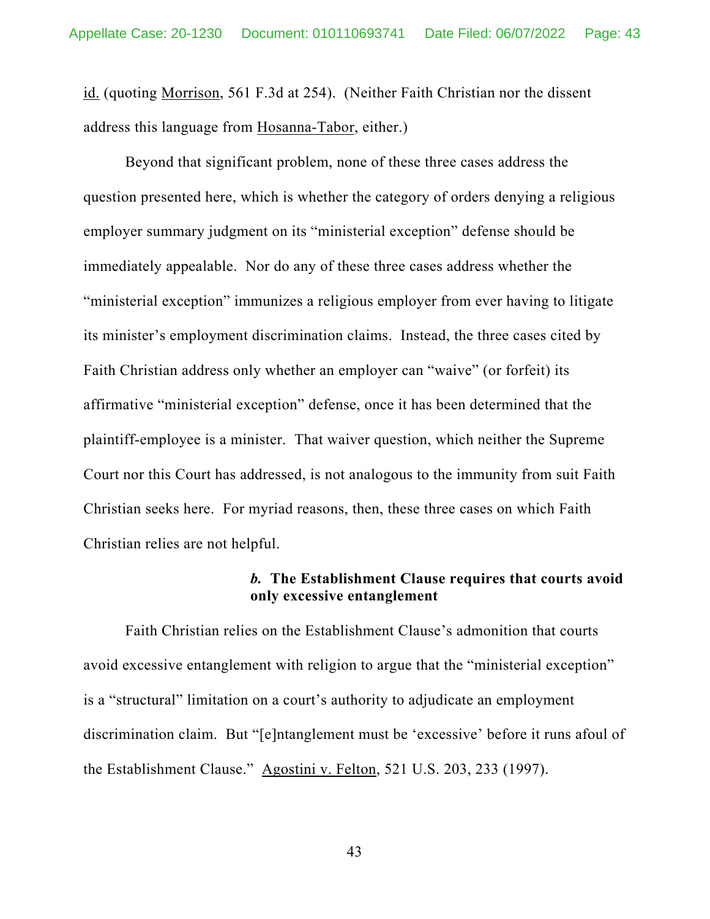id. (quoting Morrison, 561 F.3d at 254). (Neither Faith Christian nor the dissent address this language from Hosanna-Tabor, either.)

Beyond that significant problem, none of these three cases address the question presented here, which is whether the category of orders denying a religious employer summary judgment on its "ministerial exception" defense should be immediately appealable. Nor do any of these three cases address whether the "ministerial exception" immunizes a religious employer from ever having to litigate its minister's employment discrimination claims. Instead, the three cases cited by Faith Christian address only whether an employer can "waive" (or forfeit) its affirmative "ministerial exception" defense, once it has been determined that the plaintiff-employee is a minister. That waiver question, which neither the Supreme Court nor this Court has addressed, is not analogous to the immunity from suit Faith Christian seeks here. For myriad reasons, then, these three cases on which Faith Christian relies are not helpful.

#### *b.* The Establishment Clause requires that courts avoid only excessive entanglement

Faith Christian relies on the Establishment Clause's admonition that courts avoid excessive entanglement with religion to argue that the "ministerial exception" is a "structural" limitation on a court's authority to adjudicate an employment discrimination claim. But "[e]ntanglement must be 'excessive' before it runs afoul of the Establishment Clause." Agostini v. Felton, 521 U.S. 203, 233 (1997).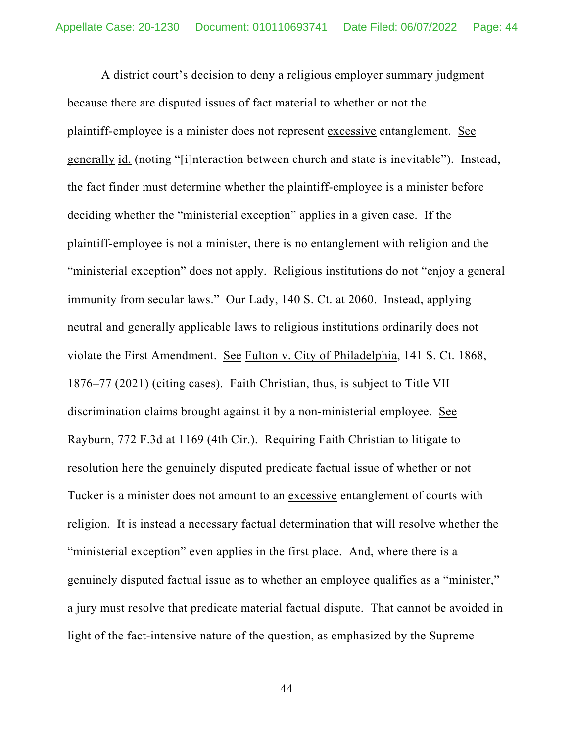A district court's decision to deny a religious employer summary judgment because there are disputed issues of fact material to whether or not the plaintiff-employee is a minister does not represent excessive entanglement. See generally id. (noting "[i]nteraction between church and state is inevitable"). Instead, the fact finder must determine whether the plaintiff-employee is a minister before deciding whether the "ministerial exception" applies in a given case. If the plaintiff-employee is not a minister, there is no entanglement with religion and the "ministerial exception" does not apply. Religious institutions do not "enjoy a general immunity from secular laws." Our Lady, 140 S. Ct. at 2060. Instead, applying neutral and generally applicable laws to religious institutions ordinarily does not violate the First Amendment. See Fulton v. City of Philadelphia, 141 S. Ct. 1868, 1876–77 (2021) (citing cases). Faith Christian, thus, is subject to Title VII discrimination claims brought against it by a non-ministerial employee. See Rayburn, 772 F.3d at 1169 (4th Cir.). Requiring Faith Christian to litigate to resolution here the genuinely disputed predicate factual issue of whether or not Tucker is a minister does not amount to an excessive entanglement of courts with religion. It is instead a necessary factual determination that will resolve whether the "ministerial exception" even applies in the first place. And, where there is a genuinely disputed factual issue as to whether an employee qualifies as a "minister," a jury must resolve that predicate material factual dispute. That cannot be avoided in light of the fact-intensive nature of the question, as emphasized by the Supreme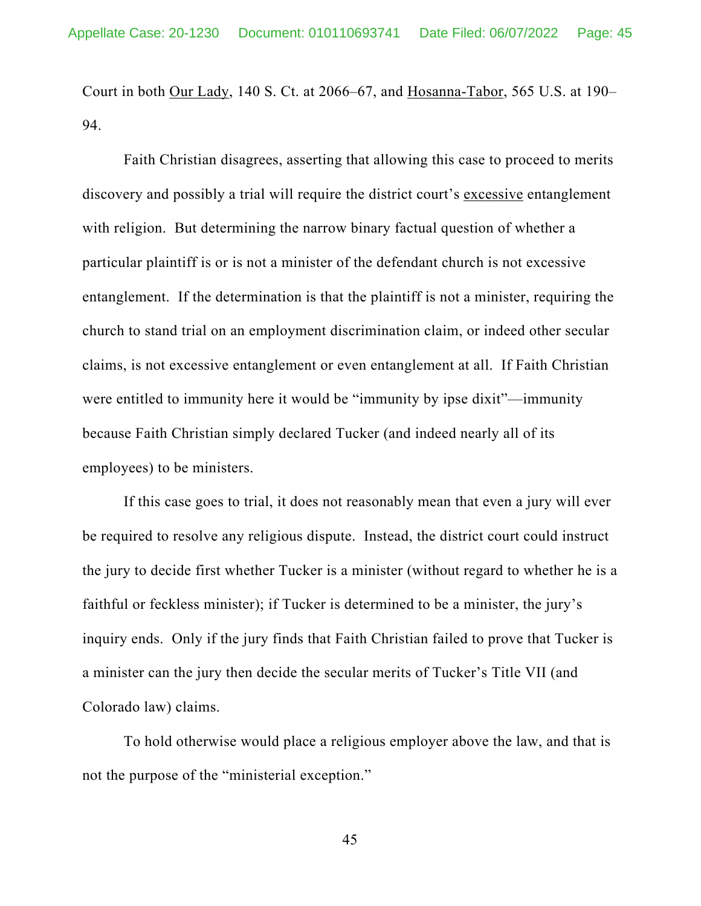Court in both Our Lady, 140 S. Ct. at 2066–67, and Hosanna-Tabor, 565 U.S. at 190–94.

Faith Christian disagrees, asserting that allowing this case to proceed to merits discovery and possibly a trial will require the district court's excessive entanglement with religion. But determining the narrow binary factual question of whether a particular plaintiff is or is not a minister of the defendant church is not excessive entanglement. If the determination is that the plaintiff is not a minister, requiring the church to stand trial on an employment discrimination claim, or indeed other secular claims, is not excessive entanglement or even entanglement at all. If Faith Christian were entitled to immunity here it would be "immunity by ipse dixit"—immunity because Faith Christian simply declared Tucker (and indeed nearly all of its employees) to be ministers.

If this case goes to trial, it does not reasonably mean that even a jury will ever be required to resolve any religious dispute. Instead, the district court could instruct the jury to decide first whether Tucker is a minister (without regard to whether he is a faithful or feckless minister); if Tucker is determined to be a minister, the jury's inquiry ends. Only if the jury finds that Faith Christian failed to prove that Tucker is a minister can the jury then decide the secular merits of Tucker's Title VII (and Colorado law) claims.

To hold otherwise would place a religious employer above the law, and that is not the purpose of the "ministerial exception."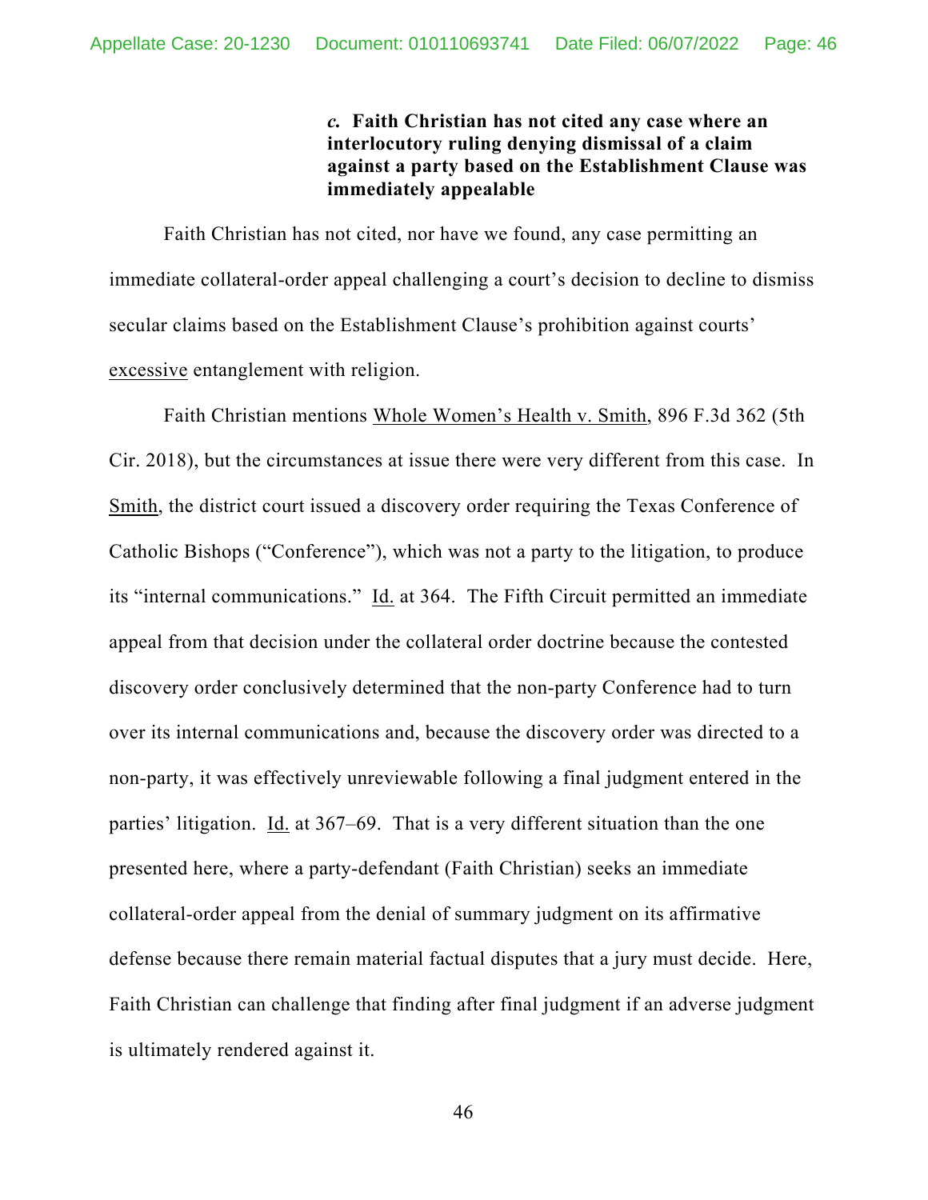### *c.* **Faith Christian has not cited any case where an interlocutory ruling denying dismissal of a claim against a party based on the Establishment Clause was immediately appealable**

Faith Christian has not cited, nor have we found, any case permitting an immediate collateral-order appeal challenging a court's decision to decline to dismiss secular claims based on the Establishment Clause's prohibition against courts' excessive entanglement with religion.

Faith Christian mentions Whole Women's Health v. Smith, 896 F.3d 362 (5th Cir. 2018), but the circumstances at issue there were very different from this case. In Smith, the district court issued a discovery order requiring the Texas Conference of Catholic Bishops ("Conference"), which was not a party to the litigation, to produce its "internal communications." Id. at 364. The Fifth Circuit permitted an immediate appeal from that decision under the collateral order doctrine because the contested discovery order conclusively determined that the non-party Conference had to turn over its internal communications and, because the discovery order was directed to a non-party, it was effectively unreviewable following a final judgment entered in the parties' litigation. Id. at 367–69. That is a very different situation than the one presented here, where a party-defendant (Faith Christian) seeks an immediate collateral-order appeal from the denial of summary judgment on its affirmative defense because there remain material factual disputes that a jury must decide. Here, Faith Christian can challenge that finding after final judgment if an adverse judgment is ultimately rendered against it.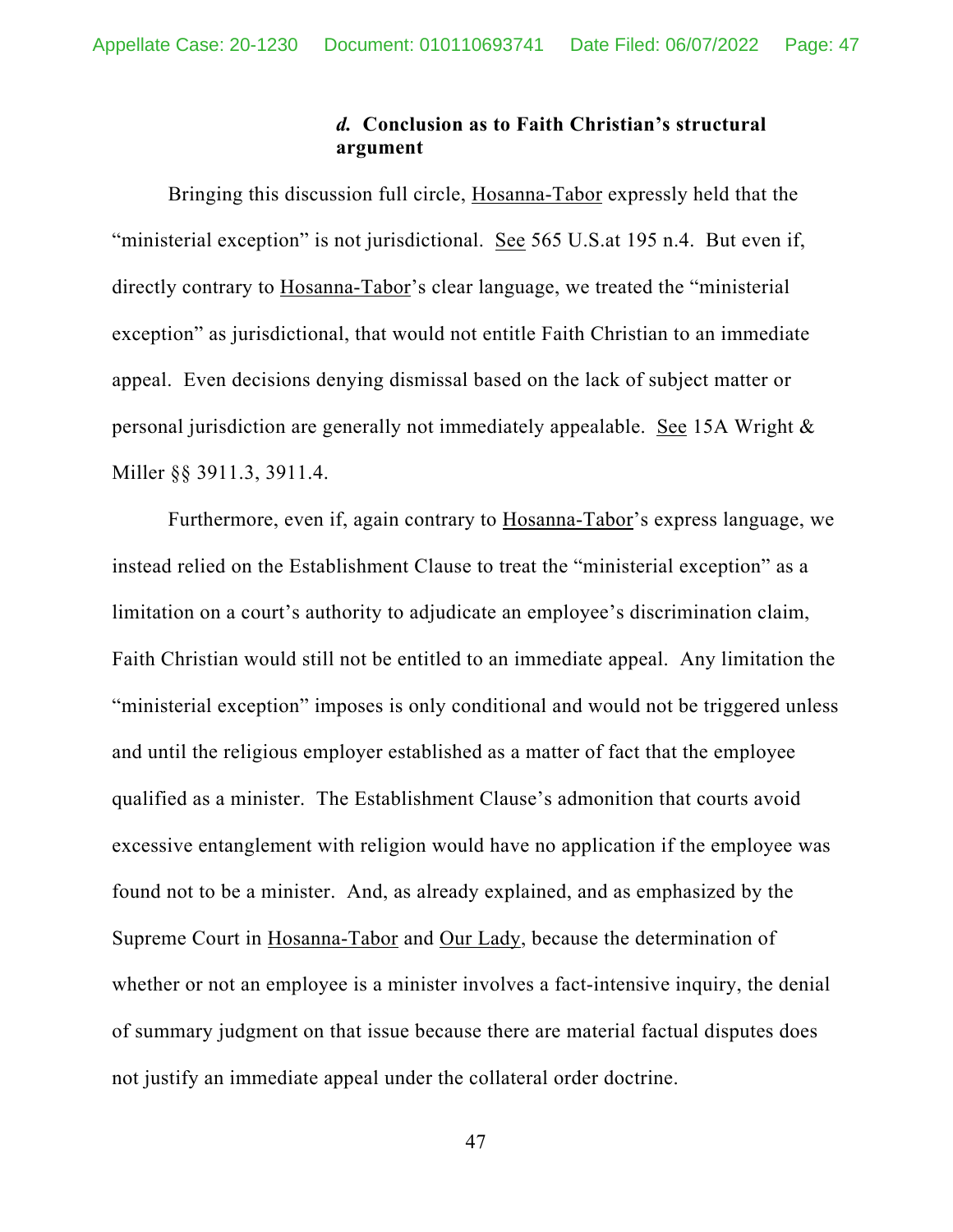#### *d.* **Conclusion as to Faith Christian's structural argument**

Bringing this discussion full circle, Hosanna-Tabor expressly held that the "ministerial exception" is not jurisdictional. See 565 U.S.at 195 n.4. But even if, directly contrary to Hosanna-Tabor's clear language, we treated the "ministerial exception" as jurisdictional, that would not entitle Faith Christian to an immediate appeal. Even decisions denying dismissal based on the lack of subject matter or personal jurisdiction are generally not immediately appealable. See 15A Wright & Miller §§ 3911.3, 3911.4.

Furthermore, even if, again contrary to Hosanna-Tabor's express language, we instead relied on the Establishment Clause to treat the "ministerial exception" as a limitation on a court's authority to adjudicate an employee's discrimination claim, Faith Christian would still not be entitled to an immediate appeal. Any limitation the "ministerial exception" imposes is only conditional and would not be triggered unless and until the religious employer established as a matter of fact that the employee qualified as a minister. The Establishment Clause's admonition that courts avoid excessive entanglement with religion would have no application if the employee was found not to be a minister. And, as already explained, and as emphasized by the Supreme Court in Hosanna-Tabor and Our Lady, because the determination of whether or not an employee is a minister involves a fact-intensive inquiry, the denial of summary judgment on that issue because there are material factual disputes does not justify an immediate appeal under the collateral order doctrine.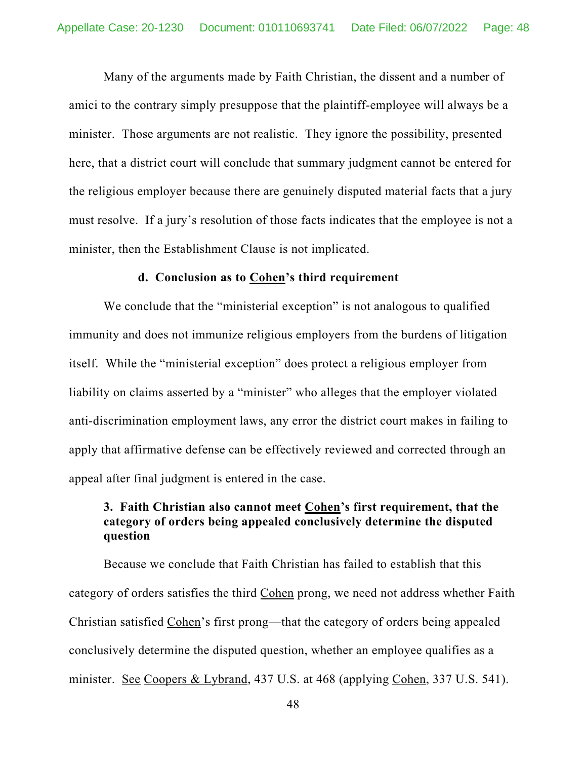Many of the arguments made by Faith Christian, the dissent and a number of amici to the contrary simply presuppose that the plaintiff-employee will always be a minister. Those arguments are not realistic. They ignore the possibility, presented here, that a district court will conclude that summary judgment cannot be entered for the religious employer because there are genuinely disputed material facts that a jury must resolve. If a jury's resolution of those facts indicates that the employee is not a minister, then the Establishment Clause is not implicated.

#### d. Conclusion as to Cohen's third requirement

We conclude that the "ministerial exception" is not analogous to qualified immunity and does not immunize religious employers from the burdens of litigation itself. While the "ministerial exception" does protect a religious employer from liability on claims asserted by a "minister" who alleges that the employer violated anti-discrimination employment laws, any error the district court makes in failing to apply that affirmative defense can be effectively reviewed and corrected through an appeal after final judgment is entered in the case.

### 3. Faith Christian also cannot meet Cohen's first requirement, that the category of orders being appealed conclusively determine the disputed question

Because we conclude that Faith Christian has failed to establish that this category of orders satisfies the third Cohen prong, we need not address whether Faith Christian satisfied Cohen's first prong—that the category of orders being appealed conclusively determine the disputed question, whether an employee qualifies as a minister. See Coopers & Lybrand, 437 U.S. at 468 (applying Cohen, 337 U.S. 541).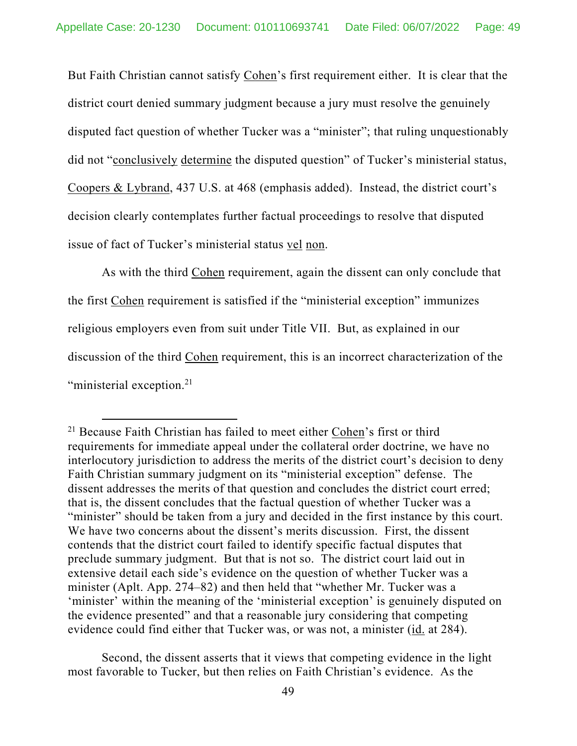But Faith Christian cannot satisfy Cohen's first requirement either. It is clear that the district court denied summary judgment because a jury must resolve the genuinely disputed fact question of whether Tucker was a "minister"; that ruling unquestionably did not "conclusively determine the disputed question" of Tucker's ministerial status, Coopers & Lybrand, 437 U.S. at 468 (emphasis added). Instead, the district court's decision clearly contemplates further factual proceedings to resolve that disputed issue of fact of Tucker's ministerial status vel non.

As with the third Cohen requirement, again the dissent can only conclude that the first Cohen requirement is satisfied if the "ministerial exception" immunizes religious employers even from suit under Title VII. But, as explained in our discussion of the third Cohen requirement, this is an incorrect characterization of the "ministerial exception.[21]

---

[21] Because Faith Christian has failed to meet either Cohen's first or third requirements for immediate appeal under the collateral order doctrine, we have no interlocutory jurisdiction to address the merits of the district court's decision to deny Faith Christian summary judgment on its "ministerial exception" defense. The dissent addresses the merits of that question and concludes the district court erred; that is, the dissent concludes that the factual question of whether Tucker was a "minister" should be taken from a jury and decided in the first instance by this court. We have two concerns about the dissent's merits discussion. First, the dissent contends that the district court failed to identify specific factual disputes that preclude summary judgment. But that is not so. The district court laid out in extensive detail each side's evidence on the question of whether Tucker was a minister (Aplt. App. 274–82) and then held that "whether Mr. Tucker was a 'minister' within the meaning of the 'ministerial exception' is genuinely disputed on the evidence presented" and that a reasonable jury considering that competing evidence could find either that Tucker was, or was not, a minister (id. at 284).

Second, the dissent asserts that it views that competing evidence in the light most favorable to Tucker, but then relies on Faith Christian's evidence. As the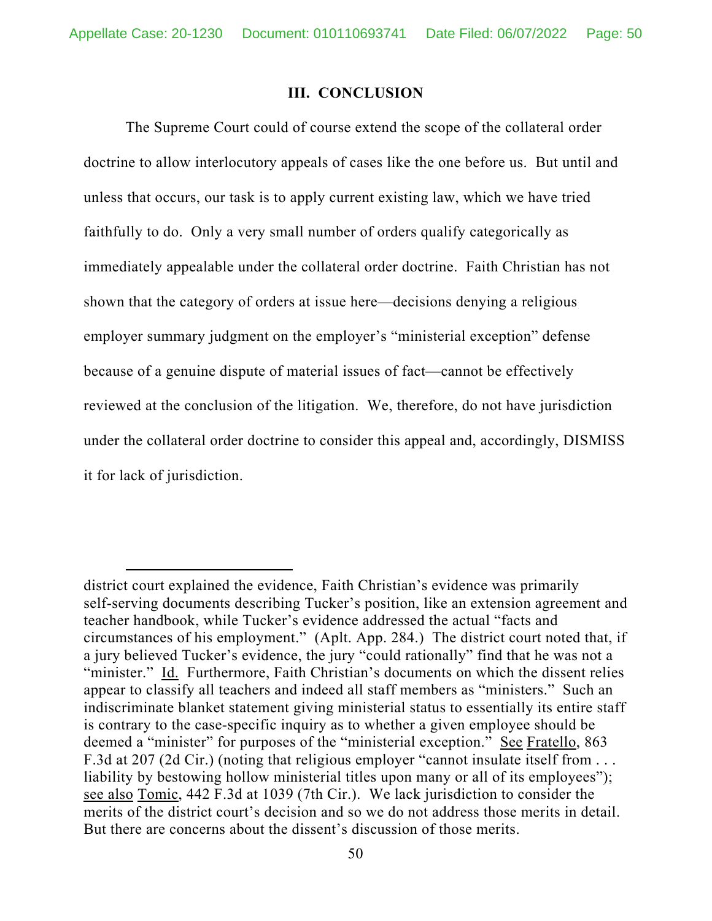## III. CONCLUSION

The Supreme Court could of course extend the scope of the collateral order doctrine to allow interlocutory appeals of cases like the one before us. But until and unless that occurs, our task is to apply current existing law, which we have tried faithfully to do. Only a very small number of orders qualify categorically as immediately appealable under the collateral order doctrine. Faith Christian has not shown that the category of orders at issue here—decisions denying a religious employer summary judgment on the employer's "ministerial exception" defense because of a genuine dispute of material issues of fact—cannot be effectively reviewed at the conclusion of the litigation. We, therefore, do not have jurisdiction under the collateral order doctrine to consider this appeal and, accordingly, DISMISS it for lack of jurisdiction.

---

district court explained the evidence, Faith Christian's evidence was primarily self-serving documents describing Tucker's position, like an extension agreement and teacher handbook, while Tucker's evidence addressed the actual "facts and circumstances of his employment." (Aplt. App. 284.) The district court noted that, if a jury believed Tucker's evidence, the jury "could rationally" find that he was not a "minister." Id. Furthermore, Faith Christian's documents on which the dissent relies appear to classify all teachers and indeed all staff members as "ministers." Such an indiscriminate blanket statement giving ministerial status to essentially its entire staff is contrary to the case-specific inquiry as to whether a given employee should be deemed a "minister" for purposes of the "ministerial exception." See Fratello, 863 F.3d at 207 (2d Cir.) (noting that religious employer "cannot insulate itself from . . . liability by bestowing hollow ministerial titles upon many or all of its employees"); see also Tomic, 442 F.3d at 1039 (7th Cir.). We lack jurisdiction to consider the merits of the district court's decision and so we do not address those merits in detail. But there are concerns about the dissent's discussion of those merits.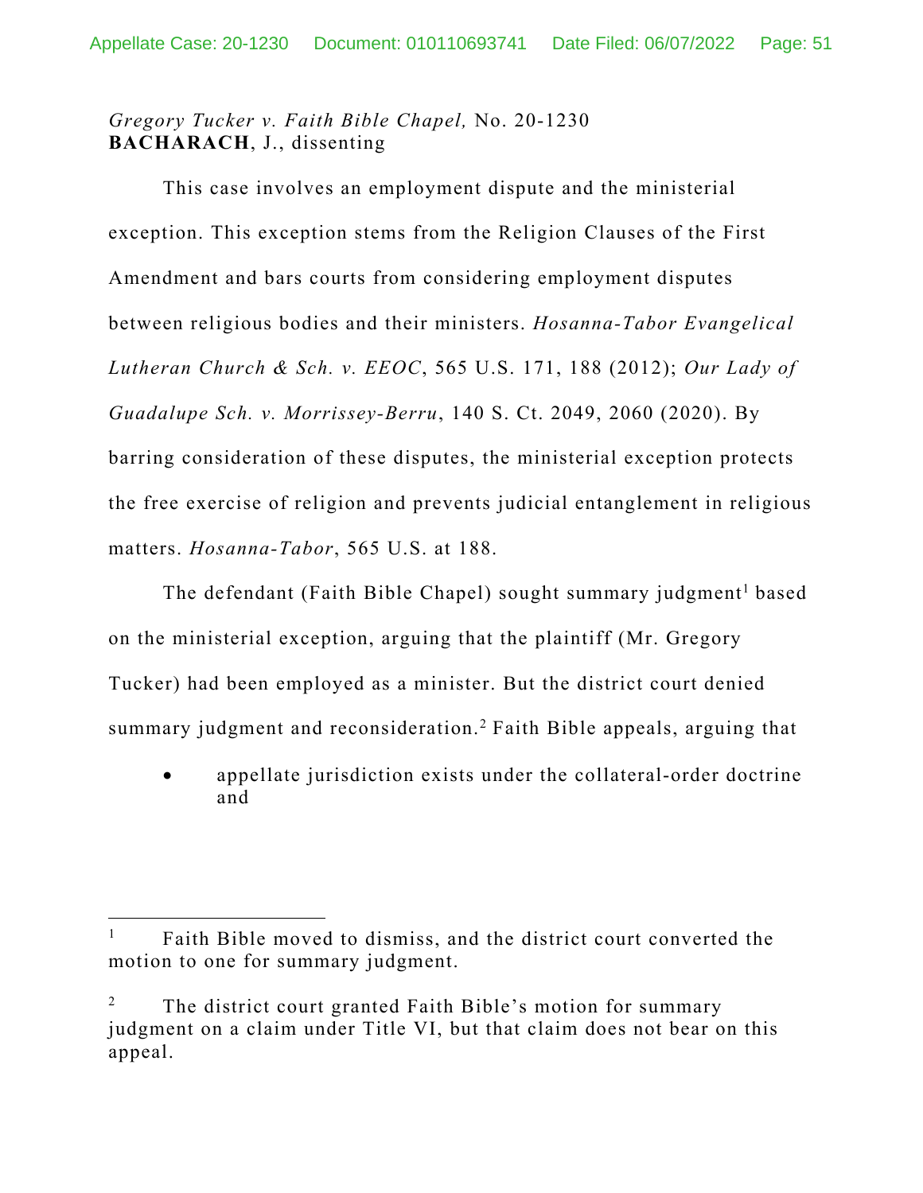*Gregory Tucker v. Faith Bible Chapel,* No. 20-1230
**BACHARACH**, J., dissenting

This case involves an employment dispute and the ministerial exception. This exception stems from the Religion Clauses of the First Amendment and bars courts from considering employment disputes between religious bodies and their ministers. *Hosanna-Tabor Evangelical Lutheran Church & Sch. v. EEOC*, 565 U.S. 171, 188 (2012); *Our Lady of Guadalupe Sch. v. Morrissey-Berru*, 140 S. Ct. 2049, 2060 (2020). By barring consideration of these disputes, the ministerial exception protects the free exercise of religion and prevents judicial entanglement in religious matters. *Hosanna-Tabor*, 565 U.S. at 188.

The defendant (Faith Bible Chapel) sought summary judgment[1] based on the ministerial exception, arguing that the plaintiff (Mr. Gregory Tucker) had been employed as a minister. But the district court denied summary judgment and reconsideration.[2] Faith Bible appeals, arguing that

- appellate jurisdiction exists under the collateral-order doctrine and

---

[1] Faith Bible moved to dismiss, and the district court converted the motion to one for summary judgment.

[2] The district court granted Faith Bible's motion for summary judgment on a claim under Title VI, but that claim does not bear on this appeal.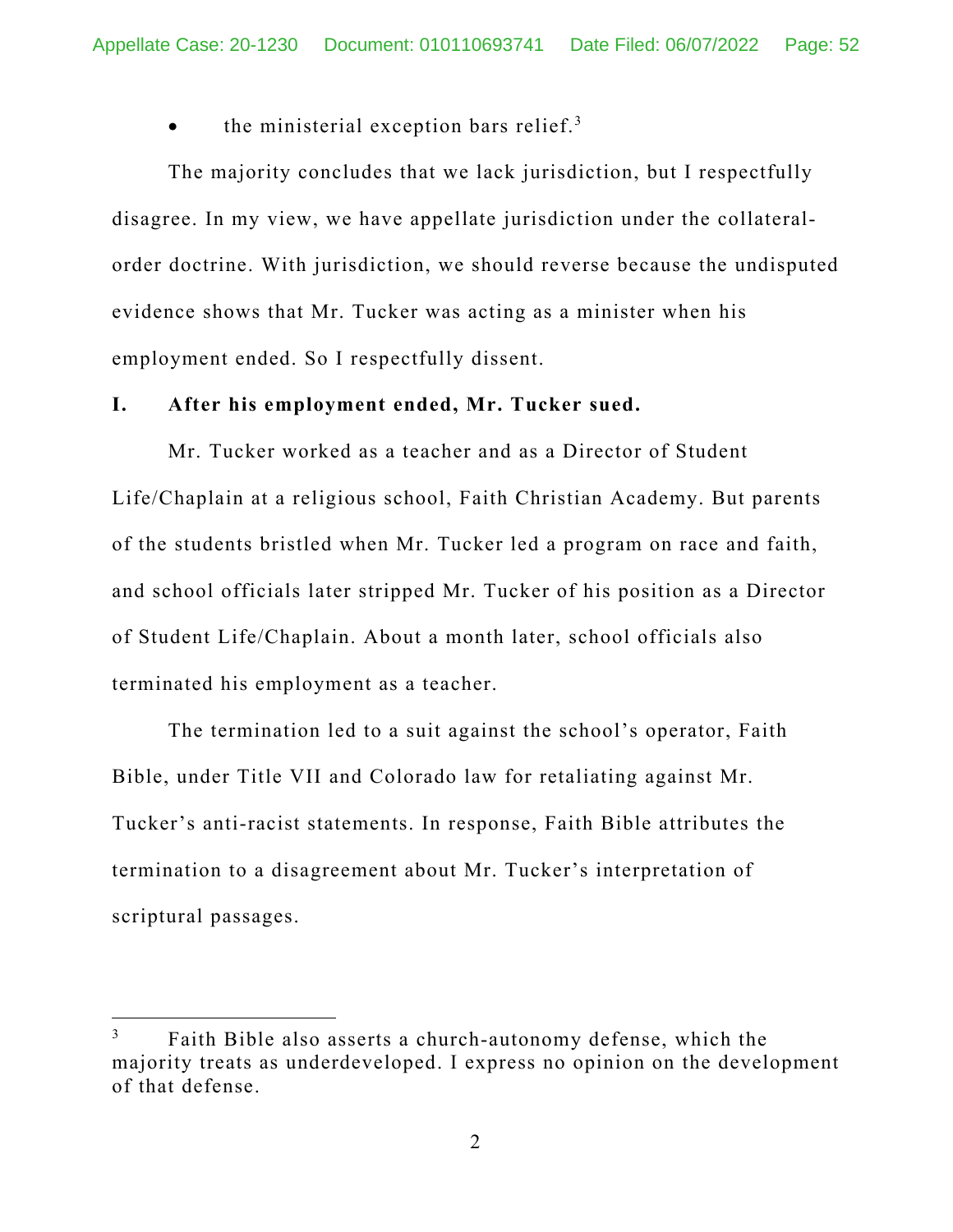- the ministerial exception bars relief.[3]

The majority concludes that we lack jurisdiction, but I respectfully disagree. In my view, we have appellate jurisdiction under the collateral-order doctrine. With jurisdiction, we should reverse because the undisputed evidence shows that Mr. Tucker was acting as a minister when his employment ended. So I respectfully dissent.

## I. After his employment ended, Mr. Tucker sued.

Mr. Tucker worked as a teacher and as a Director of Student Life/Chaplain at a religious school, Faith Christian Academy. But parents of the students bristled when Mr. Tucker led a program on race and faith, and school officials later stripped Mr. Tucker of his position as a Director of Student Life/Chaplain. About a month later, school officials also terminated his employment as a teacher.

The termination led to a suit against the school's operator, Faith Bible, under Title VII and Colorado law for retaliating against Mr. Tucker's anti-racist statements. In response, Faith Bible attributes the termination to a disagreement about Mr. Tucker's interpretation of scriptural passages.

---

[3] Faith Bible also asserts a church-autonomy defense, which the majority treats as underdeveloped. I express no opinion on the development of that defense.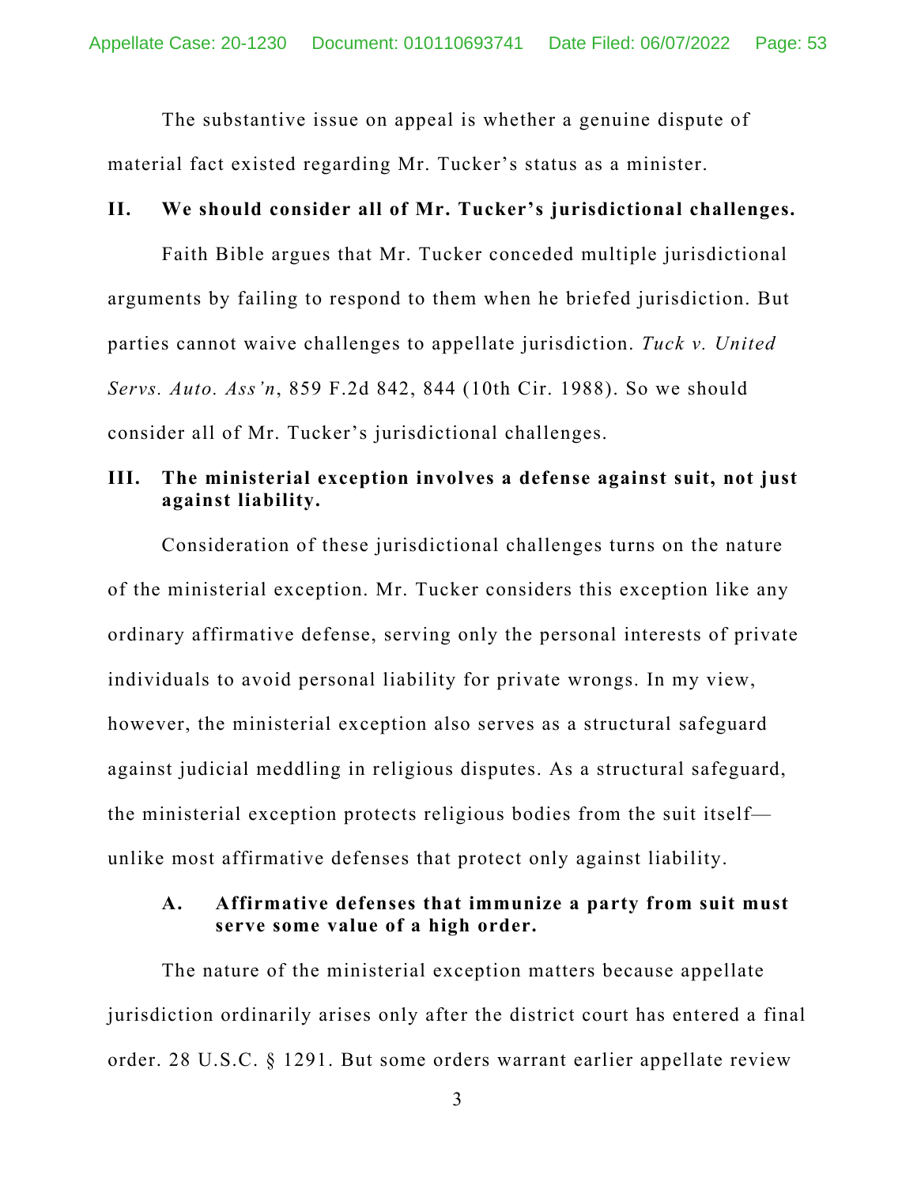The substantive issue on appeal is whether a genuine dispute of material fact existed regarding Mr. Tucker's status as a minister.

## II. We should consider all of Mr. Tucker's jurisdictional challenges.

Faith Bible argues that Mr. Tucker conceded multiple jurisdictional arguments by failing to respond to them when he briefed jurisdiction. But parties cannot waive challenges to appellate jurisdiction. *Tuck v. United Servs. Auto. Ass'n*, 859 F.2d 842, 844 (10th Cir. 1988). So we should consider all of Mr. Tucker's jurisdictional challenges.

## III. The ministerial exception involves a defense against suit, not just against liability.

Consideration of these jurisdictional challenges turns on the nature of the ministerial exception. Mr. Tucker considers this exception like any ordinary affirmative defense, serving only the personal interests of private individuals to avoid personal liability for private wrongs. In my view, however, the ministerial exception also serves as a structural safeguard against judicial meddling in religious disputes. As a structural safeguard, the ministerial exception protects religious bodies from the suit itself—unlike most affirmative defenses that protect only against liability.

### A. Affirmative defenses that immunize a party from suit must serve some value of a high order.

The nature of the ministerial exception matters because appellate jurisdiction ordinarily arises only after the district court has entered a final order. 28 U.S.C. § 1291. But some orders warrant earlier appellate review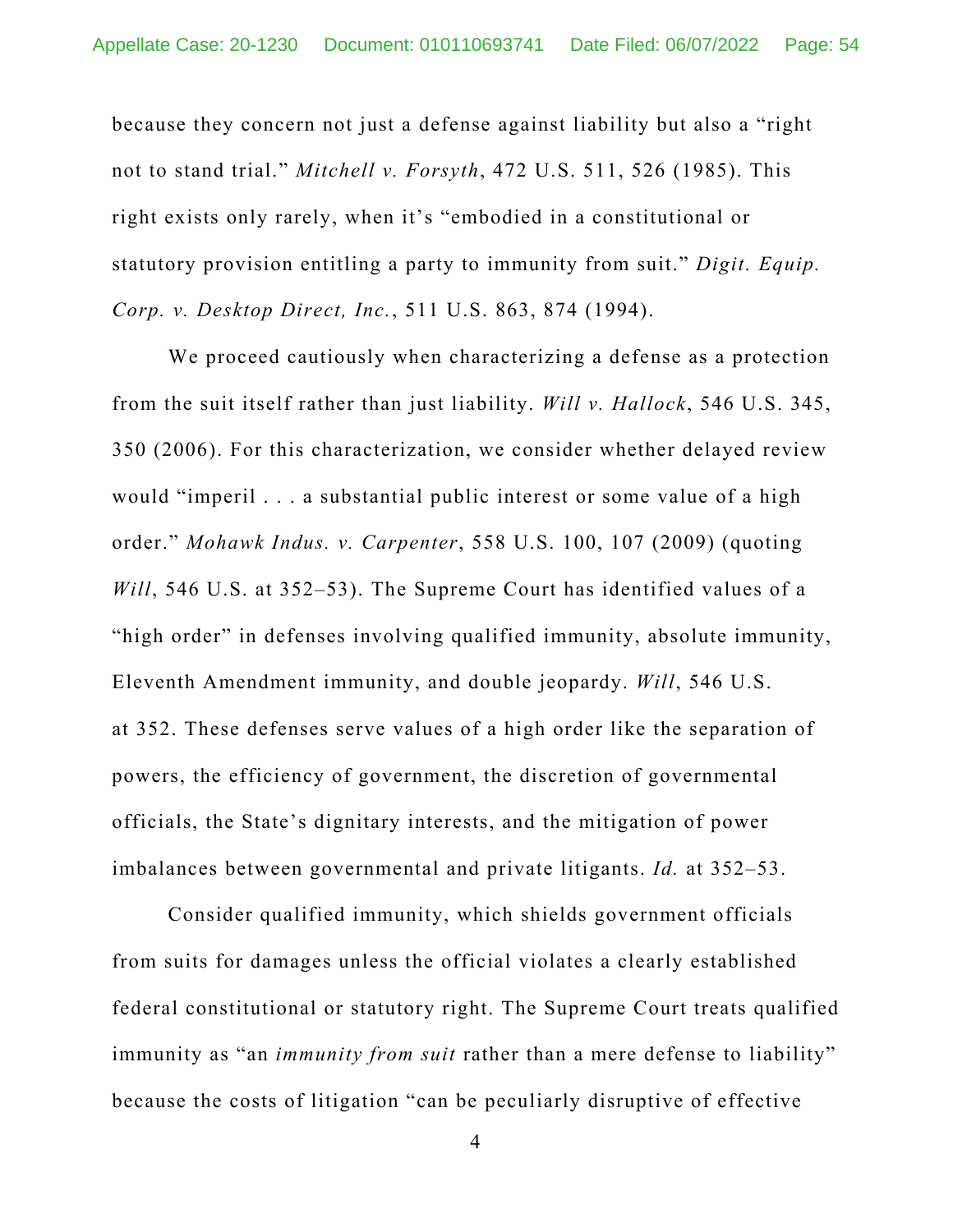because they concern not just a defense against liability but also a "right not to stand trial." *Mitchell v. Forsyth*, 472 U.S. 511, 526 (1985). This right exists only rarely, when it's "embodied in a constitutional or statutory provision entitling a party to immunity from suit." *Digit. Equip. Corp. v. Desktop Direct, Inc.*, 511 U.S. 863, 874 (1994).

We proceed cautiously when characterizing a defense as a protection from the suit itself rather than just liability. *Will v. Hallock*, 546 U.S. 345, 350 (2006). For this characterization, we consider whether delayed review would "imperil . . . a substantial public interest or some value of a high order." *Mohawk Indus. v. Carpenter*, 558 U.S. 100, 107 (2009) (quoting *Will*, 546 U.S. at 352–53). The Supreme Court has identified values of a "high order" in defenses involving qualified immunity, absolute immunity, Eleventh Amendment immunity, and double jeopardy. *Will*, 546 U.S. at 352. These defenses serve values of a high order like the separation of powers, the efficiency of government, the discretion of governmental officials, the State's dignitary interests, and the mitigation of power imbalances between governmental and private litigants. *Id.* at 352–53.

Consider qualified immunity, which shields government officials from suits for damages unless the official violates a clearly established federal constitutional or statutory right. The Supreme Court treats qualified immunity as "an *immunity from suit* rather than a mere defense to liability" because the costs of litigation "can be peculiarly disruptive of effective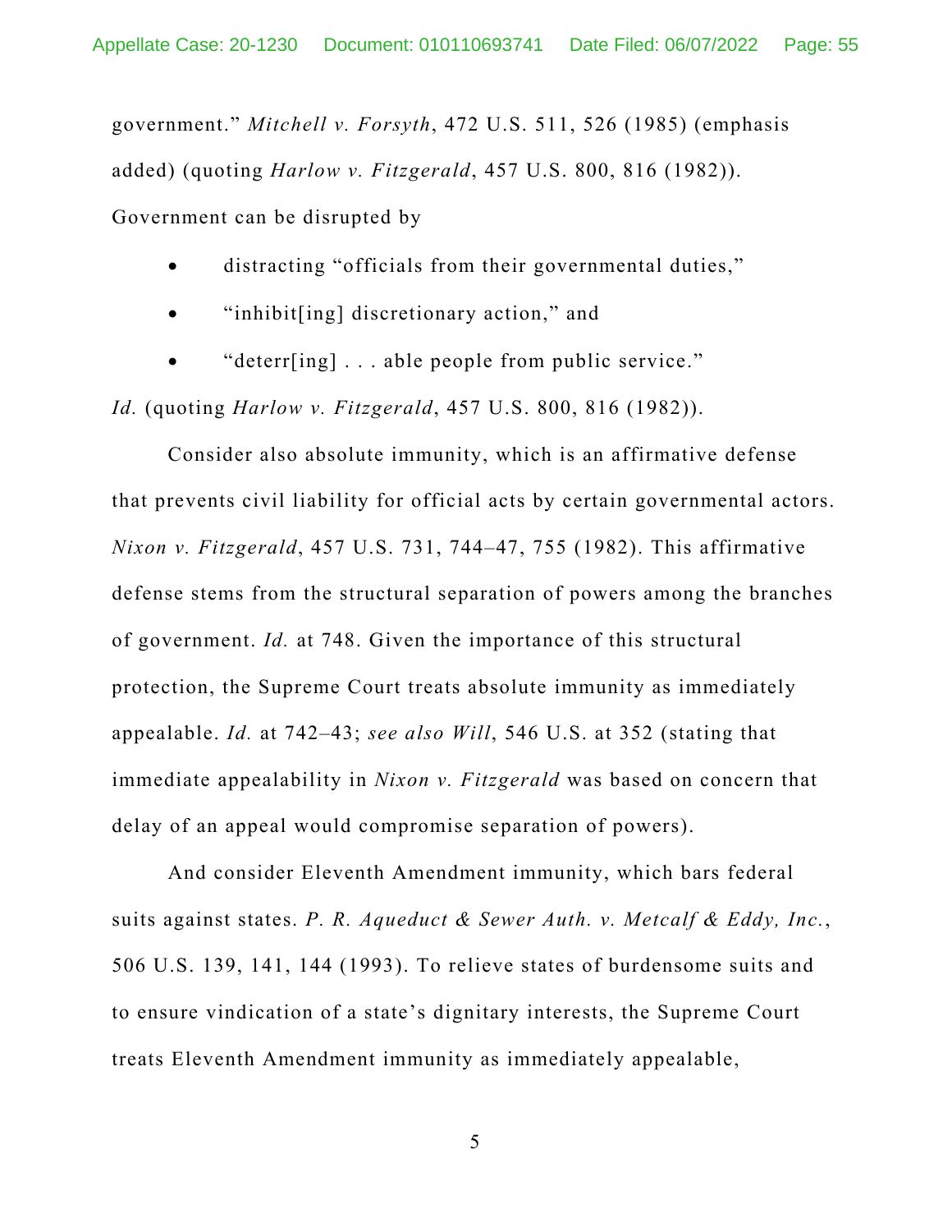government." *Mitchell v. Forsyth*, 472 U.S. 511, 526 (1985) (emphasis added) (quoting *Harlow v. Fitzgerald*, 457 U.S. 800, 816 (1982)). Government can be disrupted by

- distracting "officials from their governmental duties,"
- "inhibit[ing] discretionary action," and
- "deterr[ing] . . . able people from public service."

*Id.* (quoting *Harlow v. Fitzgerald*, 457 U.S. 800, 816 (1982)).

Consider also absolute immunity, which is an affirmative defense that prevents civil liability for official acts by certain governmental actors. *Nixon v. Fitzgerald*, 457 U.S. 731, 744–47, 755 (1982). This affirmative defense stems from the structural separation of powers among the branches of government. *Id.* at 748. Given the importance of this structural protection, the Supreme Court treats absolute immunity as immediately appealable. *Id.* at 742–43; *see also Will*, 546 U.S. at 352 (stating that immediate appealability in *Nixon v. Fitzgerald* was based on concern that delay of an appeal would compromise separation of powers).

And consider Eleventh Amendment immunity, which bars federal suits against states. *P. R. Aqueduct & Sewer Auth. v. Metcalf & Eddy, Inc.*, 506 U.S. 139, 141, 144 (1993). To relieve states of burdensome suits and to ensure vindication of a state's dignitary interests, the Supreme Court treats Eleventh Amendment immunity as immediately appealable,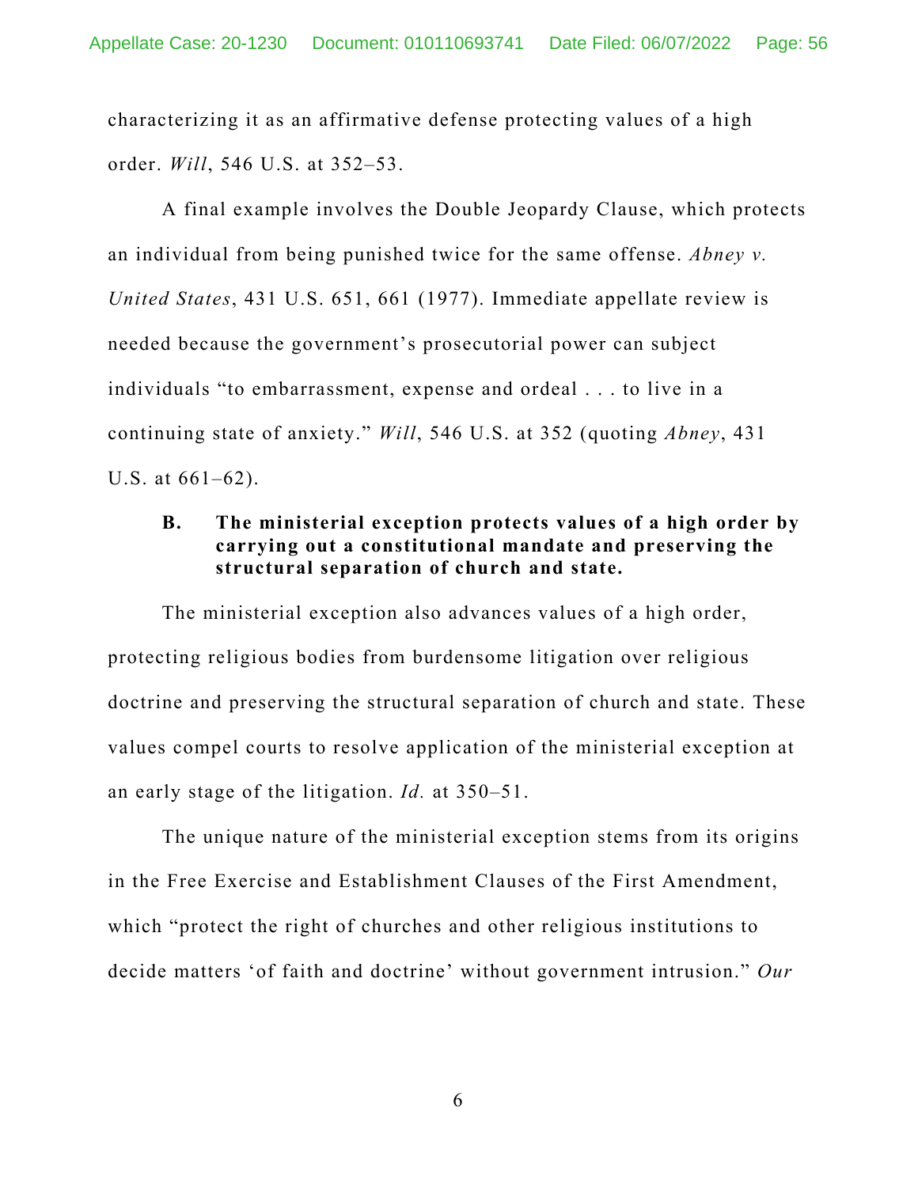characterizing it as an affirmative defense protecting values of a high order. *Will*, 546 U.S. at 352–53.

A final example involves the Double Jeopardy Clause, which protects an individual from being punished twice for the same offense. *Abney v. United States*, 431 U.S. 651, 661 (1977). Immediate appellate review is needed because the government's prosecutorial power can subject individuals "to embarrassment, expense and ordeal . . . to live in a continuing state of anxiety." *Will*, 546 U.S. at 352 (quoting *Abney*, 431 U.S. at 661–62).

### B. The ministerial exception protects values of a high order by carrying out a constitutional mandate and preserving the structural separation of church and state.

The ministerial exception also advances values of a high order, protecting religious bodies from burdensome litigation over religious doctrine and preserving the structural separation of church and state. These values compel courts to resolve application of the ministerial exception at an early stage of the litigation. *Id.* at 350–51.

The unique nature of the ministerial exception stems from its origins in the Free Exercise and Establishment Clauses of the First Amendment, which "protect the right of churches and other religious institutions to decide matters 'of faith and doctrine' without government intrusion." *Our*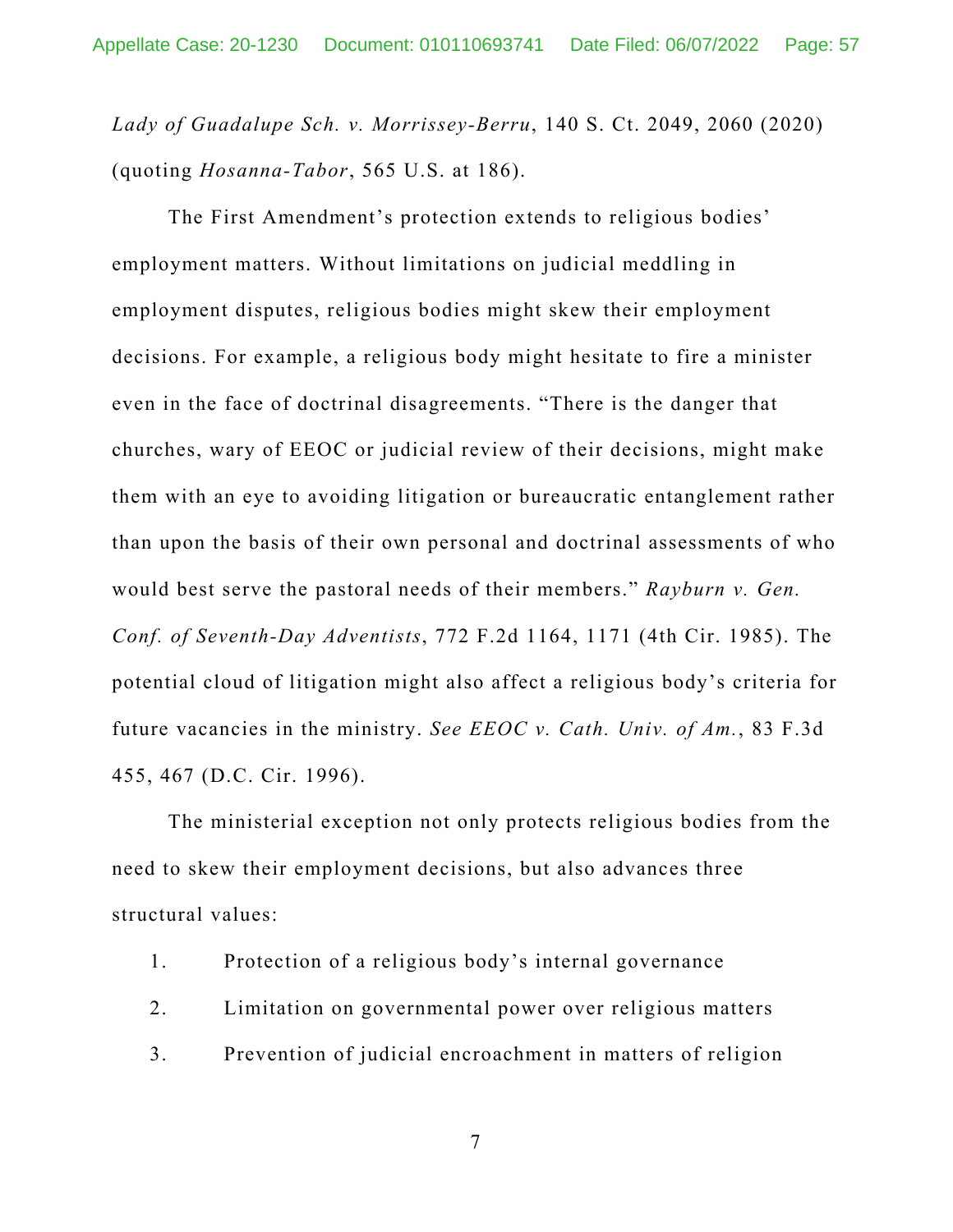*Lady of Guadalupe Sch. v. Morrissey-Berru*, 140 S. Ct. 2049, 2060 (2020) (quoting *Hosanna-Tabor*, 565 U.S. at 186).

The First Amendment's protection extends to religious bodies' employment matters. Without limitations on judicial meddling in employment disputes, religious bodies might skew their employment decisions. For example, a religious body might hesitate to fire a minister even in the face of doctrinal disagreements. "There is the danger that churches, wary of EEOC or judicial review of their decisions, might make them with an eye to avoiding litigation or bureaucratic entanglement rather than upon the basis of their own personal and doctrinal assessments of who would best serve the pastoral needs of their members." *Rayburn v. Gen. Conf. of Seventh-Day Adventists*, 772 F.2d 1164, 1171 (4th Cir. 1985). The potential cloud of litigation might also affect a religious body's criteria for future vacancies in the ministry. *See EEOC v. Cath. Univ. of Am.*, 83 F.3d 455, 467 (D.C. Cir. 1996).

The ministerial exception not only protects religious bodies from the need to skew their employment decisions, but also advances three structural values:

1. Protection of a religious body's internal governance
2. Limitation on governmental power over religious matters
3. Prevention of judicial encroachment in matters of religion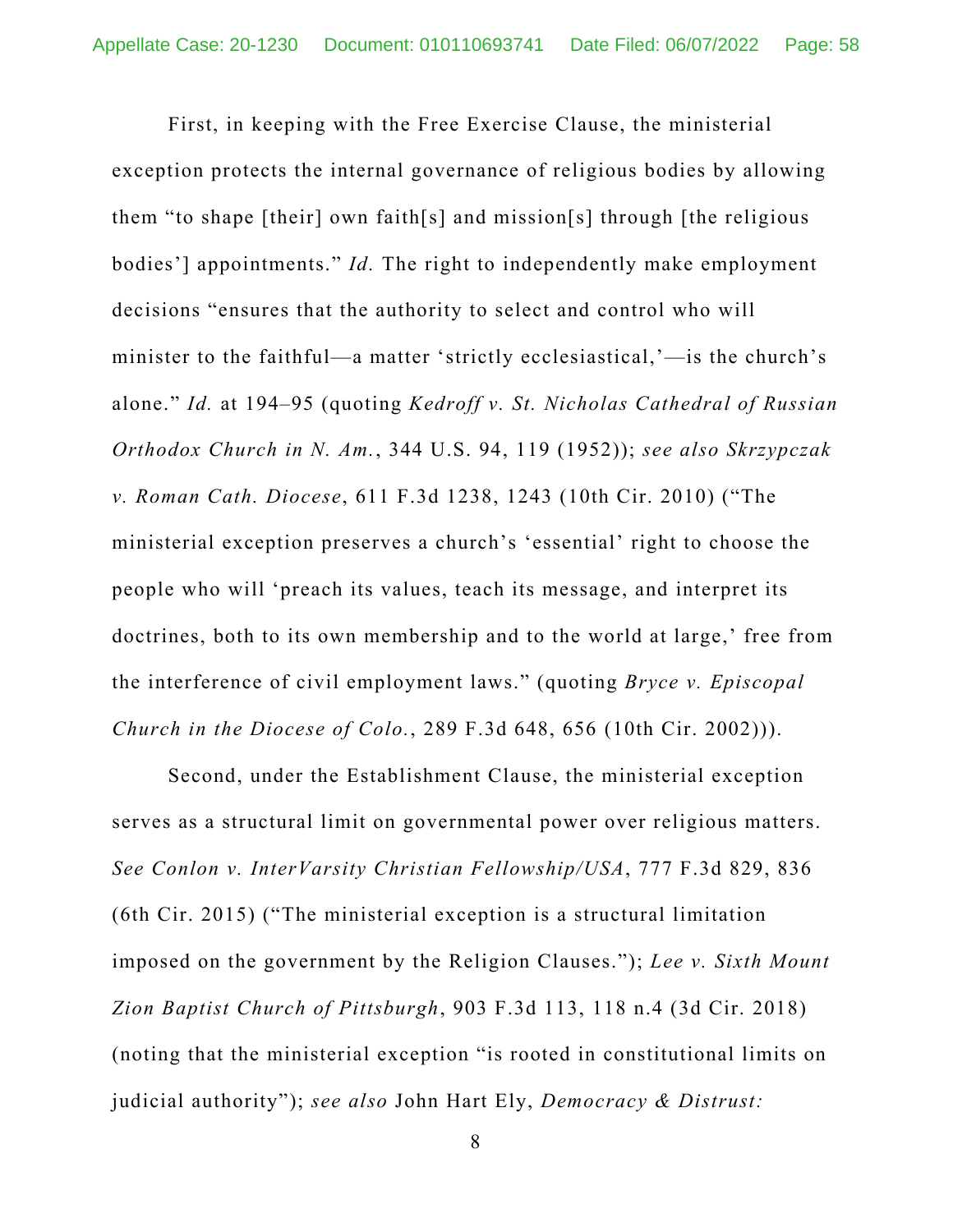First, in keeping with the Free Exercise Clause, the ministerial exception protects the internal governance of religious bodies by allowing them "to shape [their] own faith[s] and mission[s] through [the religious bodies'] appointments." *Id.* The right to independently make employment decisions "ensures that the authority to select and control who will minister to the faithful—a matter 'strictly ecclesiastical,'—is the church's alone." *Id.* at 194–95 (quoting *Kedroff v. St. Nicholas Cathedral of Russian Orthodox Church in N. Am.*, 344 U.S. 94, 119 (1952)); *see also Skrzypczak v. Roman Cath. Diocese*, 611 F.3d 1238, 1243 (10th Cir. 2010) ("The ministerial exception preserves a church's 'essential' right to choose the people who will 'preach its values, teach its message, and interpret its doctrines, both to its own membership and to the world at large,' free from the interference of civil employment laws." (quoting *Bryce v. Episcopal Church in the Diocese of Colo.*, 289 F.3d 648, 656 (10th Cir. 2002))).

Second, under the Establishment Clause, the ministerial exception serves as a structural limit on governmental power over religious matters. *See Conlon v. InterVarsity Christian Fellowship/USA*, 777 F.3d 829, 836 (6th Cir. 2015) ("The ministerial exception is a structural limitation imposed on the government by the Religion Clauses."); *Lee v. Sixth Mount Zion Baptist Church of Pittsburgh*, 903 F.3d 113, 118 n.4 (3d Cir. 2018) (noting that the ministerial exception "is rooted in constitutional limits on judicial authority"); *see also* John Hart Ely, *Democracy & Distrust:*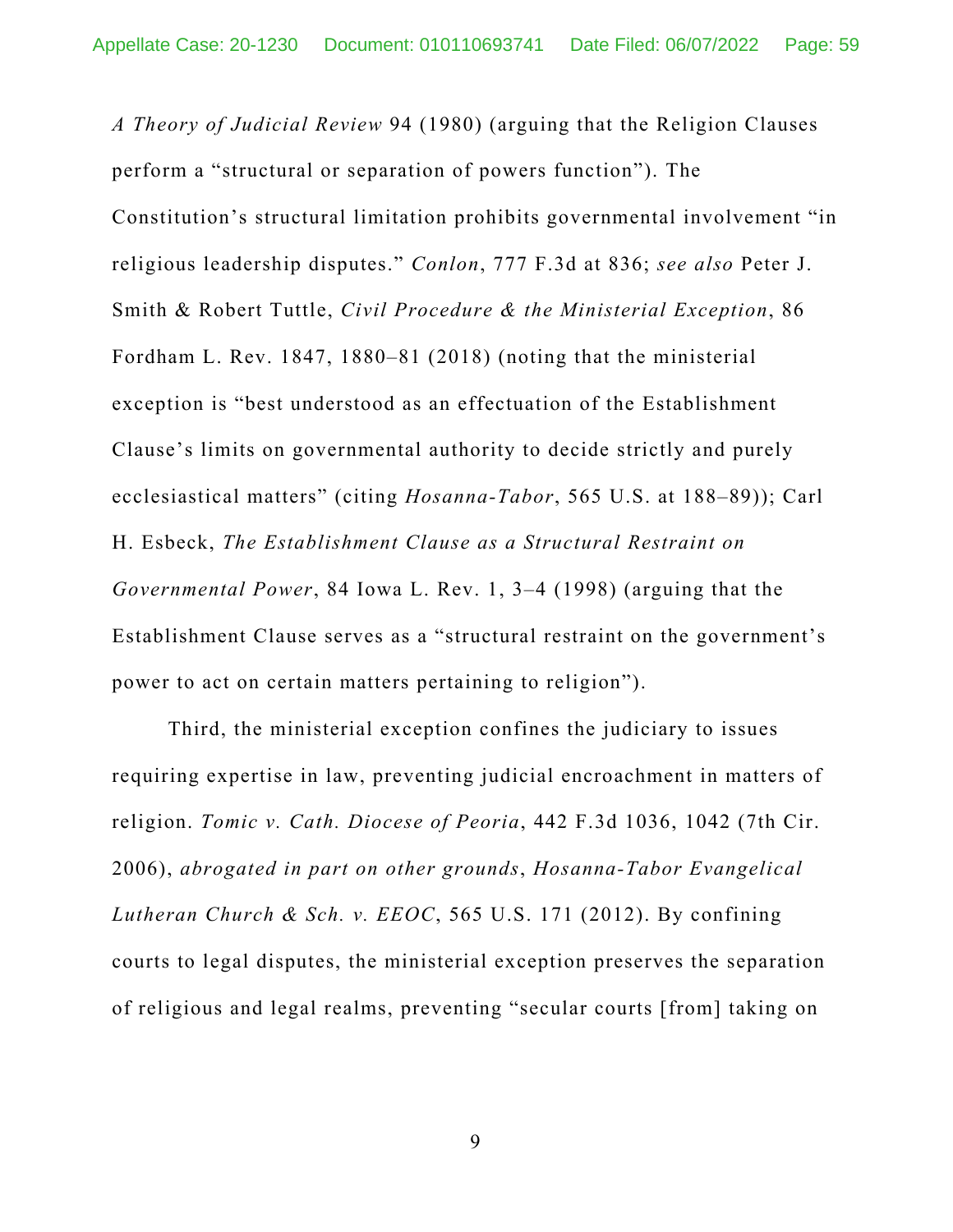*A Theory of Judicial Review* 94 (1980) (arguing that the Religion Clauses perform a "structural or separation of powers function"). The Constitution's structural limitation prohibits governmental involvement "in religious leadership disputes." *Conlon*, 777 F.3d at 836; *see also* Peter J. Smith & Robert Tuttle, *Civil Procedure & the Ministerial Exception*, 86 Fordham L. Rev. 1847, 1880–81 (2018) (noting that the ministerial exception is "best understood as an effectuation of the Establishment Clause's limits on governmental authority to decide strictly and purely ecclesiastical matters" (citing *Hosanna-Tabor*, 565 U.S. at 188–89)); Carl H. Esbeck, *The Establishment Clause as a Structural Restraint on Governmental Power*, 84 Iowa L. Rev. 1, 3–4 (1998) (arguing that the Establishment Clause serves as a "structural restraint on the government's power to act on certain matters pertaining to religion").

Third, the ministerial exception confines the judiciary to issues requiring expertise in law, preventing judicial encroachment in matters of religion. *Tomic v. Cath. Diocese of Peoria*, 442 F.3d 1036, 1042 (7th Cir. 2006), *abrogated in part on other grounds*, *Hosanna-Tabor Evangelical Lutheran Church & Sch. v. EEOC*, 565 U.S. 171 (2012). By confining courts to legal disputes, the ministerial exception preserves the separation of religious and legal realms, preventing "secular courts [from] taking on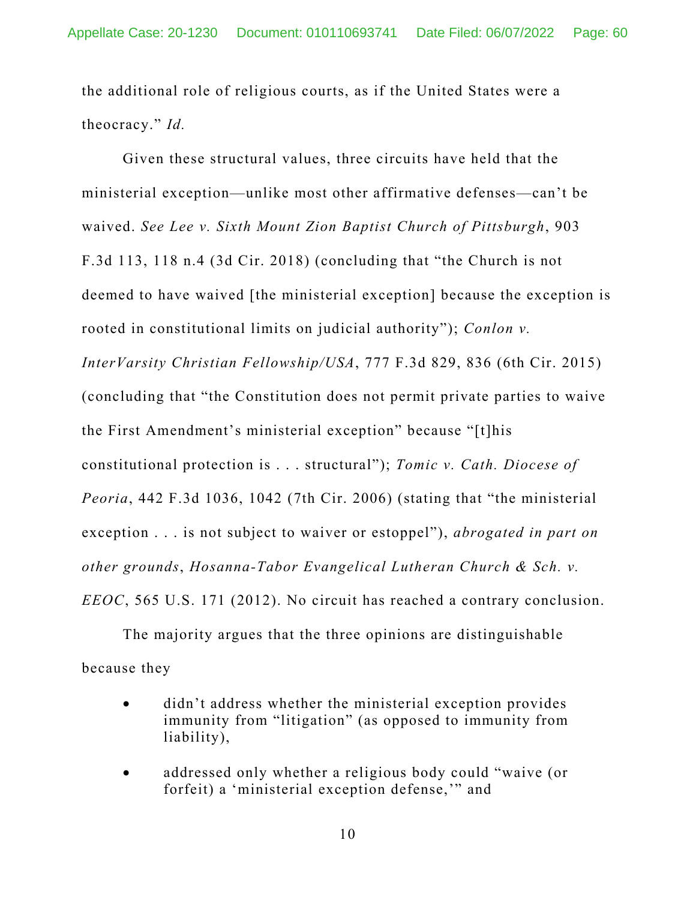the additional role of religious courts, as if the United States were a theocracy." *Id.*

Given these structural values, three circuits have held that the ministerial exception—unlike most other affirmative defenses—can't be waived. *See Lee v. Sixth Mount Zion Baptist Church of Pittsburgh*, 903 F.3d 113, 118 n.4 (3d Cir. 2018) (concluding that "the Church is not deemed to have waived [the ministerial exception] because the exception is rooted in constitutional limits on judicial authority"); *Conlon v. InterVarsity Christian Fellowship/USA*, 777 F.3d 829, 836 (6th Cir. 2015) (concluding that "the Constitution does not permit private parties to waive the First Amendment's ministerial exception" because "[t]his constitutional protection is . . . structural"); *Tomic v. Cath. Diocese of Peoria*, 442 F.3d 1036, 1042 (7th Cir. 2006) (stating that "the ministerial exception . . . is not subject to waiver or estoppel"), *abrogated in part on other grounds*, *Hosanna-Tabor Evangelical Lutheran Church & Sch. v. EEOC*, 565 U.S. 171 (2012). No circuit has reached a contrary conclusion.

The majority argues that the three opinions are distinguishable because they

- didn't address whether the ministerial exception provides immunity from "litigation" (as opposed to immunity from liability),
- addressed only whether a religious body could "waive (or forfeit) a 'ministerial exception defense,'" and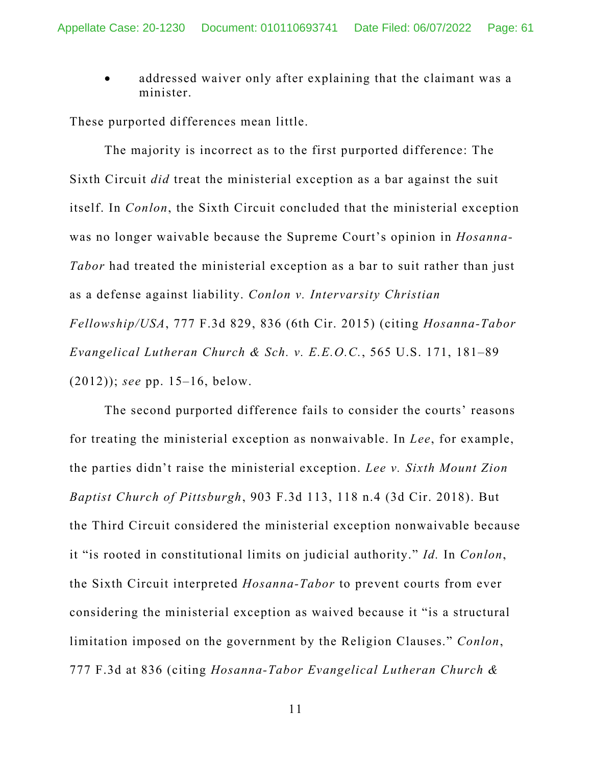- addressed waiver only after explaining that the claimant was a minister.

These purported differences mean little.

The majority is incorrect as to the first purported difference: The Sixth Circuit *did* treat the ministerial exception as a bar against the suit itself. In *Conlon*, the Sixth Circuit concluded that the ministerial exception was no longer waivable because the Supreme Court's opinion in *Hosanna-Tabor* had treated the ministerial exception as a bar to suit rather than just as a defense against liability. *Conlon v. Intervarsity Christian Fellowship/USA*, 777 F.3d 829, 836 (6th Cir. 2015) (citing *Hosanna-Tabor Evangelical Lutheran Church & Sch. v. E.E.O.C.*, 565 U.S. 171, 181–89 (2012)); *see* pp. 15–16, below.

The second purported difference fails to consider the courts' reasons for treating the ministerial exception as nonwaivable. In *Lee*, for example, the parties didn't raise the ministerial exception. *Lee v. Sixth Mount Zion Baptist Church of Pittsburgh*, 903 F.3d 113, 118 n.4 (3d Cir. 2018). But the Third Circuit considered the ministerial exception nonwaivable because it "is rooted in constitutional limits on judicial authority." *Id.* In *Conlon*, the Sixth Circuit interpreted *Hosanna-Tabor* to prevent courts from ever considering the ministerial exception as waived because it "is a structural limitation imposed on the government by the Religion Clauses." *Conlon*, 777 F.3d at 836 (citing *Hosanna-Tabor Evangelical Lutheran Church &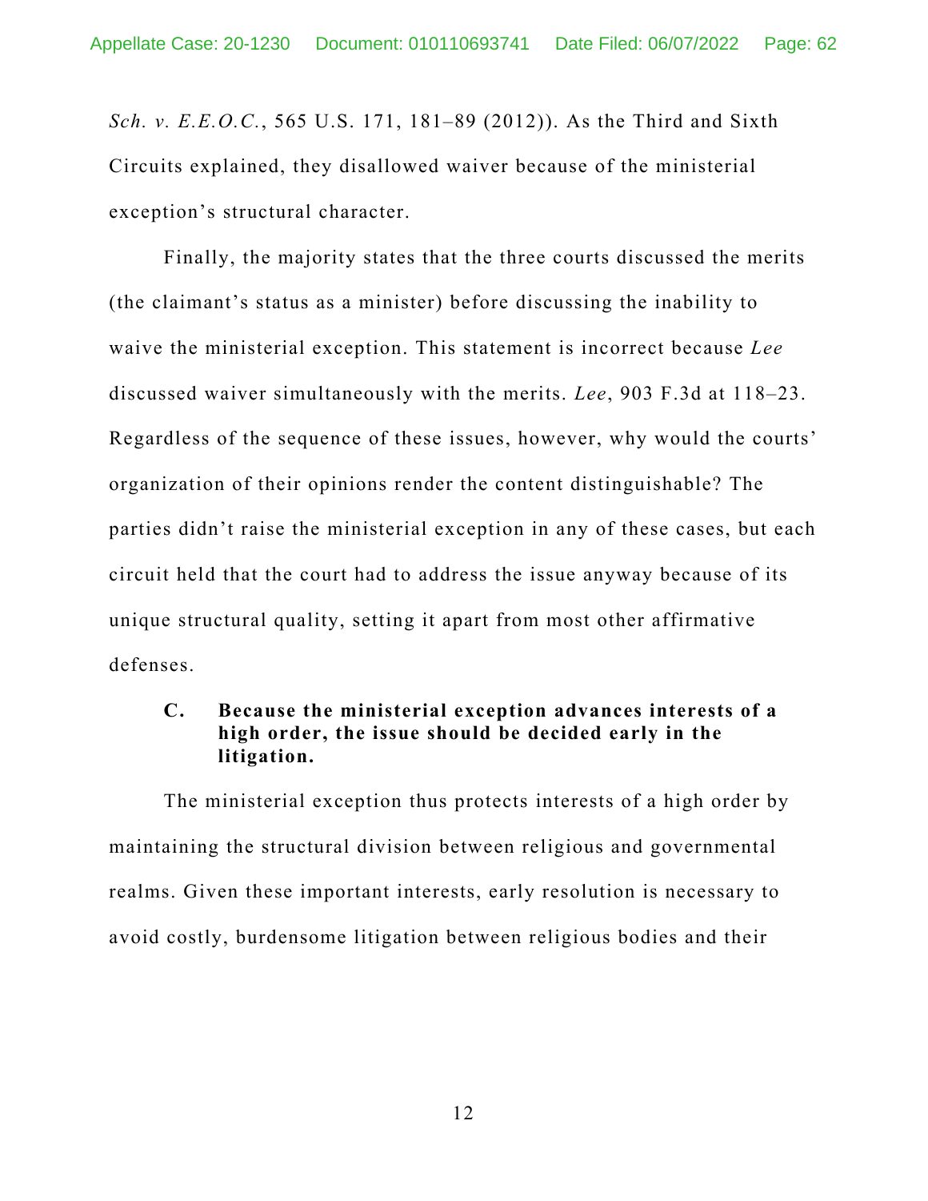*Sch. v. E.E.O.C.*, 565 U.S. 171, 181–89 (2012)). As the Third and Sixth Circuits explained, they disallowed waiver because of the ministerial exception's structural character.

Finally, the majority states that the three courts discussed the merits (the claimant's status as a minister) before discussing the inability to waive the ministerial exception. This statement is incorrect because *Lee* discussed waiver simultaneously with the merits. *Lee*, 903 F.3d at 118–23. Regardless of the sequence of these issues, however, why would the courts' organization of their opinions render the content distinguishable? The parties didn't raise the ministerial exception in any of these cases, but each circuit held that the court had to address the issue anyway because of its unique structural quality, setting it apart from most other affirmative defenses.

### C. Because the ministerial exception advances interests of a high order, the issue should be decided early in the litigation.

The ministerial exception thus protects interests of a high order by maintaining the structural division between religious and governmental realms. Given these important interests, early resolution is necessary to avoid costly, burdensome litigation between religious bodies and their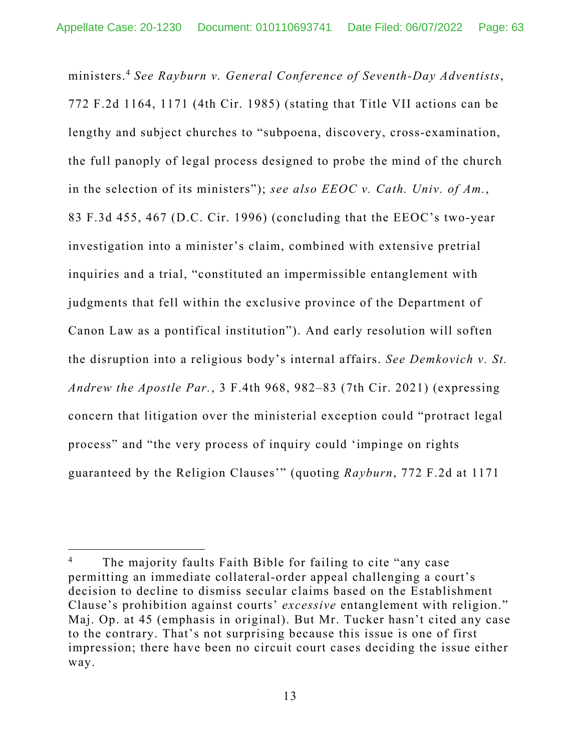ministers.[4] *See Rayburn v. General Conference of Seventh-Day Adventists*, 772 F.2d 1164, 1171 (4th Cir. 1985) (stating that Title VII actions can be lengthy and subject churches to "subpoena, discovery, cross-examination, the full panoply of legal process designed to probe the mind of the church in the selection of its ministers"); *see also EEOC v. Cath. Univ. of Am.*, 83 F.3d 455, 467 (D.C. Cir. 1996) (concluding that the EEOC's two-year investigation into a minister's claim, combined with extensive pretrial inquiries and a trial, "constituted an impermissible entanglement with judgments that fell within the exclusive province of the Department of Canon Law as a pontifical institution"). And early resolution will soften the disruption into a religious body's internal affairs. *See Demkovich v. St. Andrew the Apostle Par.*, 3 F.4th 968, 982–83 (7th Cir. 2021) (expressing concern that litigation over the ministerial exception could "protract legal process" and "the very process of inquiry could 'impinge on rights guaranteed by the Religion Clauses'" (quoting *Rayburn*, 772 F.2d at 1171

---

[4] The majority faults Faith Bible for failing to cite "any case permitting an immediate collateral-order appeal challenging a court's decision to decline to dismiss secular claims based on the Establishment Clause's prohibition against courts' *excessive* entanglement with religion." Maj. Op. at 45 (emphasis in original). But Mr. Tucker hasn't cited any case to the contrary. That's not surprising because this issue is one of first impression; there have been no circuit court cases deciding the issue either way.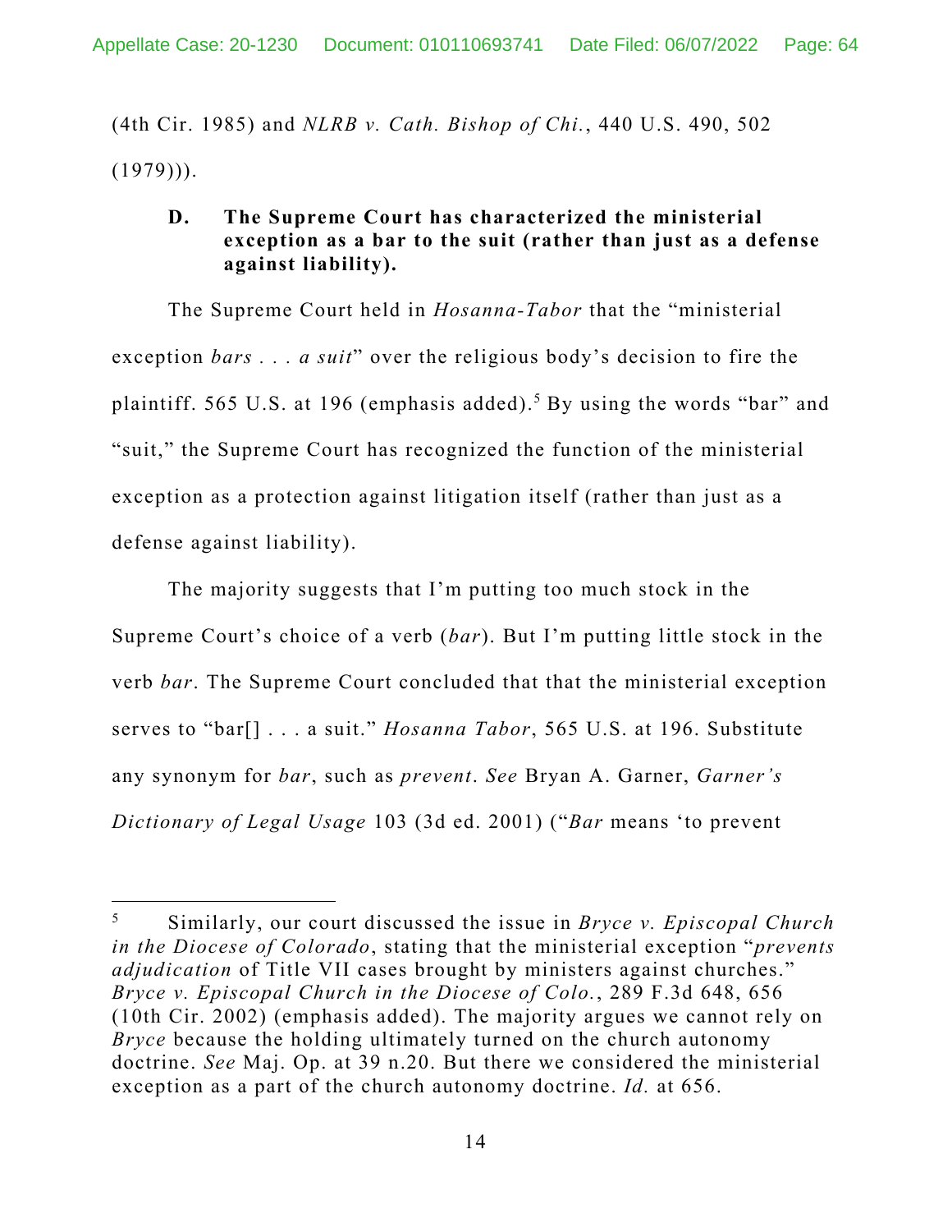(4th Cir. 1985) and *NLRB v. Cath. Bishop of Chi.*, 440 U.S. 490, 502 (1979))).

### D. The Supreme Court has characterized the ministerial exception as a bar to the suit (rather than just as a defense against liability).

The Supreme Court held in *Hosanna-Tabor* that the "ministerial exception *bars . . . a suit*" over the religious body's decision to fire the plaintiff. 565 U.S. at 196 (emphasis added).[5] By using the words "bar" and "suit," the Supreme Court has recognized the function of the ministerial exception as a protection against litigation itself (rather than just as a defense against liability).

The majority suggests that I'm putting too much stock in the Supreme Court's choice of a verb (*bar*). But I'm putting little stock in the verb *bar*. The Supreme Court concluded that that the ministerial exception serves to "bar[] . . . a suit." *Hosanna Tabor*, 565 U.S. at 196. Substitute any synonym for *bar*, such as *prevent*. *See* Bryan A. Garner, *Garner's Dictionary of Legal Usage* 103 (3d ed. 2001) ("*Bar* means 'to prevent

---

[5] Similarly, our court discussed the issue in *Bryce v. Episcopal Church in the Diocese of Colorado*, stating that the ministerial exception "*prevents adjudication* of Title VII cases brought by ministers against churches." *Bryce v. Episcopal Church in the Diocese of Colo.*, 289 F.3d 648, 656 (10th Cir. 2002) (emphasis added). The majority argues we cannot rely on *Bryce* because the holding ultimately turned on the church autonomy doctrine. *See* Maj. Op. at 39 n.20. But there we considered the ministerial exception as a part of the church autonomy doctrine. *Id.* at 656.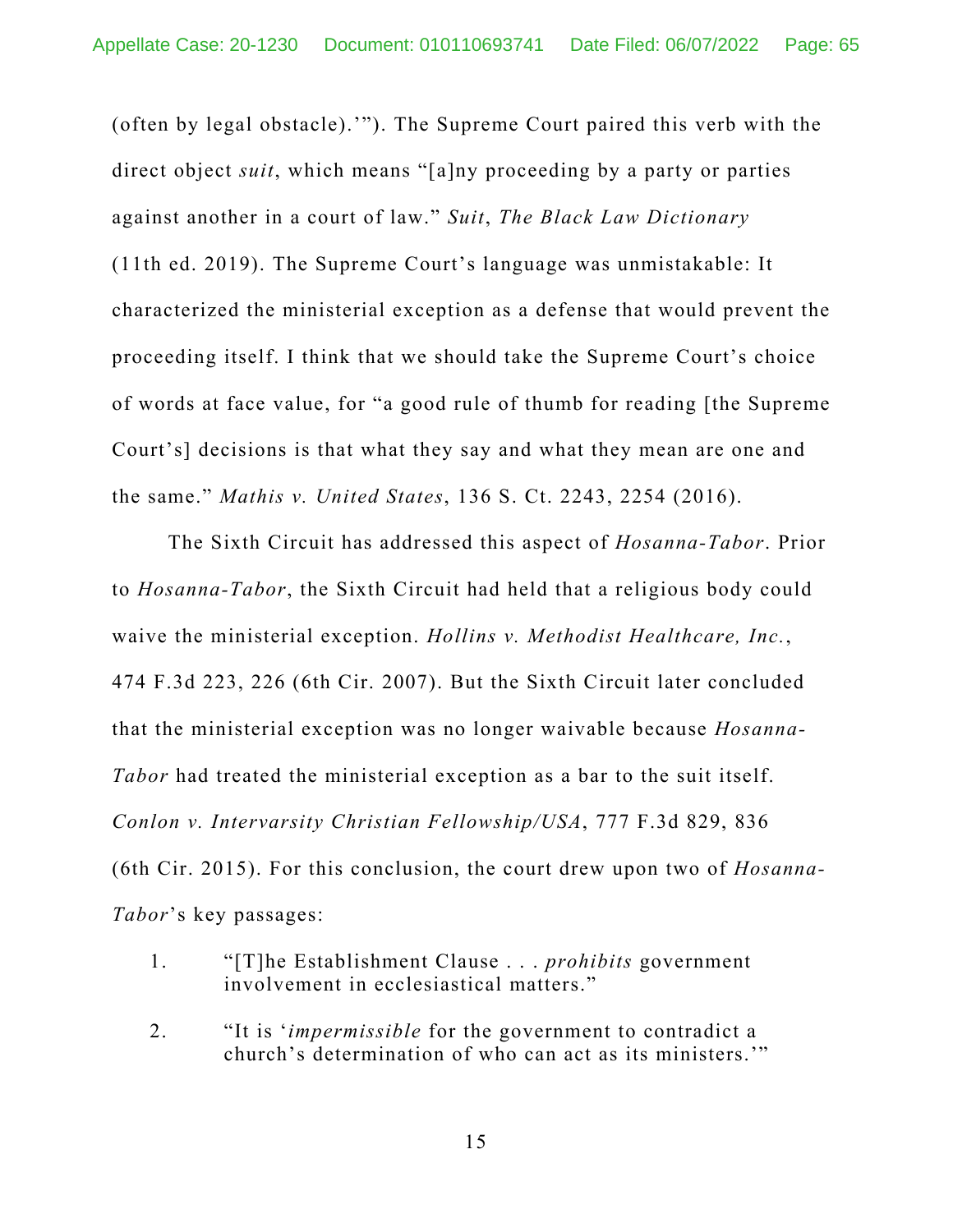(often by legal obstacle).'"). The Supreme Court paired this verb with the direct object *suit*, which means "[a]ny proceeding by a party or parties against another in a court of law." *Suit*, *The Black Law Dictionary* (11th ed. 2019). The Supreme Court's language was unmistakable: It characterized the ministerial exception as a defense that would prevent the proceeding itself. I think that we should take the Supreme Court's choice of words at face value, for "a good rule of thumb for reading [the Supreme Court's] decisions is that what they say and what they mean are one and the same." *Mathis v. United States*, 136 S. Ct. 2243, 2254 (2016).

The Sixth Circuit has addressed this aspect of *Hosanna-Tabor*. Prior to *Hosanna-Tabor*, the Sixth Circuit had held that a religious body could waive the ministerial exception. *Hollins v. Methodist Healthcare, Inc.*, 474 F.3d 223, 226 (6th Cir. 2007). But the Sixth Circuit later concluded that the ministerial exception was no longer waivable because *Hosanna-Tabor* had treated the ministerial exception as a bar to the suit itself. *Conlon v. Intervarsity Christian Fellowship/USA*, 777 F.3d 829, 836 (6th Cir. 2015). For this conclusion, the court drew upon two of *Hosanna-Tabor*'s key passages:

1. "[T]he Establishment Clause . . . *prohibits* government involvement in ecclesiastical matters."

2. "It is '*impermissible* for the government to contradict a church's determination of who can act as its ministers.'"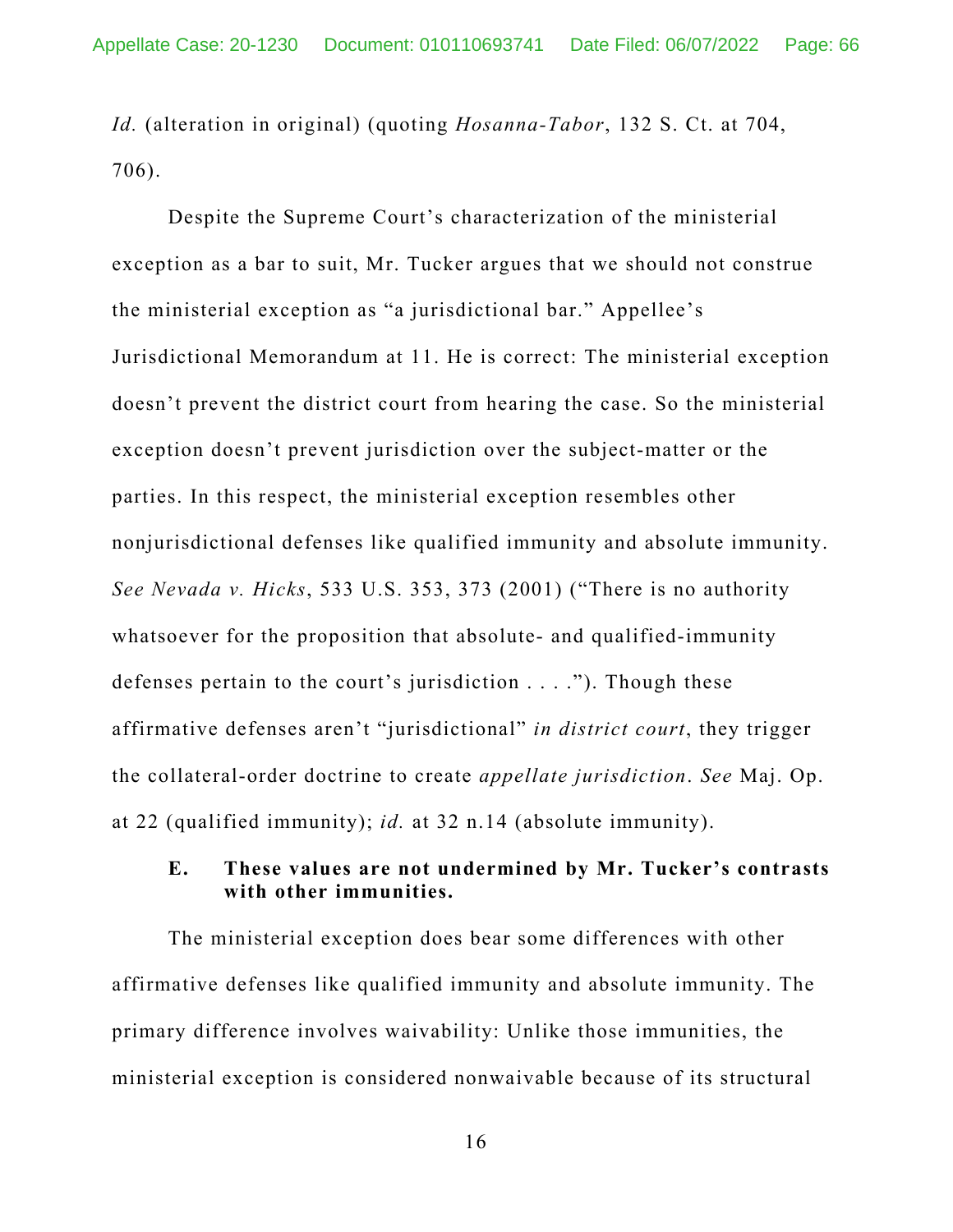*Id.* (alteration in original) (quoting *Hosanna-Tabor*, 132 S. Ct. at 704, 706).

Despite the Supreme Court's characterization of the ministerial exception as a bar to suit, Mr. Tucker argues that we should not construe the ministerial exception as "a jurisdictional bar." Appellee's Jurisdictional Memorandum at 11. He is correct: The ministerial exception doesn't prevent the district court from hearing the case. So the ministerial exception doesn't prevent jurisdiction over the subject-matter or the parties. In this respect, the ministerial exception resembles other nonjurisdictional defenses like qualified immunity and absolute immunity. *See Nevada v. Hicks*, 533 U.S. 353, 373 (2001) ("There is no authority whatsoever for the proposition that absolute- and qualified-immunity defenses pertain to the court's jurisdiction . . . ."). Though these affirmative defenses aren't "jurisdictional" *in district court*, they trigger the collateral-order doctrine to create *appellate jurisdiction*. *See* Maj. Op. at 22 (qualified immunity); *id.* at 32 n.14 (absolute immunity).

### E. These values are not undermined by Mr. Tucker's contrasts with other immunities.

The ministerial exception does bear some differences with other affirmative defenses like qualified immunity and absolute immunity. The primary difference involves waivability: Unlike those immunities, the ministerial exception is considered nonwaivable because of its structural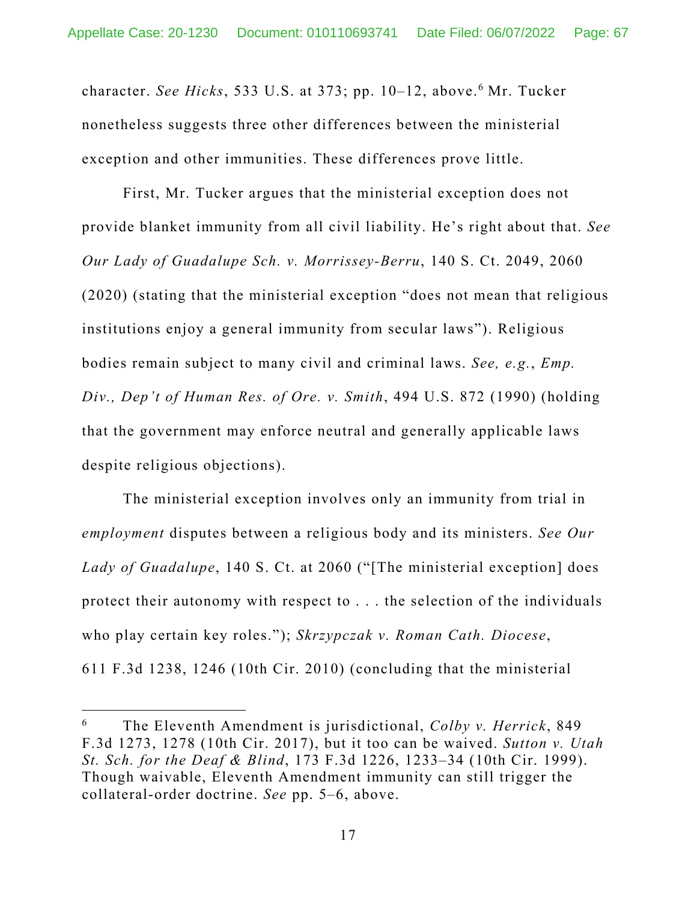character. *See Hicks*, 533 U.S. at 373; pp. 10–12, above.[6] Mr. Tucker nonetheless suggests three other differences between the ministerial exception and other immunities. These differences prove little.

First, Mr. Tucker argues that the ministerial exception does not provide blanket immunity from all civil liability. He's right about that. *See Our Lady of Guadalupe Sch. v. Morrissey-Berru*, 140 S. Ct. 2049, 2060 (2020) (stating that the ministerial exception "does not mean that religious institutions enjoy a general immunity from secular laws"). Religious bodies remain subject to many civil and criminal laws. *See, e.g.*, *Emp. Div., Dep't of Human Res. of Ore. v. Smith*, 494 U.S. 872 (1990) (holding that the government may enforce neutral and generally applicable laws despite religious objections).

The ministerial exception involves only an immunity from trial in *employment* disputes between a religious body and its ministers. *See Our Lady of Guadalupe*, 140 S. Ct. at 2060 ("[The ministerial exception] does protect their autonomy with respect to . . . the selection of the individuals who play certain key roles."); *Skrzypczak v. Roman Cath. Diocese*, 611 F.3d 1238, 1246 (10th Cir. 2010) (concluding that the ministerial

---

[6] The Eleventh Amendment is jurisdictional, *Colby v. Herrick*, 849 F.3d 1273, 1278 (10th Cir. 2017), but it too can be waived. *Sutton v. Utah St. Sch. for the Deaf & Blind*, 173 F.3d 1226, 1233–34 (10th Cir. 1999). Though waivable, Eleventh Amendment immunity can still trigger the collateral-order doctrine. *See* pp. 5–6, above.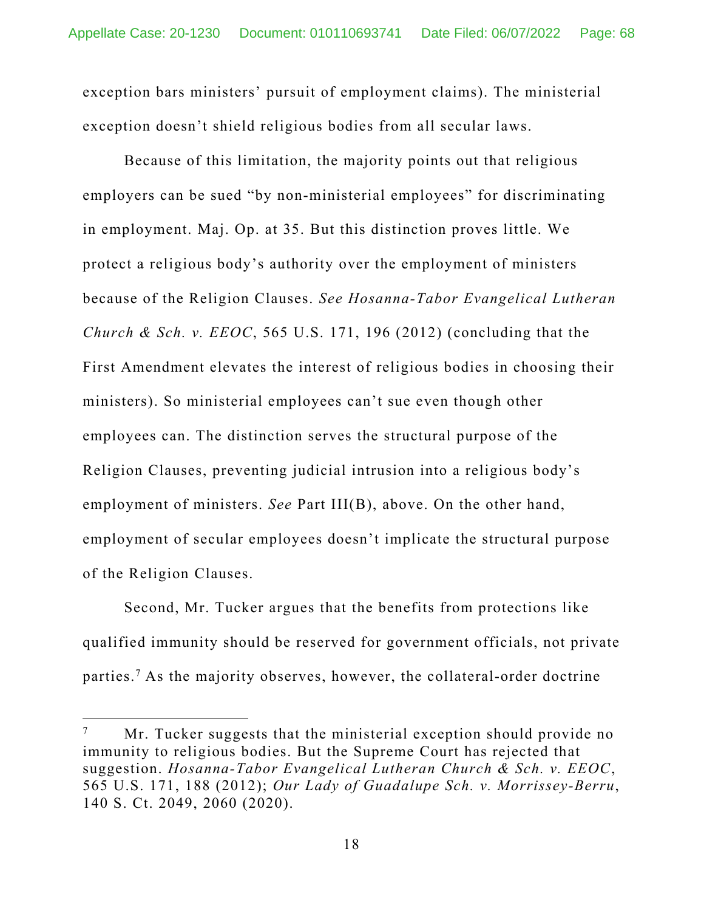exception bars ministers' pursuit of employment claims). The ministerial exception doesn't shield religious bodies from all secular laws.

Because of this limitation, the majority points out that religious employers can be sued "by non-ministerial employees" for discriminating in employment. Maj. Op. at 35. But this distinction proves little. We protect a religious body's authority over the employment of ministers because of the Religion Clauses. *See Hosanna-Tabor Evangelical Lutheran Church & Sch. v. EEOC*, 565 U.S. 171, 196 (2012) (concluding that the First Amendment elevates the interest of religious bodies in choosing their ministers). So ministerial employees can't sue even though other employees can. The distinction serves the structural purpose of the Religion Clauses, preventing judicial intrusion into a religious body's employment of ministers. *See* Part III(B), above. On the other hand, employment of secular employees doesn't implicate the structural purpose of the Religion Clauses.

Second, Mr. Tucker argues that the benefits from protections like qualified immunity should be reserved for government officials, not private parties.[7] As the majority observes, however, the collateral-order doctrine

---

[7] Mr. Tucker suggests that the ministerial exception should provide no immunity to religious bodies. But the Supreme Court has rejected that suggestion. *Hosanna-Tabor Evangelical Lutheran Church & Sch. v. EEOC*, 565 U.S. 171, 188 (2012); *Our Lady of Guadalupe Sch. v. Morrissey-Berru*, 140 S. Ct. 2049, 2060 (2020).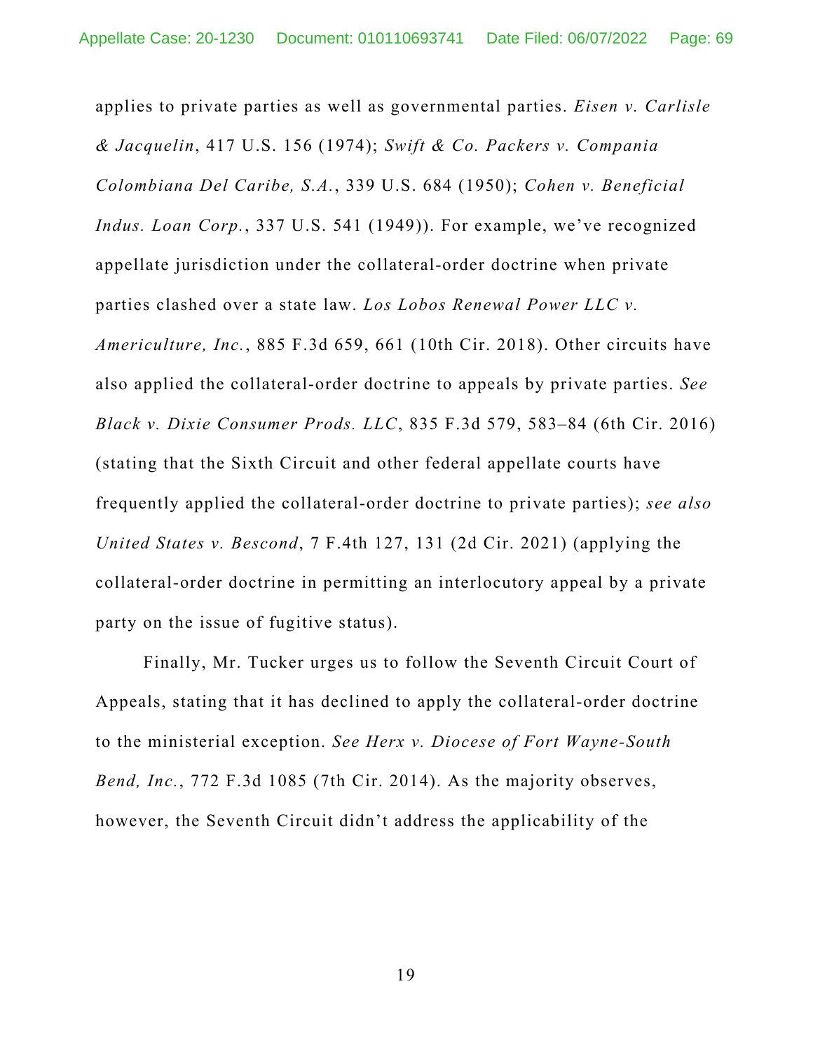applies to private parties as well as governmental parties. *Eisen v. Carlisle & Jacquelin*, 417 U.S. 156 (1974); *Swift & Co. Packers v. Compania Colombiana Del Caribe, S.A.*, 339 U.S. 684 (1950); *Cohen v. Beneficial Indus. Loan Corp.*, 337 U.S. 541 (1949)). For example, we've recognized appellate jurisdiction under the collateral-order doctrine when private parties clashed over a state law. *Los Lobos Renewal Power LLC v. Americulture, Inc.*, 885 F.3d 659, 661 (10th Cir. 2018). Other circuits have also applied the collateral-order doctrine to appeals by private parties. *See Black v. Dixie Consumer Prods. LLC*, 835 F.3d 579, 583–84 (6th Cir. 2016) (stating that the Sixth Circuit and other federal appellate courts have frequently applied the collateral-order doctrine to private parties); *see also United States v. Bescond*, 7 F.4th 127, 131 (2d Cir. 2021) (applying the collateral-order doctrine in permitting an interlocutory appeal by a private party on the issue of fugitive status).

Finally, Mr. Tucker urges us to follow the Seventh Circuit Court of Appeals, stating that it has declined to apply the collateral-order doctrine to the ministerial exception. *See Herx v. Diocese of Fort Wayne-South Bend, Inc.*, 772 F.3d 1085 (7th Cir. 2014). As the majority observes, however, the Seventh Circuit didn't address the applicability of the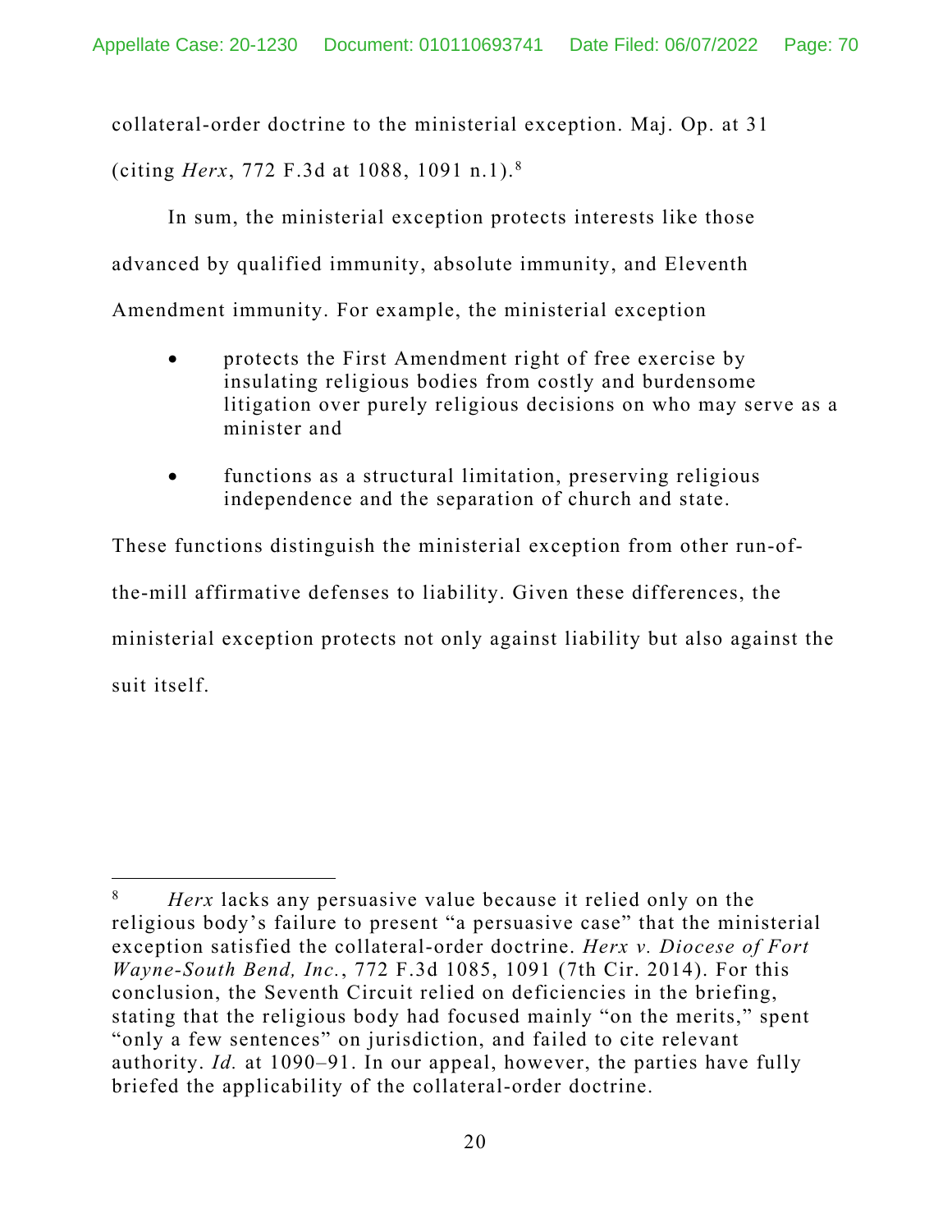collateral-order doctrine to the ministerial exception. Maj. Op. at 31 (citing *Herx*, 772 F.3d at 1088, 1091 n.1).[8]

In sum, the ministerial exception protects interests like those advanced by qualified immunity, absolute immunity, and Eleventh Amendment immunity. For example, the ministerial exception

- protects the First Amendment right of free exercise by insulating religious bodies from costly and burdensome litigation over purely religious decisions on who may serve as a minister and

- functions as a structural limitation, preserving religious independence and the separation of church and state.

These functions distinguish the ministerial exception from other run-of-the-mill affirmative defenses to liability. Given these differences, the ministerial exception protects not only against liability but also against the suit itself.

---

[8] *Herx* lacks any persuasive value because it relied only on the religious body's failure to present "a persuasive case" that the ministerial exception satisfied the collateral-order doctrine. *Herx v. Diocese of Fort Wayne-South Bend, Inc.*, 772 F.3d 1085, 1091 (7th Cir. 2014). For this conclusion, the Seventh Circuit relied on deficiencies in the briefing, stating that the religious body had focused mainly "on the merits," spent "only a few sentences" on jurisdiction, and failed to cite relevant authority. *Id.* at 1090–91. In our appeal, however, the parties have fully briefed the applicability of the collateral-order doctrine.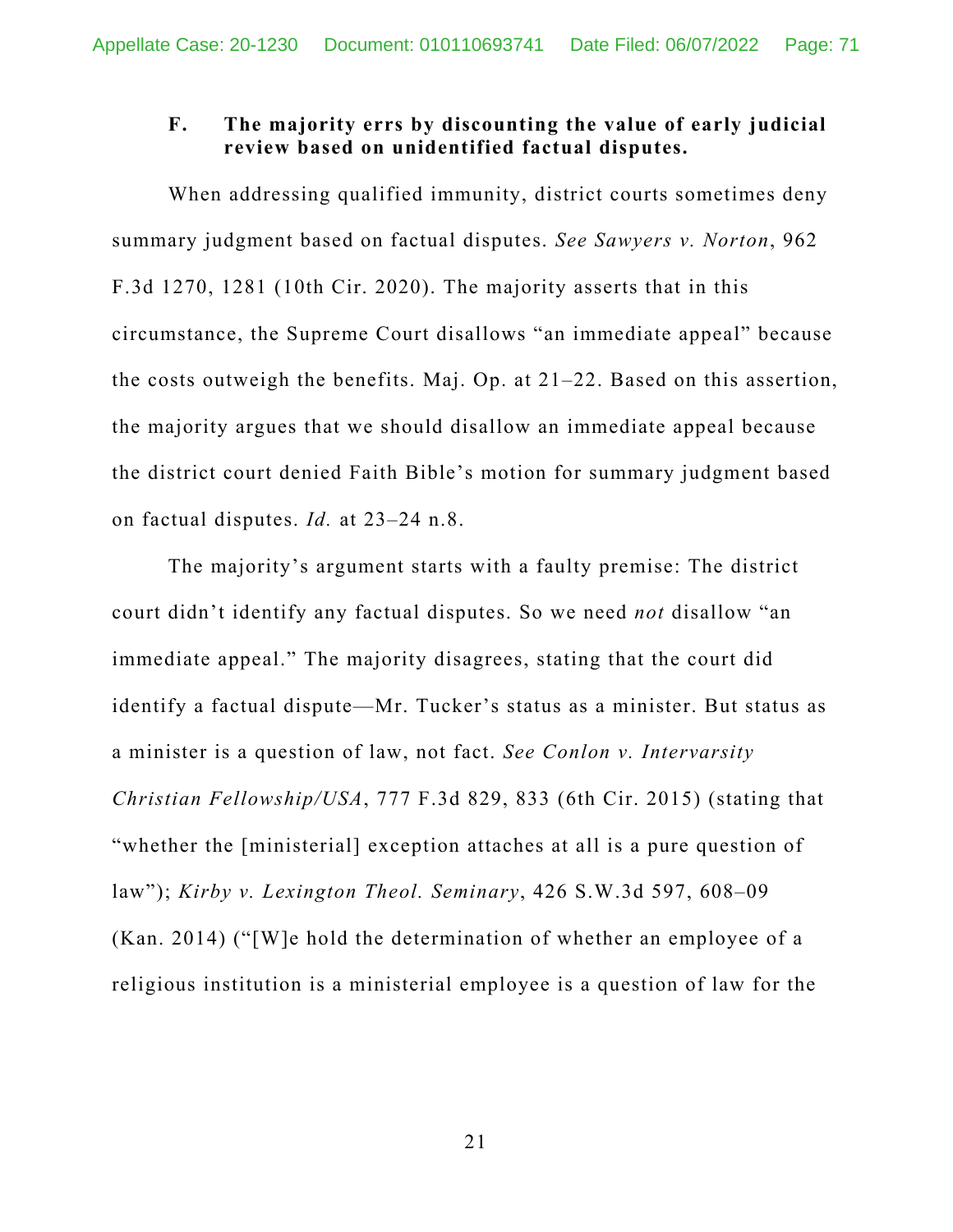### F. The majority errs by discounting the value of early judicial review based on unidentified factual disputes.

When addressing qualified immunity, district courts sometimes deny summary judgment based on factual disputes. *See Sawyers v. Norton*, 962 F.3d 1270, 1281 (10th Cir. 2020). The majority asserts that in this circumstance, the Supreme Court disallows "an immediate appeal" because the costs outweigh the benefits. Maj. Op. at 21–22. Based on this assertion, the majority argues that we should disallow an immediate appeal because the district court denied Faith Bible's motion for summary judgment based on factual disputes. *Id.* at 23–24 n.8.

The majority's argument starts with a faulty premise: The district court didn't identify any factual disputes. So we need *not* disallow "an immediate appeal." The majority disagrees, stating that the court did identify a factual dispute—Mr. Tucker's status as a minister. But status as a minister is a question of law, not fact. *See Conlon v. Intervarsity Christian Fellowship/USA*, 777 F.3d 829, 833 (6th Cir. 2015) (stating that "whether the [ministerial] exception attaches at all is a pure question of law"); *Kirby v. Lexington Theol. Seminary*, 426 S.W.3d 597, 608–09 (Kan. 2014) ("[W]e hold the determination of whether an employee of a religious institution is a ministerial employee is a question of law for the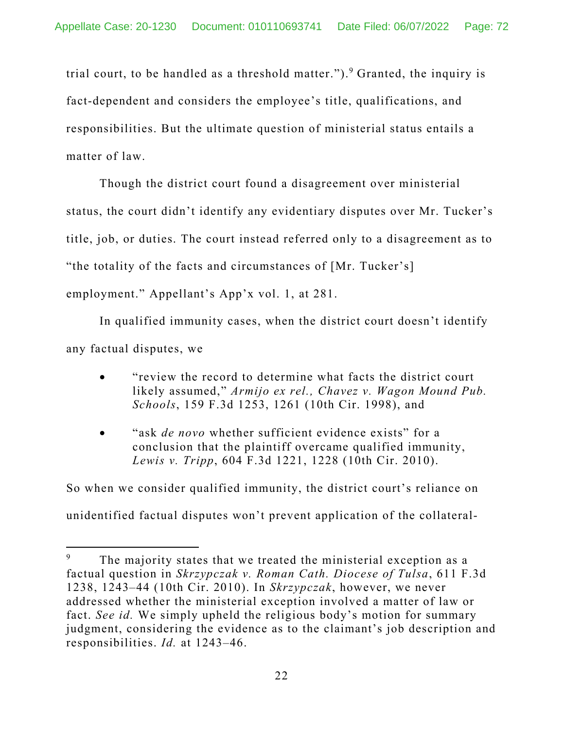trial court, to be handled as a threshold matter.").[9] Granted, the inquiry is fact-dependent and considers the employee's title, qualifications, and responsibilities. But the ultimate question of ministerial status entails a matter of law.

Though the district court found a disagreement over ministerial status, the court didn't identify any evidentiary disputes over Mr. Tucker's title, job, or duties. The court instead referred only to a disagreement as to "the totality of the facts and circumstances of [Mr. Tucker's] employment." Appellant's App'x vol. 1, at 281.

In qualified immunity cases, when the district court doesn't identify any factual disputes, we

- "review the record to determine what facts the district court likely assumed," *Armijo ex rel., Chavez v. Wagon Mound Pub. Schools*, 159 F.3d 1253, 1261 (10th Cir. 1998), and
- "ask *de novo* whether sufficient evidence exists" for a conclusion that the plaintiff overcame qualified immunity, *Lewis v. Tripp*, 604 F.3d 1221, 1228 (10th Cir. 2010).

So when we consider qualified immunity, the district court's reliance on unidentified factual disputes won't prevent application of the collateral-

[9] The majority states that we treated the ministerial exception as a factual question in *Skrzypczak v. Roman Cath. Diocese of Tulsa*, 611 F.3d 1238, 1243–44 (10th Cir. 2010). In *Skrzypczak*, however, we never addressed whether the ministerial exception involved a matter of law or fact. *See id.* We simply upheld the religious body's motion for summary judgment, considering the evidence as to the claimant's job description and responsibilities. *Id.* at 1243–46.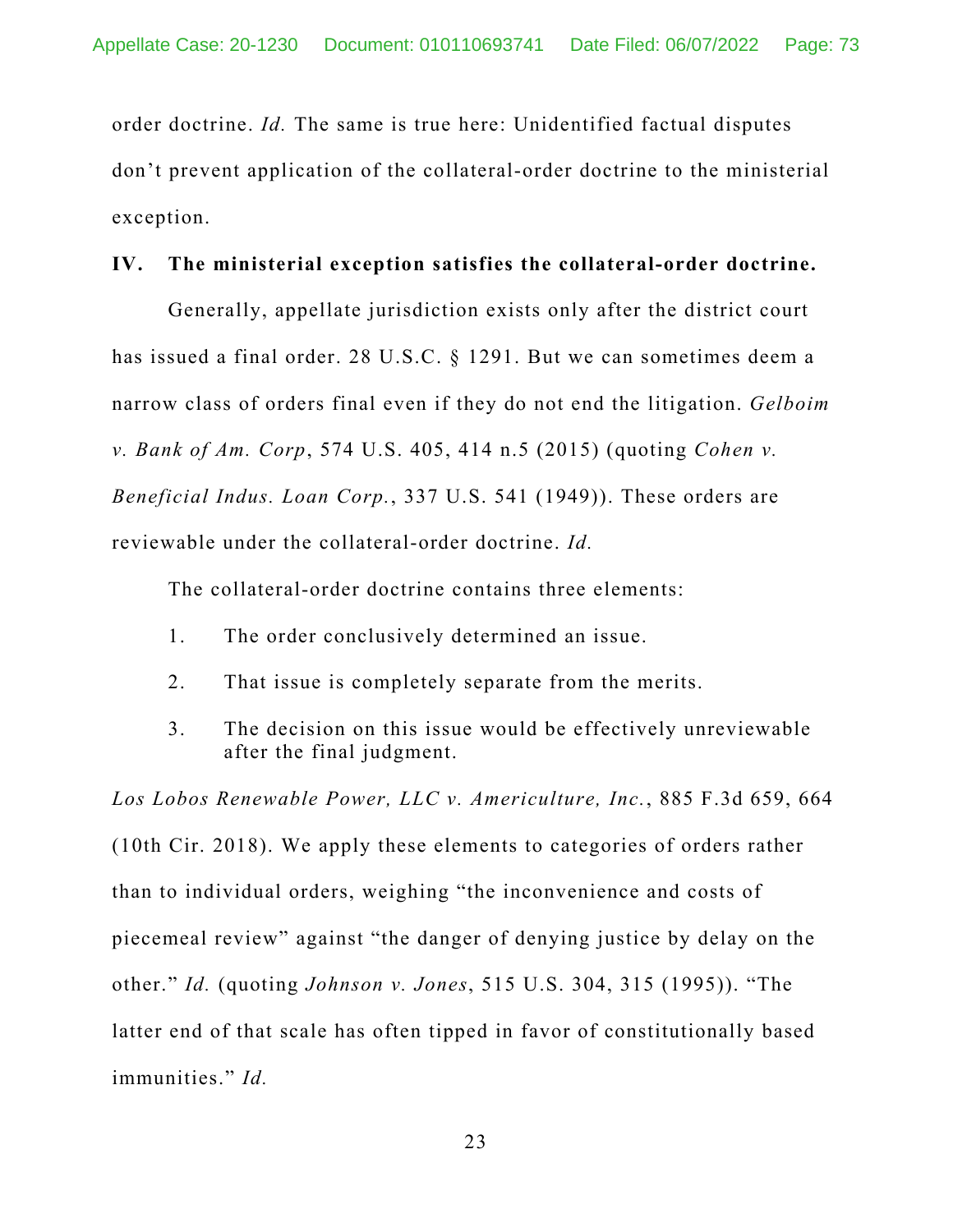order doctrine. *Id.* The same is true here: Unidentified factual disputes don't prevent application of the collateral-order doctrine to the ministerial exception.

## IV. The ministerial exception satisfies the collateral-order doctrine.

Generally, appellate jurisdiction exists only after the district court has issued a final order. 28 U.S.C. § 1291. But we can sometimes deem a narrow class of orders final even if they do not end the litigation. *Gelboim v. Bank of Am. Corp*, 574 U.S. 405, 414 n.5 (2015) (quoting *Cohen v. Beneficial Indus. Loan Corp.*, 337 U.S. 541 (1949)). These orders are reviewable under the collateral-order doctrine. *Id.*

The collateral-order doctrine contains three elements:

1. The order conclusively determined an issue.
2. That issue is completely separate from the merits.
3. The decision on this issue would be effectively unreviewable after the final judgment.

*Los Lobos Renewable Power, LLC v. Americulture, Inc.*, 885 F.3d 659, 664 (10th Cir. 2018). We apply these elements to categories of orders rather than to individual orders, weighing "the inconvenience and costs of piecemeal review" against "the danger of denying justice by delay on the other." *Id.* (quoting *Johnson v. Jones*, 515 U.S. 304, 315 (1995)). "The latter end of that scale has often tipped in favor of constitutionally based immunities." *Id.*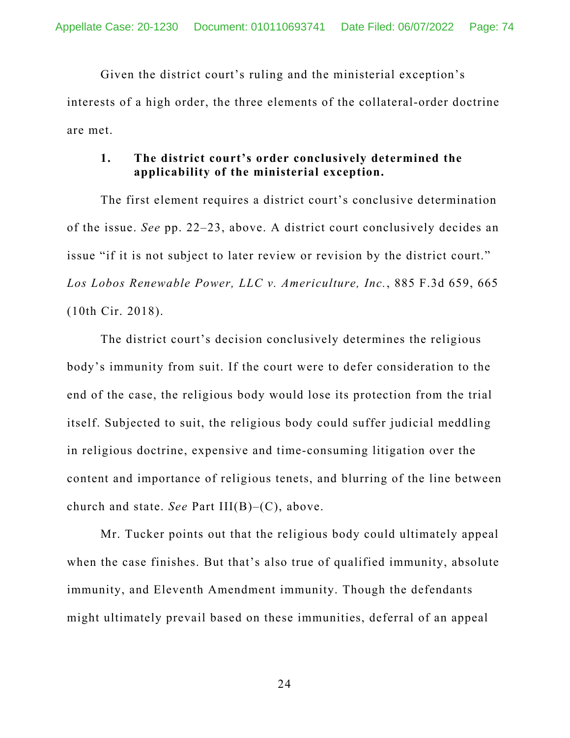Given the district court's ruling and the ministerial exception's interests of a high order, the three elements of the collateral-order doctrine are met.

**1. The district court's order conclusively determined the applicability of the ministerial exception.**

The first element requires a district court's conclusive determination of the issue. *See* pp. 22–23, above. A district court conclusively decides an issue "if it is not subject to later review or revision by the district court." *Los Lobos Renewable Power, LLC v. Americulture, Inc.*, 885 F.3d 659, 665 (10th Cir. 2018).

The district court's decision conclusively determines the religious body's immunity from suit. If the court were to defer consideration to the end of the case, the religious body would lose its protection from the trial itself. Subjected to suit, the religious body could suffer judicial meddling in religious doctrine, expensive and time-consuming litigation over the content and importance of religious tenets, and blurring of the line between church and state. *See* Part III(B)–(C), above.

Mr. Tucker points out that the religious body could ultimately appeal when the case finishes. But that's also true of qualified immunity, absolute immunity, and Eleventh Amendment immunity. Though the defendants might ultimately prevail based on these immunities, deferral of an appeal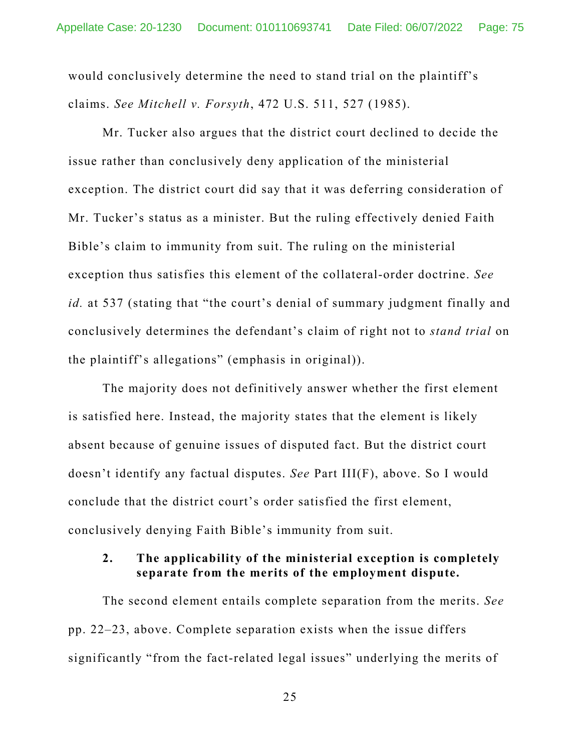would conclusively determine the need to stand trial on the plaintiff's claims. *See Mitchell v. Forsyth*, 472 U.S. 511, 527 (1985).

Mr. Tucker also argues that the district court declined to decide the issue rather than conclusively deny application of the ministerial exception. The district court did say that it was deferring consideration of Mr. Tucker's status as a minister. But the ruling effectively denied Faith Bible's claim to immunity from suit. The ruling on the ministerial exception thus satisfies this element of the collateral-order doctrine. *See id.* at 537 (stating that "the court's denial of summary judgment finally and conclusively determines the defendant's claim of right not to *stand trial* on the plaintiff's allegations" (emphasis in original)).

The majority does not definitively answer whether the first element is satisfied here. Instead, the majority states that the element is likely absent because of genuine issues of disputed fact. But the district court doesn't identify any factual disputes. *See* Part III(F), above. So I would conclude that the district court's order satisfied the first element, conclusively denying Faith Bible's immunity from suit.

### 2. The applicability of the ministerial exception is completely separate from the merits of the employment dispute.

The second element entails complete separation from the merits. *See* pp. 22–23, above. Complete separation exists when the issue differs significantly "from the fact-related legal issues" underlying the merits of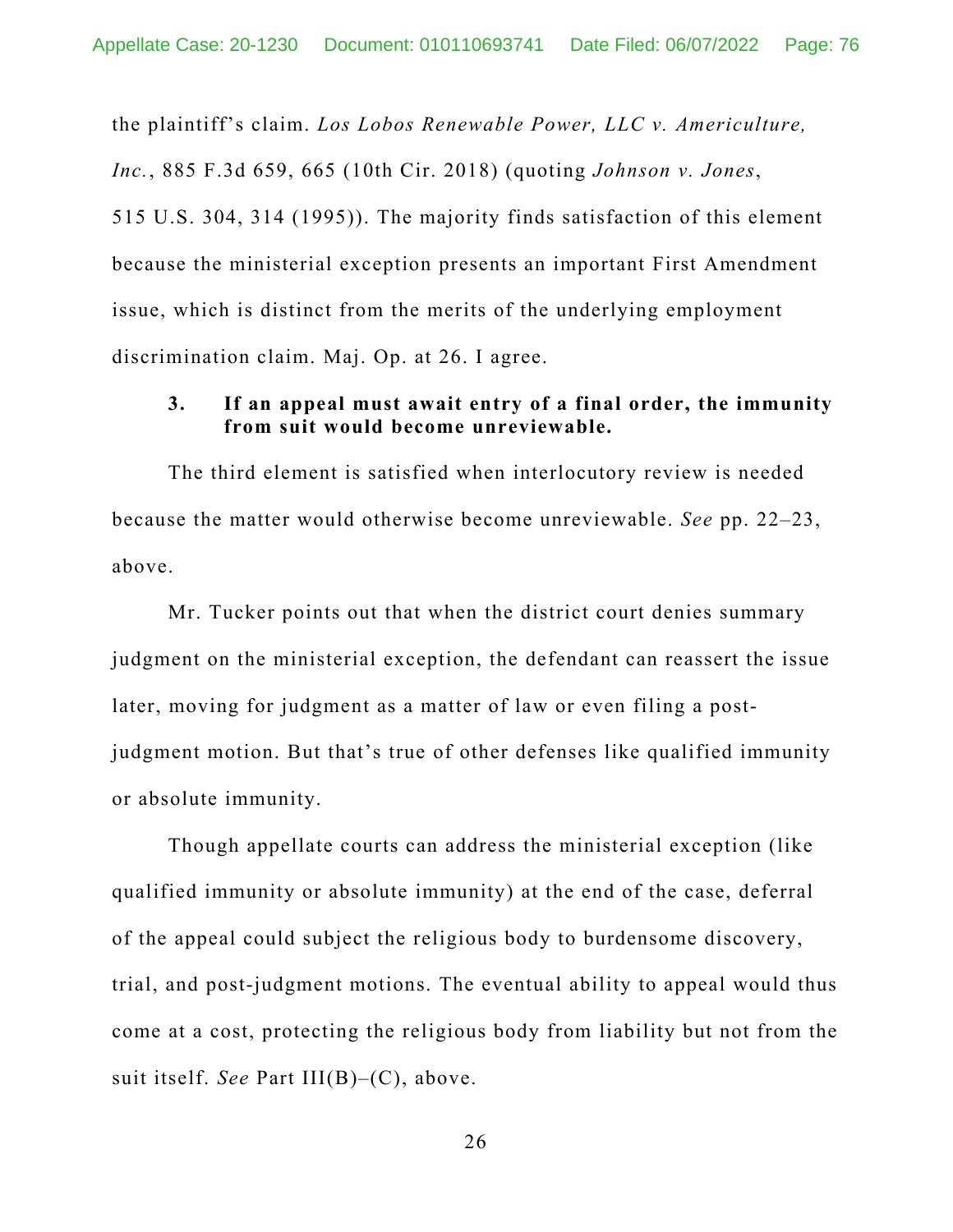the plaintiff's claim. *Los Lobos Renewable Power, LLC v. Americulture, Inc.*, 885 F.3d 659, 665 (10th Cir. 2018) (quoting *Johnson v. Jones*, 515 U.S. 304, 314 (1995)). The majority finds satisfaction of this element because the ministerial exception presents an important First Amendment issue, which is distinct from the merits of the underlying employment discrimination claim. Maj. Op. at 26. I agree.

### 3. If an appeal must await entry of a final order, the immunity from suit would become unreviewable.

The third element is satisfied when interlocutory review is needed because the matter would otherwise become unreviewable. *See* pp. 22–23, above.

Mr. Tucker points out that when the district court denies summary judgment on the ministerial exception, the defendant can reassert the issue later, moving for judgment as a matter of law or even filing a post-judgment motion. But that's true of other defenses like qualified immunity or absolute immunity.

Though appellate courts can address the ministerial exception (like qualified immunity or absolute immunity) at the end of the case, deferral of the appeal could subject the religious body to burdensome discovery, trial, and post-judgment motions. The eventual ability to appeal would thus come at a cost, protecting the religious body from liability but not from the suit itself. *See* Part III(B)–(C), above.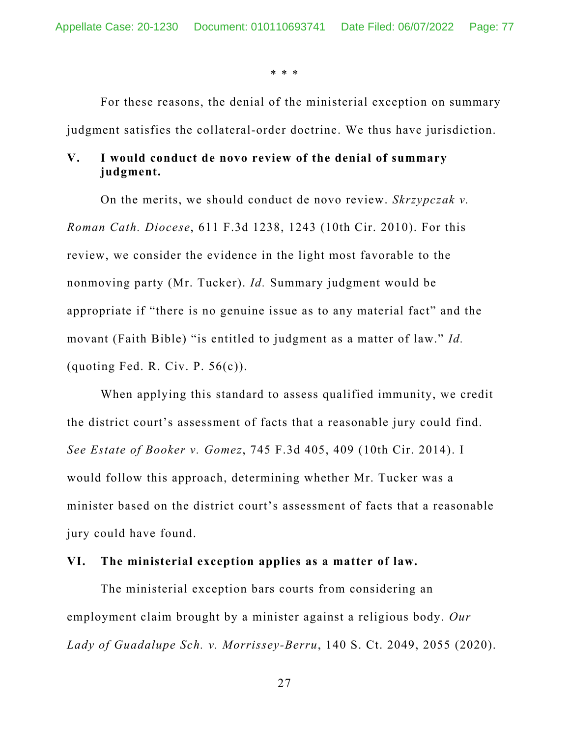\* \* \*

For these reasons, the denial of the ministerial exception on summary judgment satisfies the collateral-order doctrine. We thus have jurisdiction.

## V. I would conduct de novo review of the denial of summary judgment.

On the merits, we should conduct de novo review. *Skrzypczak v. Roman Cath. Diocese*, 611 F.3d 1238, 1243 (10th Cir. 2010). For this review, we consider the evidence in the light most favorable to the nonmoving party (Mr. Tucker). *Id.* Summary judgment would be appropriate if "there is no genuine issue as to any material fact" and the movant (Faith Bible) "is entitled to judgment as a matter of law." *Id.* (quoting Fed. R. Civ. P. 56(c)).

When applying this standard to assess qualified immunity, we credit the district court's assessment of facts that a reasonable jury could find. *See Estate of Booker v. Gomez*, 745 F.3d 405, 409 (10th Cir. 2014). I would follow this approach, determining whether Mr. Tucker was a minister based on the district court's assessment of facts that a reasonable jury could have found.

## VI. The ministerial exception applies as a matter of law.

The ministerial exception bars courts from considering an employment claim brought by a minister against a religious body. *Our Lady of Guadalupe Sch. v. Morrissey-Berru*, 140 S. Ct. 2049, 2055 (2020).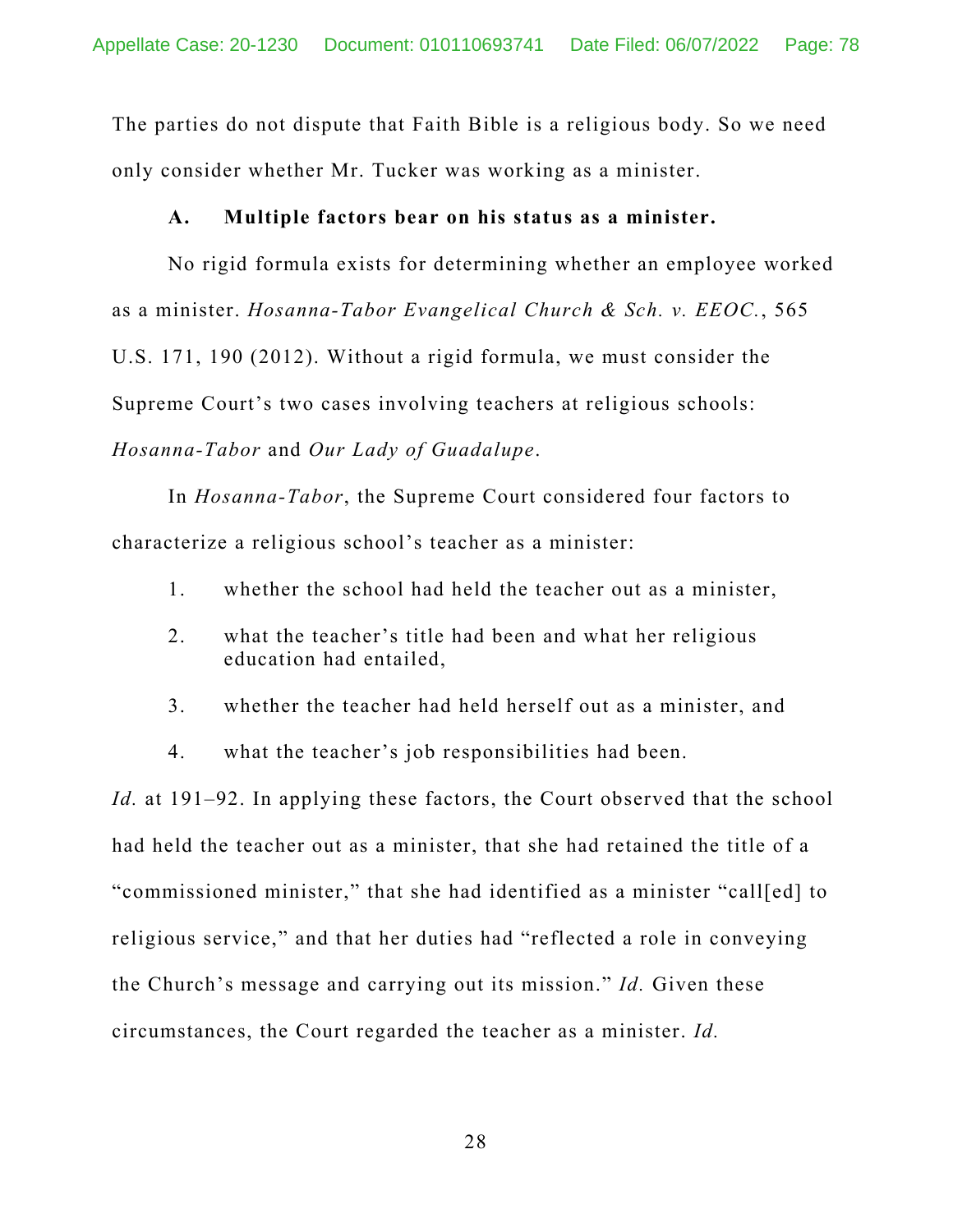The parties do not dispute that Faith Bible is a religious body. So we need only consider whether Mr. Tucker was working as a minister.

### A. Multiple factors bear on his status as a minister.

No rigid formula exists for determining whether an employee worked as a minister. *Hosanna-Tabor Evangelical Church & Sch. v. EEOC.*, 565 U.S. 171, 190 (2012). Without a rigid formula, we must consider the Supreme Court's two cases involving teachers at religious schools: *Hosanna-Tabor* and *Our Lady of Guadalupe*.

In *Hosanna-Tabor*, the Supreme Court considered four factors to characterize a religious school's teacher as a minister:

1. whether the school had held the teacher out as a minister,
2. what the teacher's title had been and what her religious education had entailed,
3. whether the teacher had held herself out as a minister, and
4. what the teacher's job responsibilities had been.

*Id.* at 191–92. In applying these factors, the Court observed that the school had held the teacher out as a minister, that she had retained the title of a "commissioned minister," that she had identified as a minister "call[ed] to religious service," and that her duties had "reflected a role in conveying the Church's message and carrying out its mission." *Id.* Given these circumstances, the Court regarded the teacher as a minister. *Id.*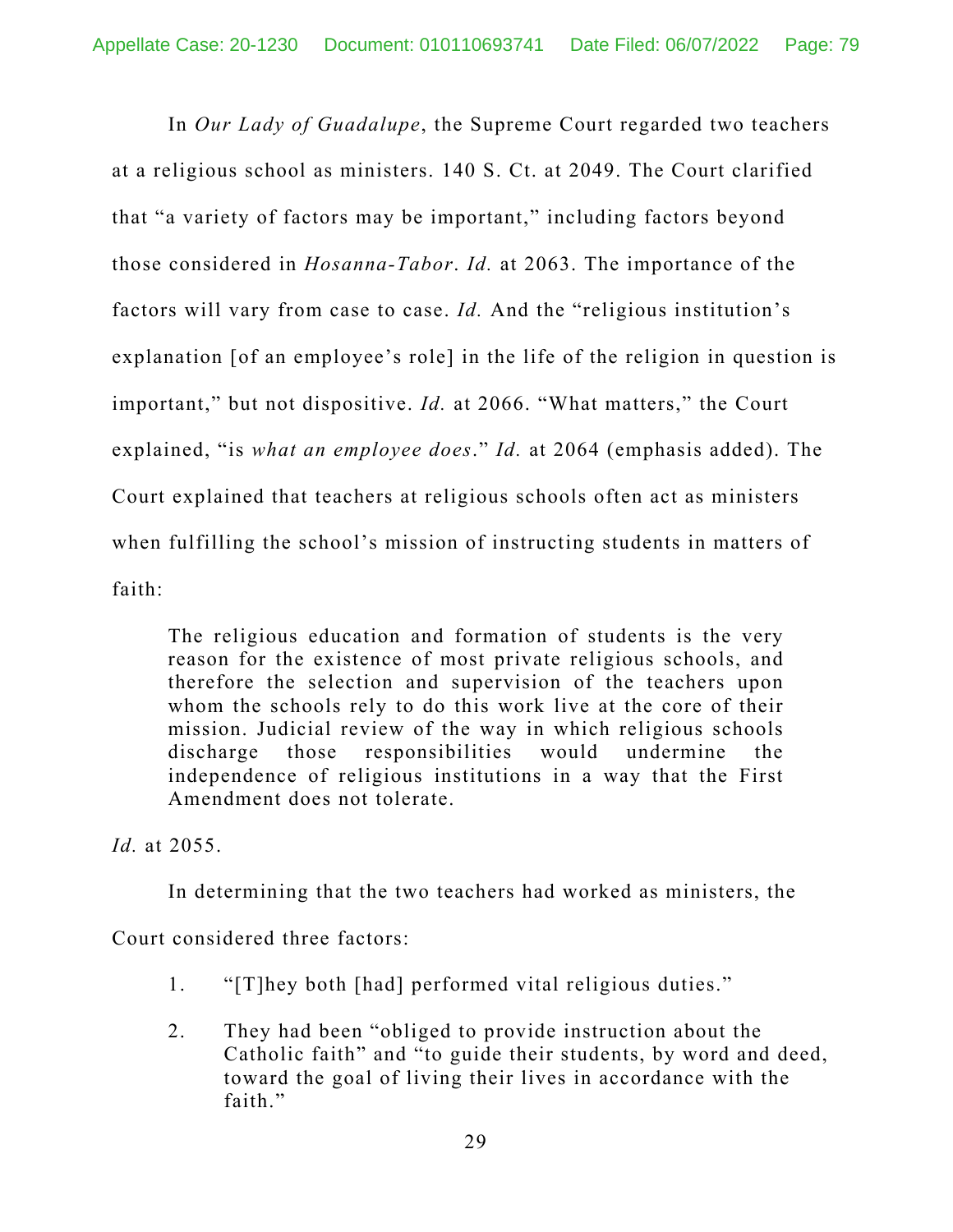In *Our Lady of Guadalupe*, the Supreme Court regarded two teachers at a religious school as ministers. 140 S. Ct. at 2049. The Court clarified that "a variety of factors may be important," including factors beyond those considered in *Hosanna-Tabor*. *Id.* at 2063. The importance of the factors will vary from case to case. *Id.* And the "religious institution's explanation [of an employee's role] in the life of the religion in question is important," but not dispositive. *Id.* at 2066. "What matters," the Court explained, "is *what an employee does*." *Id.* at 2064 (emphasis added). The Court explained that teachers at religious schools often act as ministers when fulfilling the school's mission of instructing students in matters of faith:

> The religious education and formation of students is the very reason for the existence of most private religious schools, and therefore the selection and supervision of the teachers upon whom the schools rely to do this work live at the core of their mission. Judicial review of the way in which religious schools discharge those responsibilities would undermine the independence of religious institutions in a way that the First Amendment does not tolerate.

*Id.* at 2055.

In determining that the two teachers had worked as ministers, the Court considered three factors:

1. "[T]hey both [had] performed vital religious duties."
2. They had been "obliged to provide instruction about the Catholic faith" and "to guide their students, by word and deed, toward the goal of living their lives in accordance with the faith."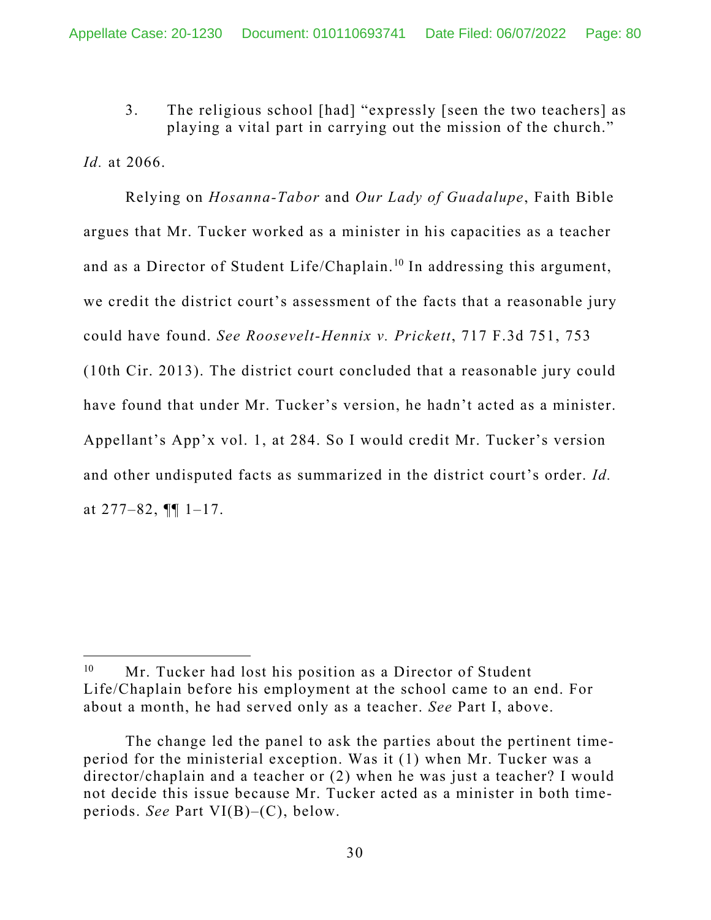3. The religious school [had] "expressly [seen the two teachers] as playing a vital part in carrying out the mission of the church."

*Id.* at 2066.

Relying on *Hosanna-Tabor* and *Our Lady of Guadalupe*, Faith Bible argues that Mr. Tucker worked as a minister in his capacities as a teacher and as a Director of Student Life/Chaplain.[10] In addressing this argument, we credit the district court's assessment of the facts that a reasonable jury could have found. *See Roosevelt-Hennix v. Prickett*, 717 F.3d 751, 753 (10th Cir. 2013). The district court concluded that a reasonable jury could have found that under Mr. Tucker's version, he hadn't acted as a minister. Appellant's App'x vol. 1, at 284. So I would credit Mr. Tucker's version and other undisputed facts as summarized in the district court's order. *Id.* at 277–82, ¶¶ 1–17.

---

[10] Mr. Tucker had lost his position as a Director of Student Life/Chaplain before his employment at the school came to an end. For about a month, he had served only as a teacher. *See* Part I, above.

The change led the panel to ask the parties about the pertinent time-period for the ministerial exception. Was it (1) when Mr. Tucker was a director/chaplain and a teacher or (2) when he was just a teacher? I would not decide this issue because Mr. Tucker acted as a minister in both time-periods. *See* Part VI(B)–(C), below.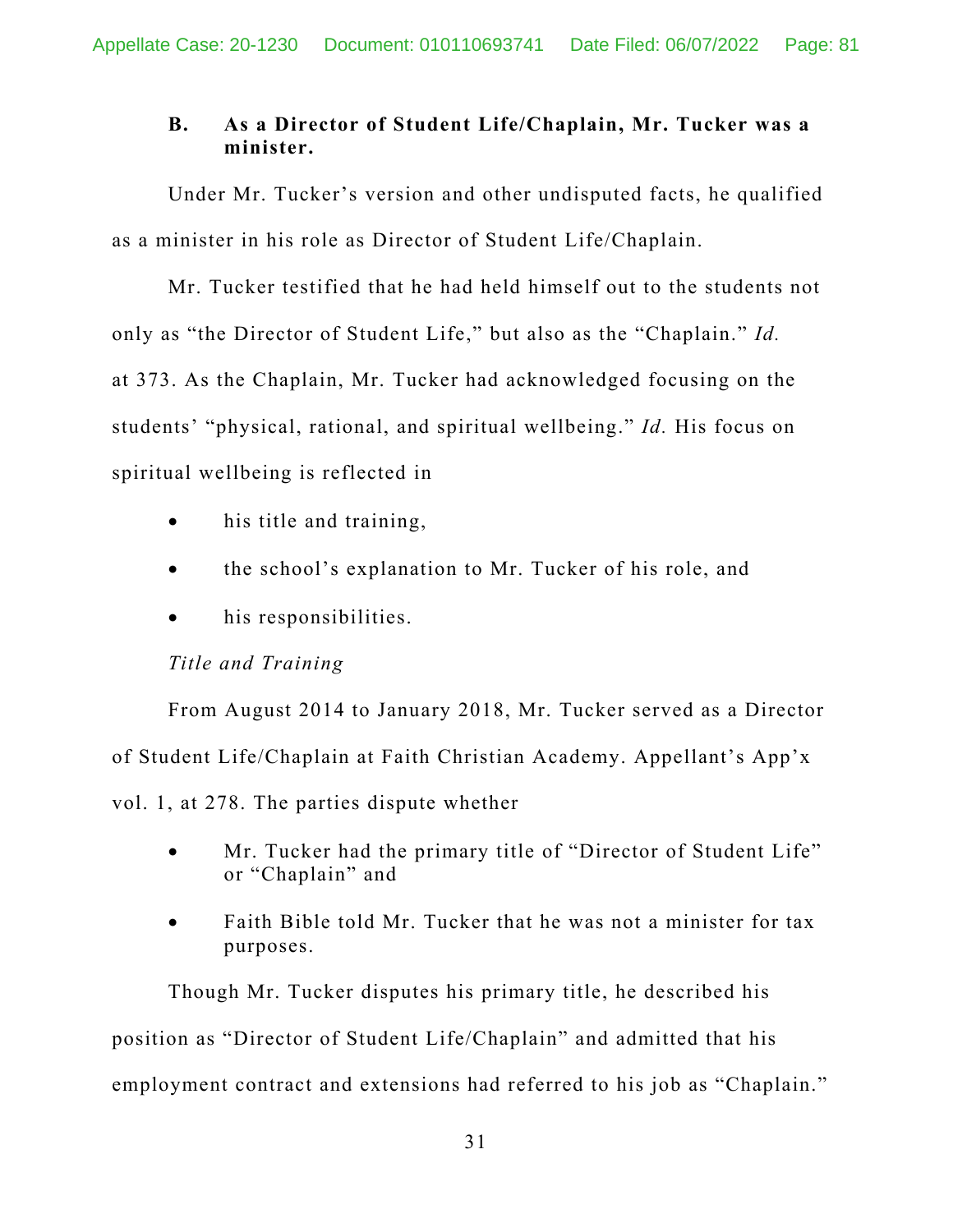### B. As a Director of Student Life/Chaplain, Mr. Tucker was a minister.

Under Mr. Tucker's version and other undisputed facts, he qualified as a minister in his role as Director of Student Life/Chaplain.

Mr. Tucker testified that he had held himself out to the students not only as "the Director of Student Life," but also as the "Chaplain." *Id.* at 373. As the Chaplain, Mr. Tucker had acknowledged focusing on the students' "physical, rational, and spiritual wellbeing." *Id.* His focus on spiritual wellbeing is reflected in

- his title and training,
- the school's explanation to Mr. Tucker of his role, and
- his responsibilities.

*Title and Training*

From August 2014 to January 2018, Mr. Tucker served as a Director of Student Life/Chaplain at Faith Christian Academy. Appellant's App'x vol. 1, at 278. The parties dispute whether

- Mr. Tucker had the primary title of "Director of Student Life" or "Chaplain" and
- Faith Bible told Mr. Tucker that he was not a minister for tax purposes.

Though Mr. Tucker disputes his primary title, he described his position as "Director of Student Life/Chaplain" and admitted that his employment contract and extensions had referred to his job as "Chaplain."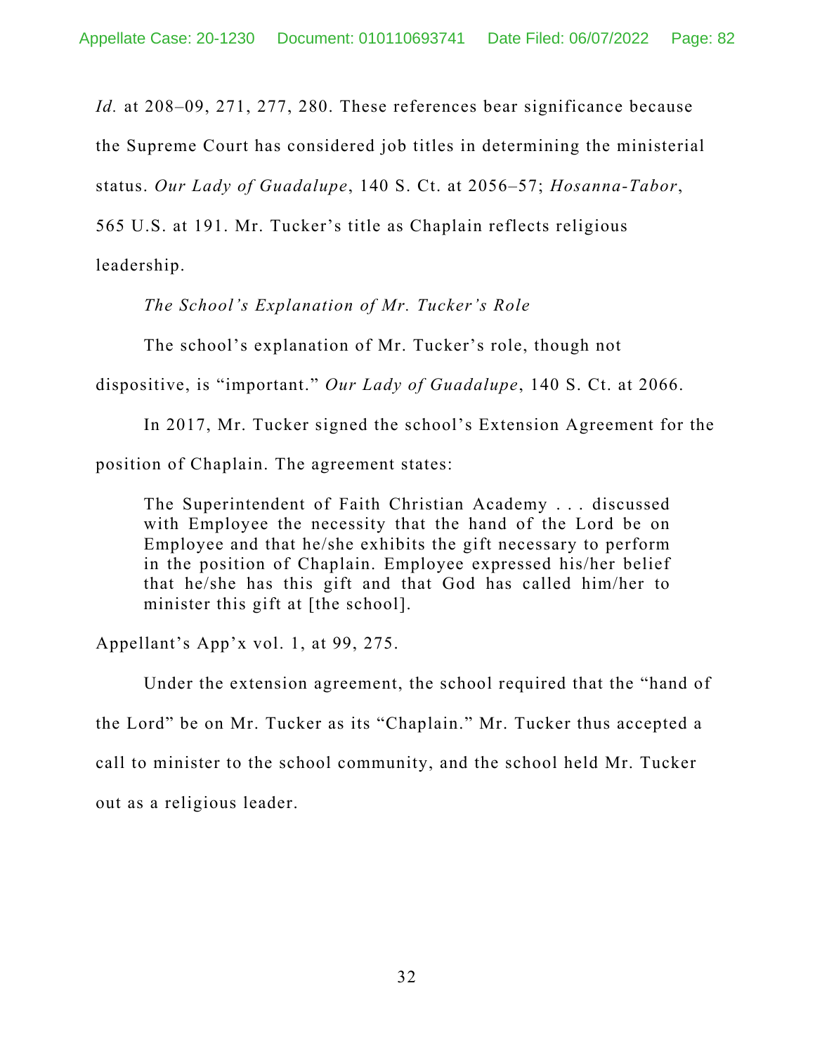*Id.* at 208–09, 271, 277, 280. These references bear significance because the Supreme Court has considered job titles in determining the ministerial status. *Our Lady of Guadalupe*, 140 S. Ct. at 2056–57; *Hosanna-Tabor*, 565 U.S. at 191. Mr. Tucker's title as Chaplain reflects religious leadership.

*The School's Explanation of Mr. Tucker's Role*

The school's explanation of Mr. Tucker's role, though not dispositive, is "important." *Our Lady of Guadalupe*, 140 S. Ct. at 2066.

In 2017, Mr. Tucker signed the school's Extension Agreement for the position of Chaplain. The agreement states:

> The Superintendent of Faith Christian Academy . . . discussed with Employee the necessity that the hand of the Lord be on Employee and that he/she exhibits the gift necessary to perform in the position of Chaplain. Employee expressed his/her belief that he/she has this gift and that God has called him/her to minister this gift at [the school].

Appellant's App'x vol. 1, at 99, 275.

Under the extension agreement, the school required that the "hand of the Lord" be on Mr. Tucker as its "Chaplain." Mr. Tucker thus accepted a call to minister to the school community, and the school held Mr. Tucker out as a religious leader.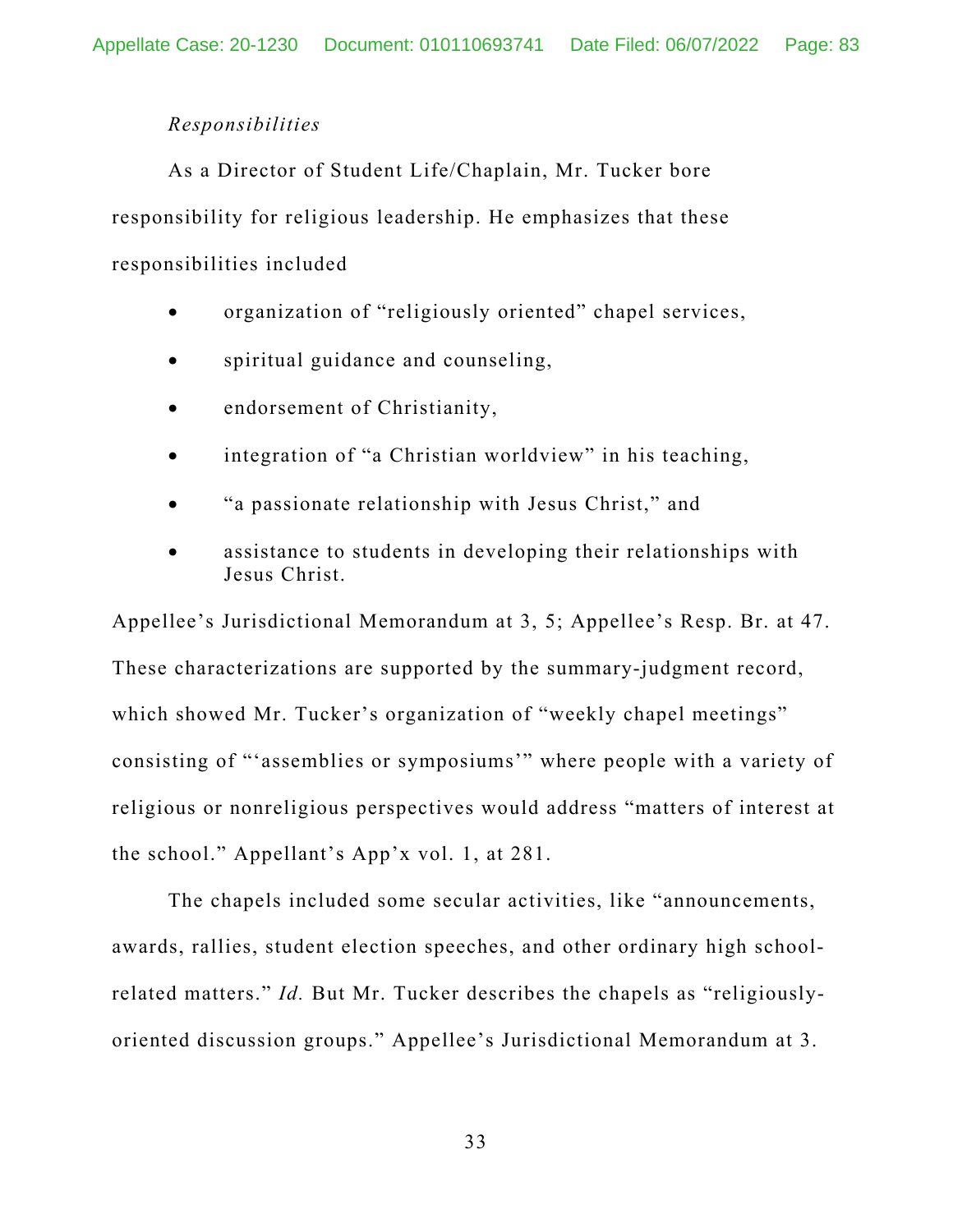*Responsibilities*

As a Director of Student Life/Chaplain, Mr. Tucker bore responsibility for religious leadership. He emphasizes that these responsibilities included

- organization of "religiously oriented" chapel services,
- spiritual guidance and counseling,
- endorsement of Christianity,
- integration of "a Christian worldview" in his teaching,
- "a passionate relationship with Jesus Christ," and
- assistance to students in developing their relationships with Jesus Christ.

Appellee's Jurisdictional Memorandum at 3, 5; Appellee's Resp. Br. at 47. These characterizations are supported by the summary-judgment record, which showed Mr. Tucker's organization of "weekly chapel meetings" consisting of "'assemblies or symposiums'" where people with a variety of religious or nonreligious perspectives would address "matters of interest at the school." Appellant's App'x vol. 1, at 281.

The chapels included some secular activities, like "announcements, awards, rallies, student election speeches, and other ordinary high school-related matters." *Id.* But Mr. Tucker describes the chapels as "religiously-oriented discussion groups." Appellee's Jurisdictional Memorandum at 3.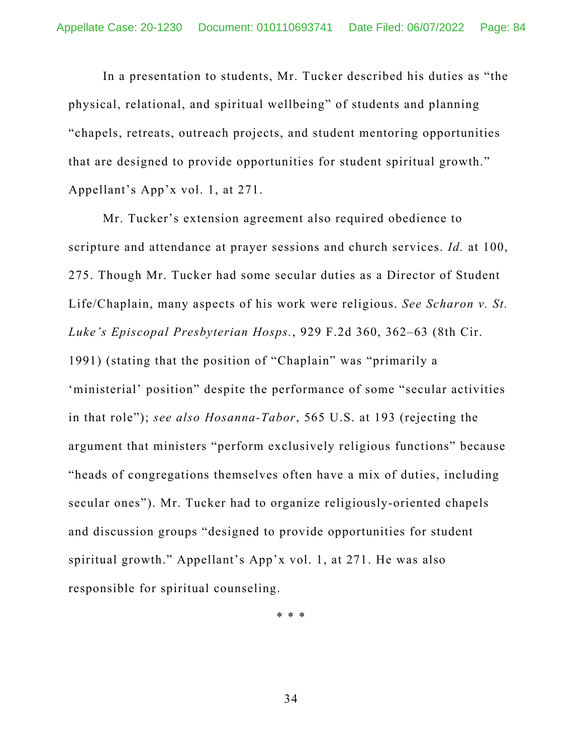In a presentation to students, Mr. Tucker described his duties as "the physical, relational, and spiritual wellbeing" of students and planning "chapels, retreats, outreach projects, and student mentoring opportunities that are designed to provide opportunities for student spiritual growth." Appellant's App'x vol. 1, at 271.

Mr. Tucker's extension agreement also required obedience to scripture and attendance at prayer sessions and church services. *Id.* at 100, 275. Though Mr. Tucker had some secular duties as a Director of Student Life/Chaplain, many aspects of his work were religious. *See Scharon v. St. Luke's Episcopal Presbyterian Hosps.*, 929 F.2d 360, 362–63 (8th Cir. 1991) (stating that the position of "Chaplain" was "primarily a 'ministerial' position" despite the performance of some "secular activities in that role"); *see also Hosanna-Tabor*, 565 U.S. at 193 (rejecting the argument that ministers "perform exclusively religious functions" because "heads of congregations themselves often have a mix of duties, including secular ones"). Mr. Tucker had to organize religiously-oriented chapels and discussion groups "designed to provide opportunities for student spiritual growth." Appellant's App'x vol. 1, at 271. He was also responsible for spiritual counseling.

\* \* \*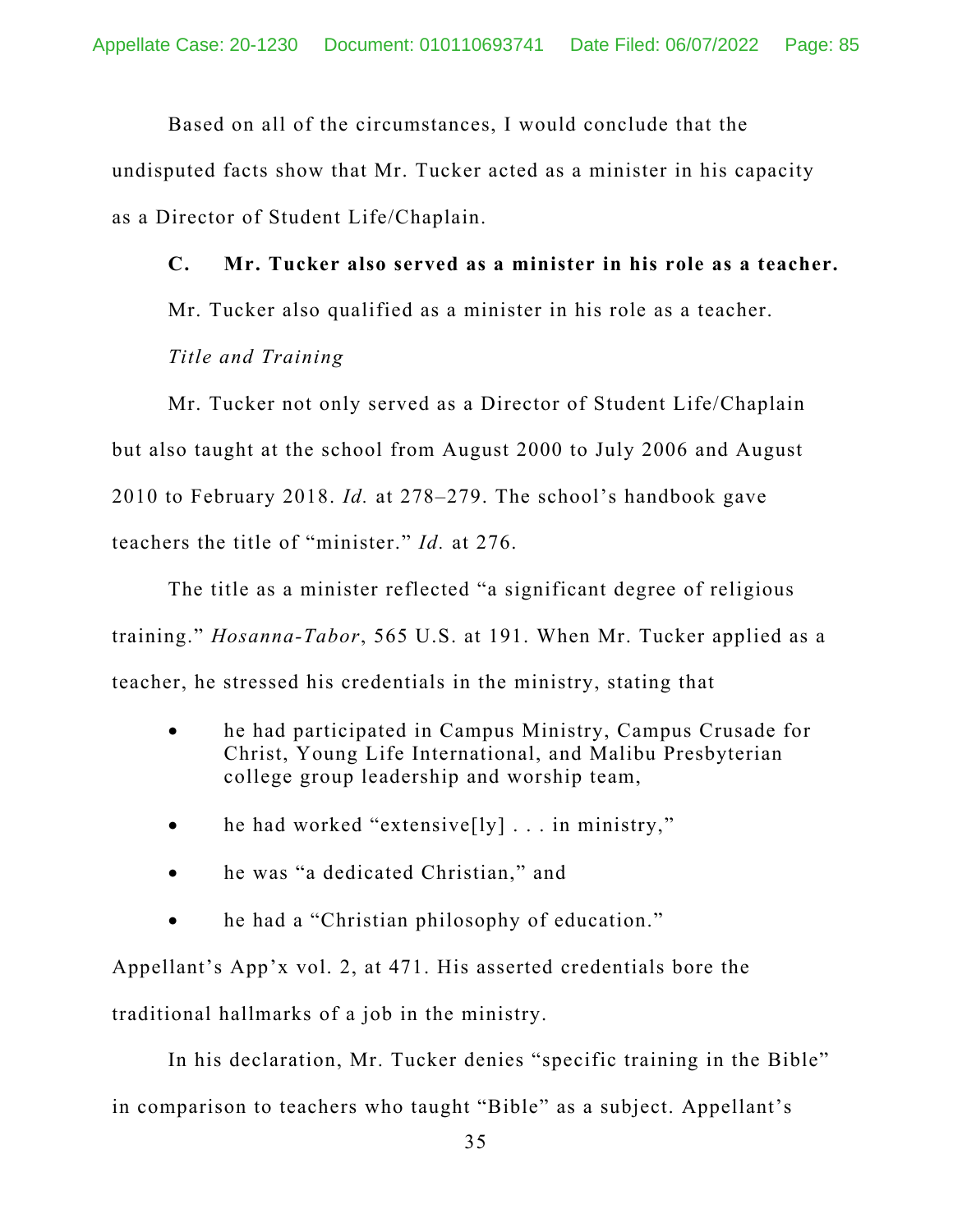Based on all of the circumstances, I would conclude that the undisputed facts show that Mr. Tucker acted as a minister in his capacity as a Director of Student Life/Chaplain.

**C. Mr. Tucker also served as a minister in his role as a teacher.**

Mr. Tucker also qualified as a minister in his role as a teacher.

*Title and Training*

Mr. Tucker not only served as a Director of Student Life/Chaplain but also taught at the school from August 2000 to July 2006 and August 2010 to February 2018. *Id.* at 278–279. The school's handbook gave teachers the title of "minister." *Id.* at 276.

The title as a minister reflected "a significant degree of religious training." *Hosanna-Tabor*, 565 U.S. at 191. When Mr. Tucker applied as a teacher, he stressed his credentials in the ministry, stating that

- he had participated in Campus Ministry, Campus Crusade for Christ, Young Life International, and Malibu Presbyterian college group leadership and worship team,
- he had worked "extensive[ly] . . . in ministry,"
- he was "a dedicated Christian," and
- he had a "Christian philosophy of education."

Appellant's App'x vol. 2, at 471. His asserted credentials bore the traditional hallmarks of a job in the ministry.

In his declaration, Mr. Tucker denies "specific training in the Bible" in comparison to teachers who taught "Bible" as a subject. Appellant's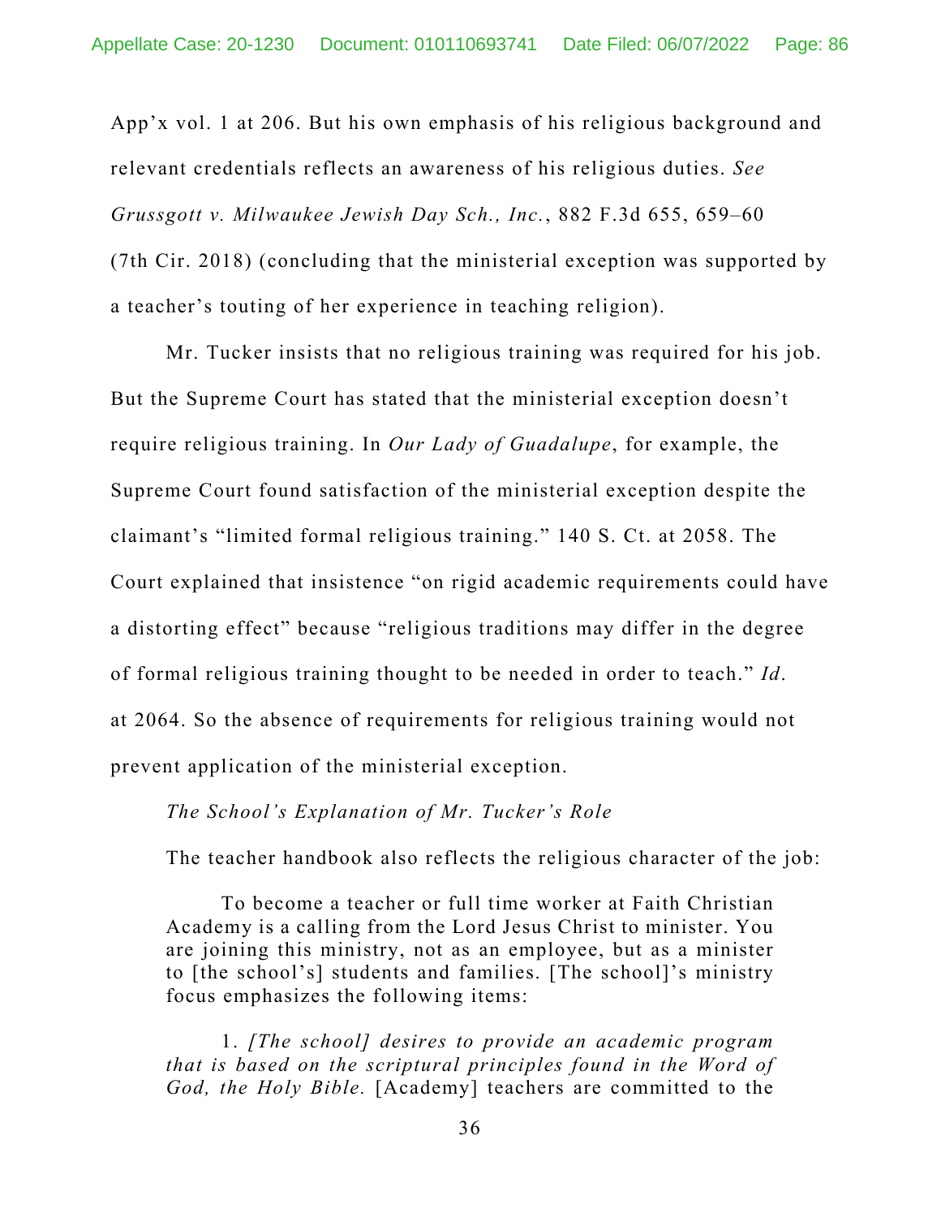App'x vol. 1 at 206. But his own emphasis of his religious background and relevant credentials reflects an awareness of his religious duties. *See Grussgott v. Milwaukee Jewish Day Sch., Inc.*, 882 F.3d 655, 659–60 (7th Cir. 2018) (concluding that the ministerial exception was supported by a teacher's touting of her experience in teaching religion).

Mr. Tucker insists that no religious training was required for his job. But the Supreme Court has stated that the ministerial exception doesn't require religious training. In *Our Lady of Guadalupe*, for example, the Supreme Court found satisfaction of the ministerial exception despite the claimant's "limited formal religious training." 140 S. Ct. at 2058. The Court explained that insistence "on rigid academic requirements could have a distorting effect" because "religious traditions may differ in the degree of formal religious training thought to be needed in order to teach." *Id.* at 2064. So the absence of requirements for religious training would not prevent application of the ministerial exception.

*The School's Explanation of Mr. Tucker's Role*

The teacher handbook also reflects the religious character of the job:

> To become a teacher or full time worker at Faith Christian Academy is a calling from the Lord Jesus Christ to minister. You are joining this ministry, not as an employee, but as a minister to [the school's] students and families. [The school]'s ministry focus emphasizes the following items:
>
> 1. *[The school] desires to provide an academic program that is based on the scriptural principles found in the Word of God, the Holy Bible.* [Academy] teachers are committed to the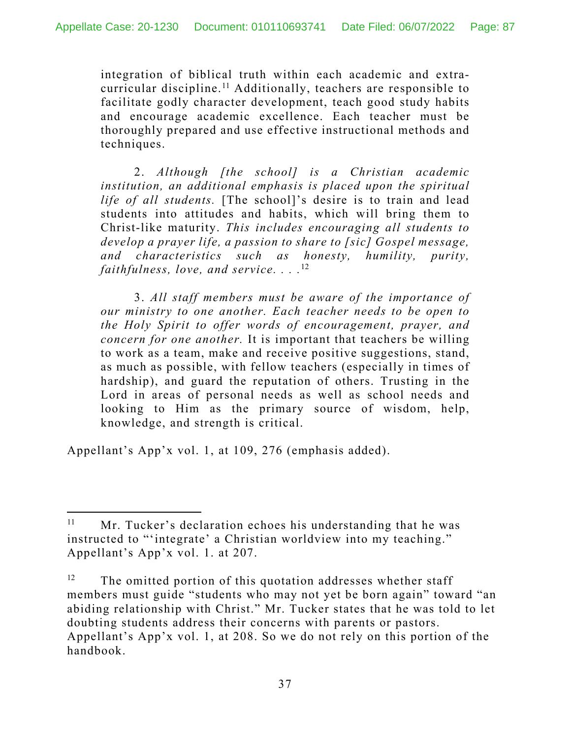integration of biblical truth within each academic and extra-curricular discipline.[11] Additionally, teachers are responsible to facilitate godly character development, teach good study habits and encourage academic excellence. Each teacher must be thoroughly prepared and use effective instructional methods and techniques.

2. *Although [the school] is a Christian academic institution, an additional emphasis is placed upon the spiritual life of all students.* [The school]'s desire is to train and lead students into attitudes and habits, which will bring them to Christ-like maturity. *This includes encouraging all students to develop a prayer life, a passion to share to [sic] Gospel message, and characteristics such as honesty, humility, purity, faithfulness, love, and service. . . .*[12]

3. *All staff members must be aware of the importance of our ministry to one another. Each teacher needs to be open to the Holy Spirit to offer words of encouragement, prayer, and concern for one another.* It is important that teachers be willing to work as a team, make and receive positive suggestions, stand, as much as possible, with fellow teachers (especially in times of hardship), and guard the reputation of others. Trusting in the Lord in areas of personal needs as well as school needs and looking to Him as the primary source of wisdom, help, knowledge, and strength is critical.

Appellant's App'x vol. 1, at 109, 276 (emphasis added).

---

[11] Mr. Tucker's declaration echoes his understanding that he was instructed to "'integrate' a Christian worldview into my teaching." Appellant's App'x vol. 1. at 207.

[12] The omitted portion of this quotation addresses whether staff members must guide "students who may not yet be born again" toward "an abiding relationship with Christ." Mr. Tucker states that he was told to let doubting students address their concerns with parents or pastors. Appellant's App'x vol. 1, at 208. So we do not rely on this portion of the handbook.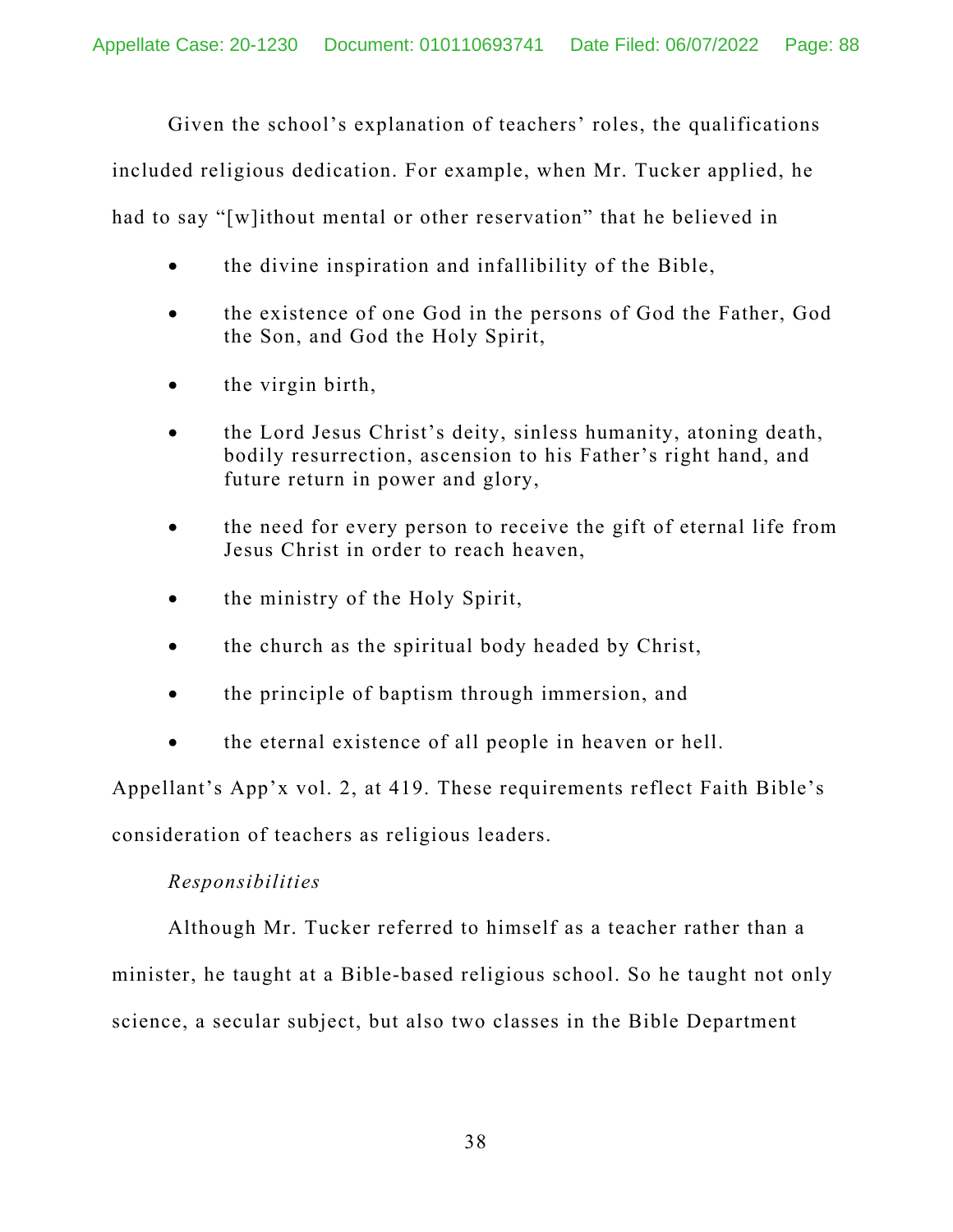Given the school's explanation of teachers' roles, the qualifications included religious dedication. For example, when Mr. Tucker applied, he had to say "[w]ithout mental or other reservation" that he believed in

- the divine inspiration and infallibility of the Bible,
- the existence of one God in the persons of God the Father, God the Son, and God the Holy Spirit,
- the virgin birth,
- the Lord Jesus Christ's deity, sinless humanity, atoning death, bodily resurrection, ascension to his Father's right hand, and future return in power and glory,
- the need for every person to receive the gift of eternal life from Jesus Christ in order to reach heaven,
- the ministry of the Holy Spirit,
- the church as the spiritual body headed by Christ,
- the principle of baptism through immersion, and
- the eternal existence of all people in heaven or hell.

Appellant's App'x vol. 2, at 419. These requirements reflect Faith Bible's consideration of teachers as religious leaders.

*Responsibilities*

Although Mr. Tucker referred to himself as a teacher rather than a minister, he taught at a Bible-based religious school. So he taught not only science, a secular subject, but also two classes in the Bible Department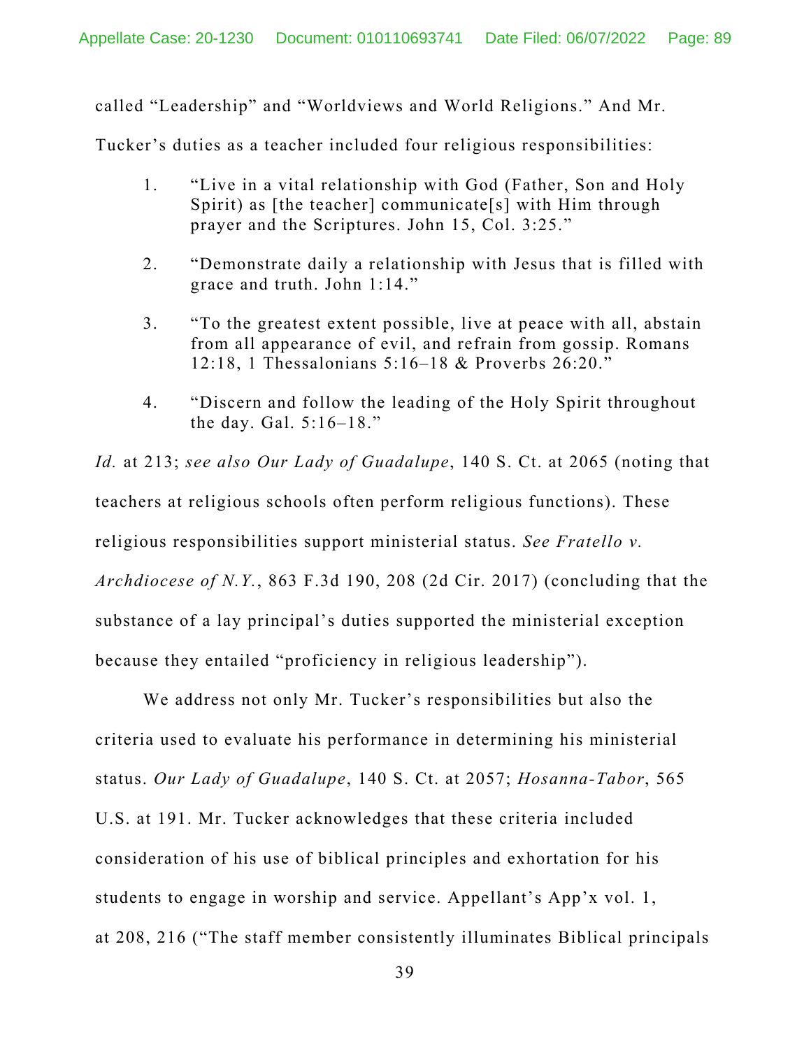called "Leadership" and "Worldviews and World Religions." And Mr. Tucker's duties as a teacher included four religious responsibilities:

1. "Live in a vital relationship with God (Father, Son and Holy Spirit) as [the teacher] communicate[s] with Him through prayer and the Scriptures. John 15, Col. 3:25."

2. "Demonstrate daily a relationship with Jesus that is filled with grace and truth. John 1:14."

3. "To the greatest extent possible, live at peace with all, abstain from all appearance of evil, and refrain from gossip. Romans 12:18, 1 Thessalonians 5:16–18 & Proverbs 26:20."

4. "Discern and follow the leading of the Holy Spirit throughout the day. Gal. 5:16–18."

*Id.* at 213; *see also Our Lady of Guadalupe*, 140 S. Ct. at 2065 (noting that teachers at religious schools often perform religious functions). These religious responsibilities support ministerial status. *See Fratello v. Archdiocese of N.Y.*, 863 F.3d 190, 208 (2d Cir. 2017) (concluding that the substance of a lay principal's duties supported the ministerial exception because they entailed "proficiency in religious leadership").

We address not only Mr. Tucker's responsibilities but also the criteria used to evaluate his performance in determining his ministerial status. *Our Lady of Guadalupe*, 140 S. Ct. at 2057; *Hosanna-Tabor*, 565 U.S. at 191. Mr. Tucker acknowledges that these criteria included consideration of his use of biblical principles and exhortation for his students to engage in worship and service. Appellant's App'x vol. 1, at 208, 216 ("The staff member consistently illuminates Biblical principals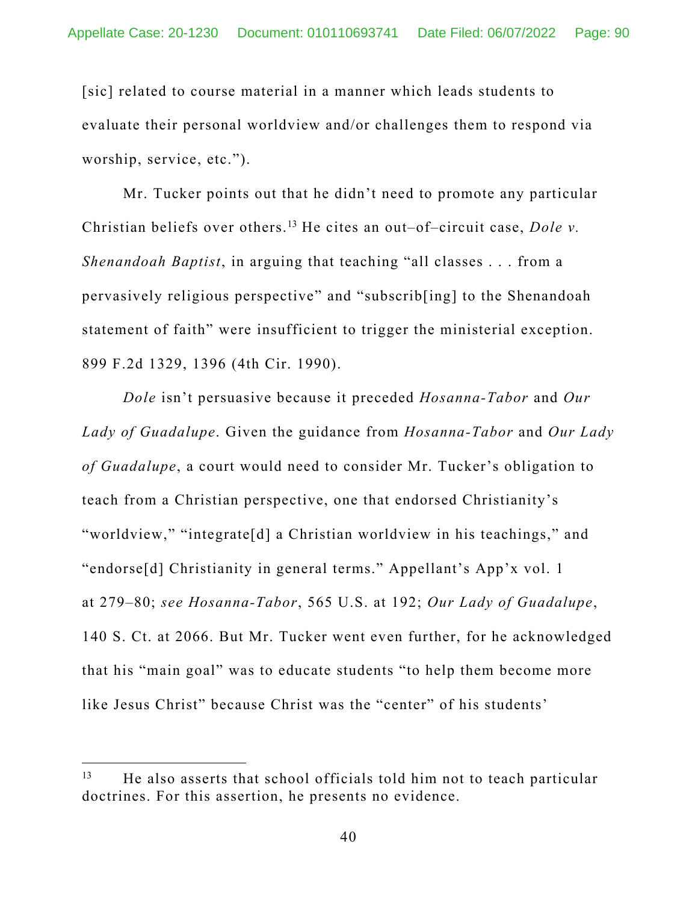[sic] related to course material in a manner which leads students to evaluate their personal worldview and/or challenges them to respond via worship, service, etc.").

Mr. Tucker points out that he didn't need to promote any particular Christian beliefs over others.[13] He cites an out–of–circuit case, *Dole v. Shenandoah Baptist*, in arguing that teaching "all classes . . . from a pervasively religious perspective" and "subscrib[ing] to the Shenandoah statement of faith" were insufficient to trigger the ministerial exception. 899 F.2d 1329, 1396 (4th Cir. 1990).

*Dole* isn't persuasive because it preceded *Hosanna-Tabor* and *Our Lady of Guadalupe*. Given the guidance from *Hosanna-Tabor* and *Our Lady of Guadalupe*, a court would need to consider Mr. Tucker's obligation to teach from a Christian perspective, one that endorsed Christianity's "worldview," "integrate[d] a Christian worldview in his teachings," and "endorse[d] Christianity in general terms." Appellant's App'x vol. 1 at 279–80; *see Hosanna-Tabor*, 565 U.S. at 192; *Our Lady of Guadalupe*, 140 S. Ct. at 2066. But Mr. Tucker went even further, for he acknowledged that his "main goal" was to educate students "to help them become more like Jesus Christ" because Christ was the "center" of his students'

---

[13] He also asserts that school officials told him not to teach particular doctrines. For this assertion, he presents no evidence.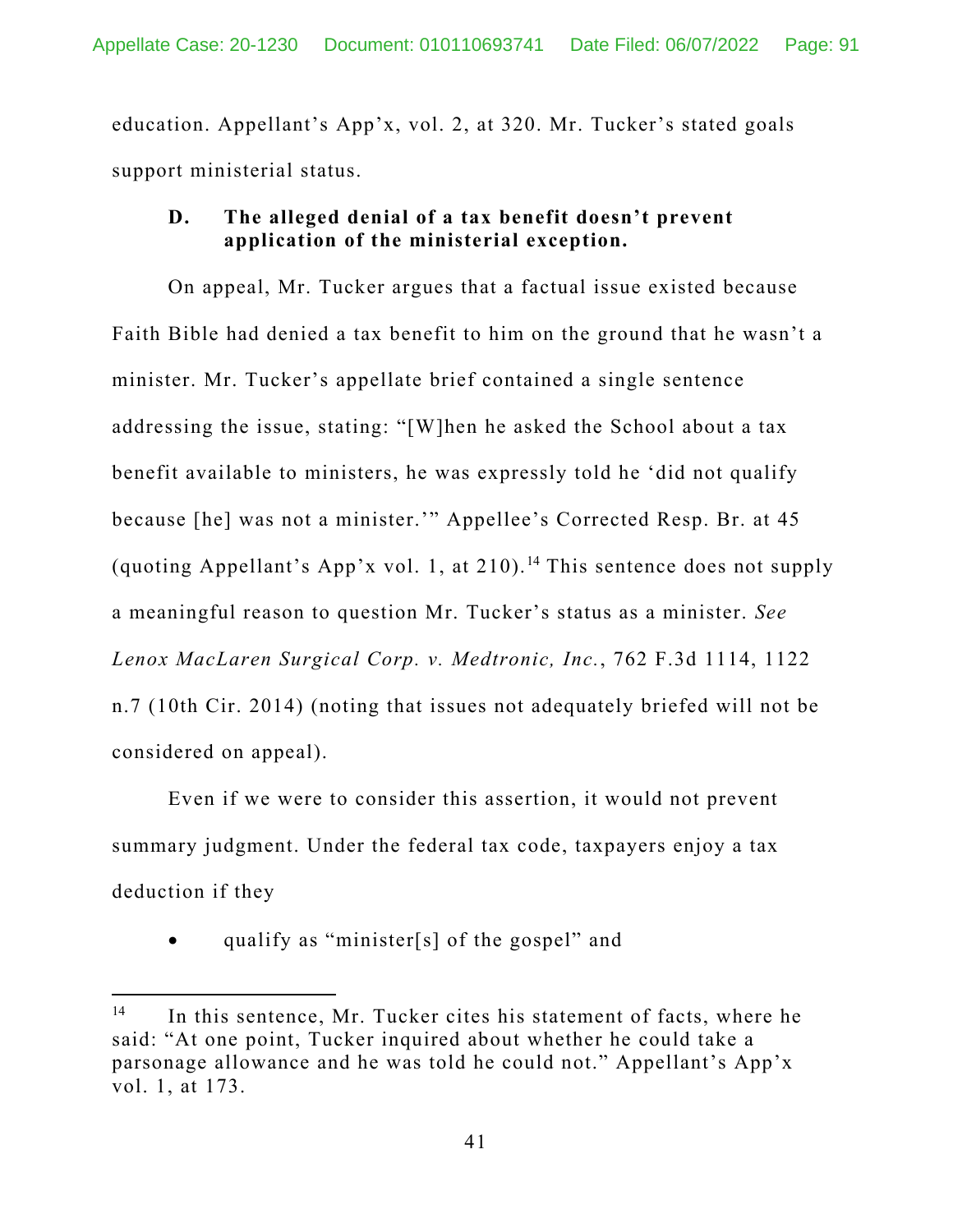education. Appellant's App'x, vol. 2, at 320. Mr. Tucker's stated goals support ministerial status.

### D. The alleged denial of a tax benefit doesn't prevent application of the ministerial exception.

On appeal, Mr. Tucker argues that a factual issue existed because Faith Bible had denied a tax benefit to him on the ground that he wasn't a minister. Mr. Tucker's appellate brief contained a single sentence addressing the issue, stating: "[W]hen he asked the School about a tax benefit available to ministers, he was expressly told he 'did not qualify because [he] was not a minister.'" Appellee's Corrected Resp. Br. at 45 (quoting Appellant's App'x vol. 1, at 210).[14] This sentence does not supply a meaningful reason to question Mr. Tucker's status as a minister. *See Lenox MacLaren Surgical Corp. v. Medtronic, Inc.*, 762 F.3d 1114, 1122 n.7 (10th Cir. 2014) (noting that issues not adequately briefed will not be considered on appeal).

Even if we were to consider this assertion, it would not prevent summary judgment. Under the federal tax code, taxpayers enjoy a tax deduction if they

- qualify as "minister[s] of the gospel" and

[14] In this sentence, Mr. Tucker cites his statement of facts, where he said: "At one point, Tucker inquired about whether he could take a parsonage allowance and he was told he could not." Appellant's App'x vol. 1, at 173.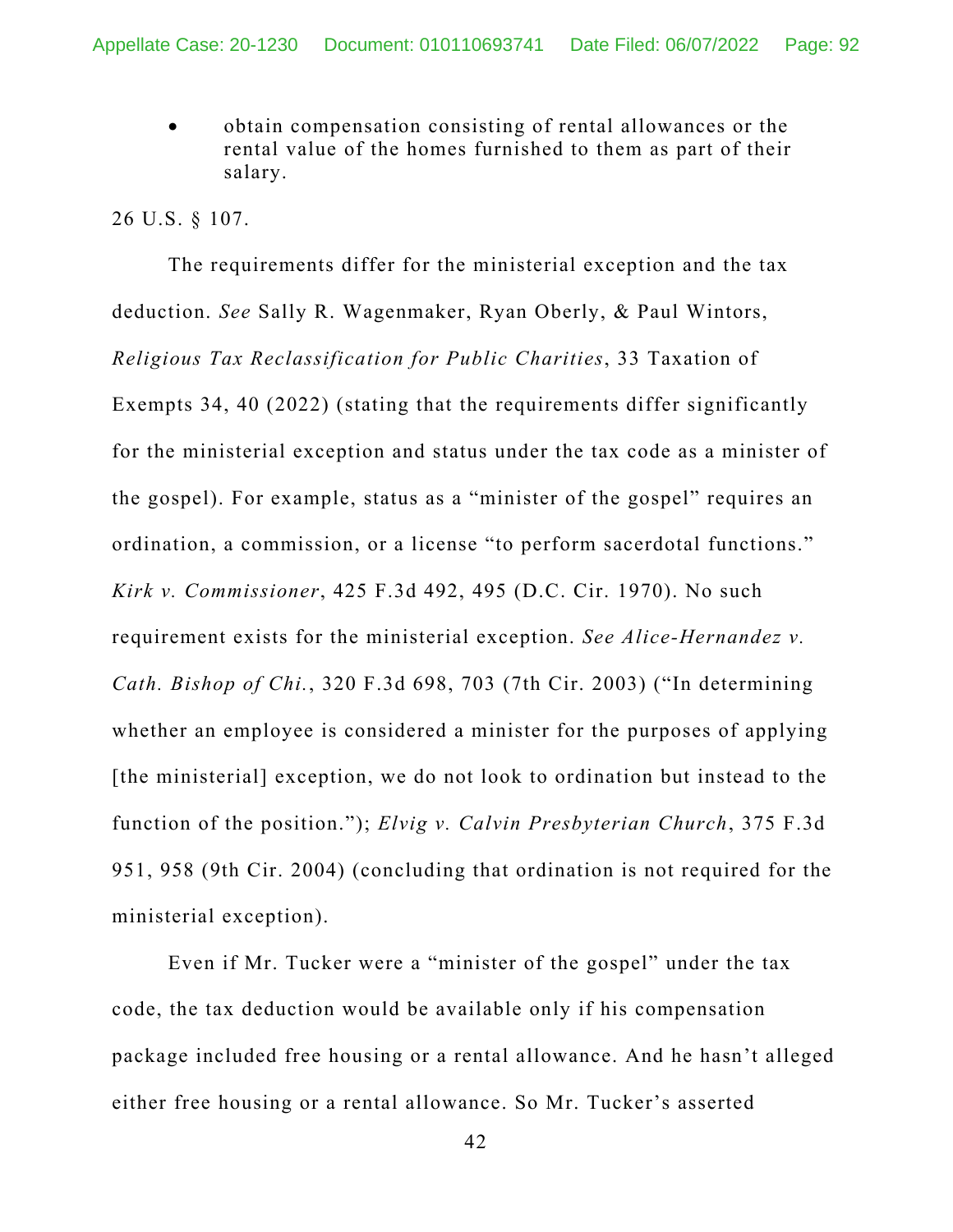- obtain compensation consisting of rental allowances or the rental value of the homes furnished to them as part of their salary.

26 U.S. § 107.

The requirements differ for the ministerial exception and the tax deduction. *See* Sally R. Wagenmaker, Ryan Oberly, & Paul Wintors, *Religious Tax Reclassification for Public Charities*, 33 Taxation of Exempts 34, 40 (2022) (stating that the requirements differ significantly for the ministerial exception and status under the tax code as a minister of the gospel). For example, status as a "minister of the gospel" requires an ordination, a commission, or a license "to perform sacerdotal functions." *Kirk v. Commissioner*, 425 F.3d 492, 495 (D.C. Cir. 1970). No such requirement exists for the ministerial exception. *See Alice-Hernandez v. Cath. Bishop of Chi.*, 320 F.3d 698, 703 (7th Cir. 2003) ("In determining whether an employee is considered a minister for the purposes of applying [the ministerial] exception, we do not look to ordination but instead to the function of the position."); *Elvig v. Calvin Presbyterian Church*, 375 F.3d 951, 958 (9th Cir. 2004) (concluding that ordination is not required for the ministerial exception).

Even if Mr. Tucker were a "minister of the gospel" under the tax code, the tax deduction would be available only if his compensation package included free housing or a rental allowance. And he hasn't alleged either free housing or a rental allowance. So Mr. Tucker's asserted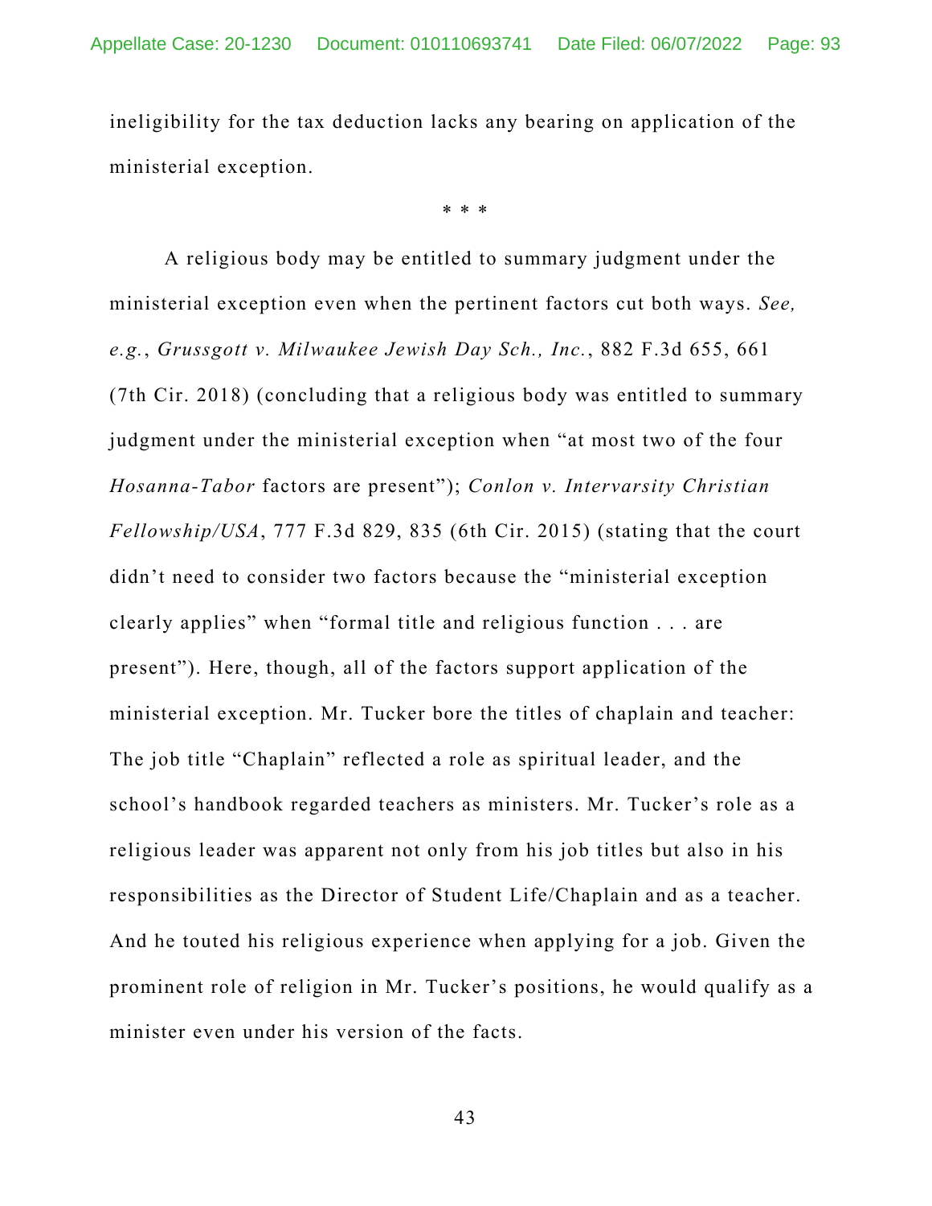ineligibility for the tax deduction lacks any bearing on application of the ministerial exception.

\* \* \*

A religious body may be entitled to summary judgment under the ministerial exception even when the pertinent factors cut both ways. *See, e.g.*, *Grussgott v. Milwaukee Jewish Day Sch., Inc.*, 882 F.3d 655, 661 (7th Cir. 2018) (concluding that a religious body was entitled to summary judgment under the ministerial exception when "at most two of the four *Hosanna-Tabor* factors are present"); *Conlon v. Intervarsity Christian Fellowship/USA*, 777 F.3d 829, 835 (6th Cir. 2015) (stating that the court didn't need to consider two factors because the "ministerial exception clearly applies" when "formal title and religious function . . . are present"). Here, though, all of the factors support application of the ministerial exception. Mr. Tucker bore the titles of chaplain and teacher: The job title "Chaplain" reflected a role as spiritual leader, and the school's handbook regarded teachers as ministers. Mr. Tucker's role as a religious leader was apparent not only from his job titles but also in his responsibilities as the Director of Student Life/Chaplain and as a teacher. And he touted his religious experience when applying for a job. Given the prominent role of religion in Mr. Tucker's positions, he would qualify as a minister even under his version of the facts.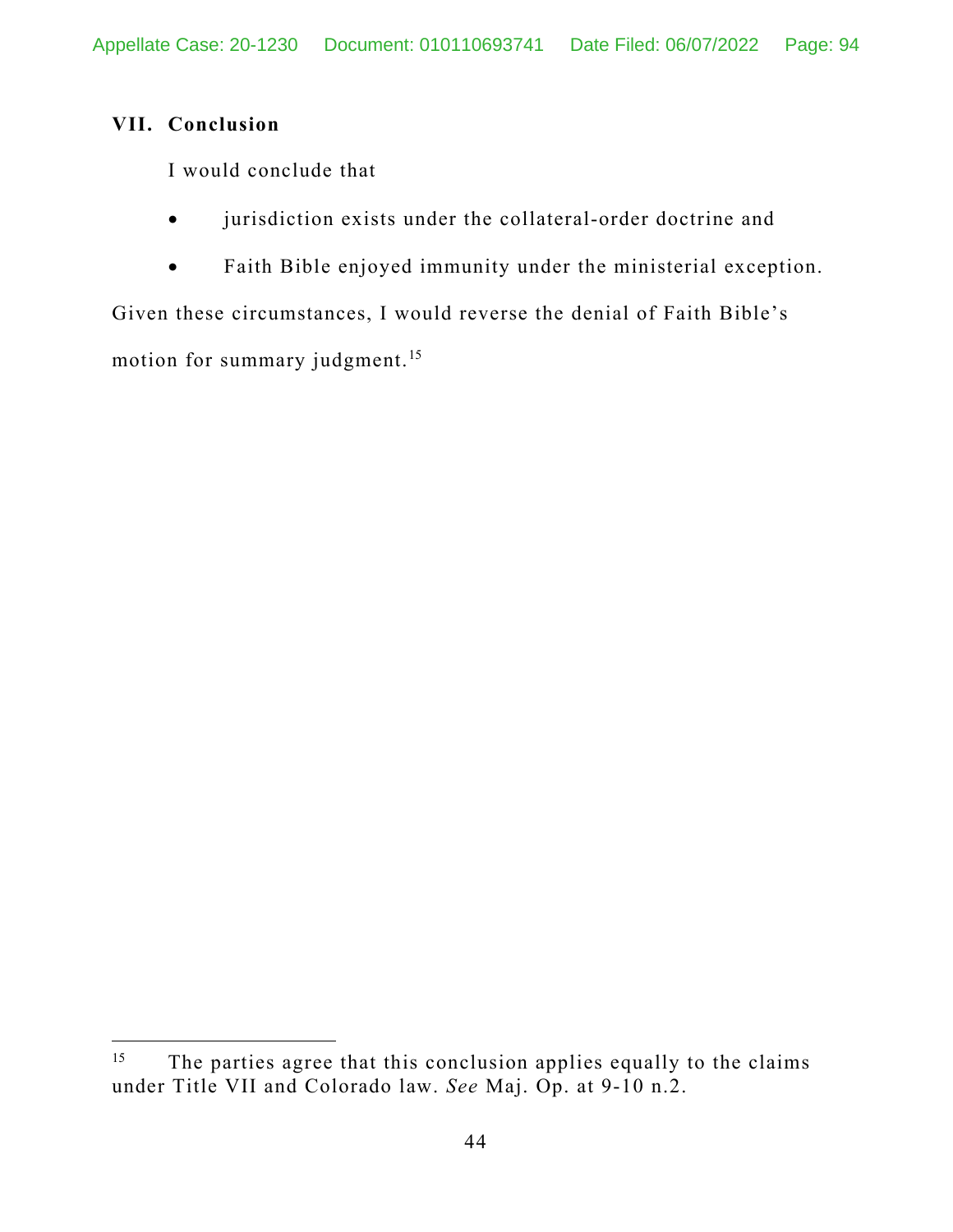## VII. Conclusion

I would conclude that

- jurisdiction exists under the collateral-order doctrine and
- Faith Bible enjoyed immunity under the ministerial exception.

Given these circumstances, I would reverse the denial of Faith Bible's motion for summary judgment.[15]

---

[15] The parties agree that this conclusion applies equally to the claims under Title VII and Colorado law. *See* Maj. Op. at 9-10 n.2.